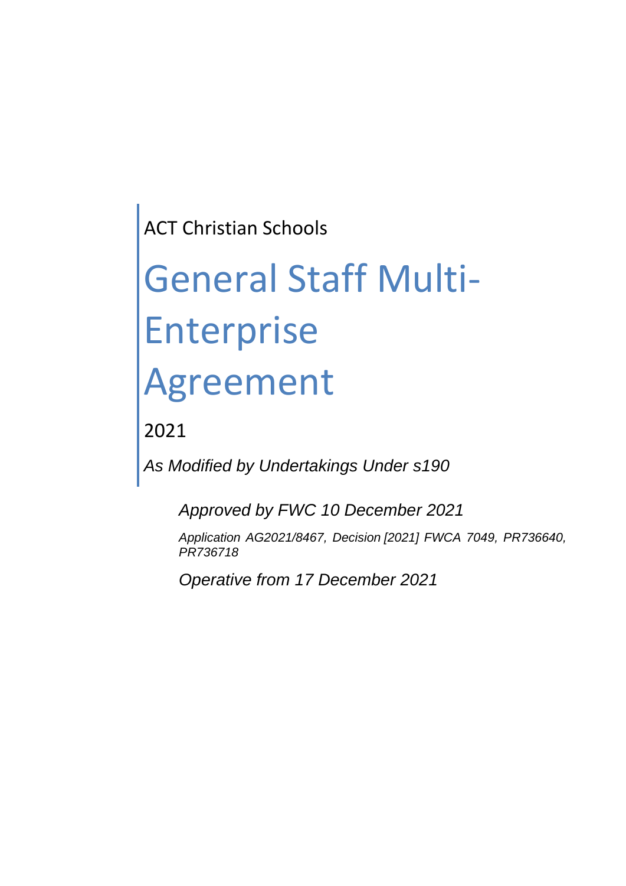ACT Christian Schools

# General Staff Multi-Enterprise Agreement

2021

*As Modified by Undertakings Under s190*

*Approved by FWC 10 December 2021*

*Application AG2021/8467, Decision [2021] FWCA 7049, PR736640, PR736718*

*Operative from 17 December 2021*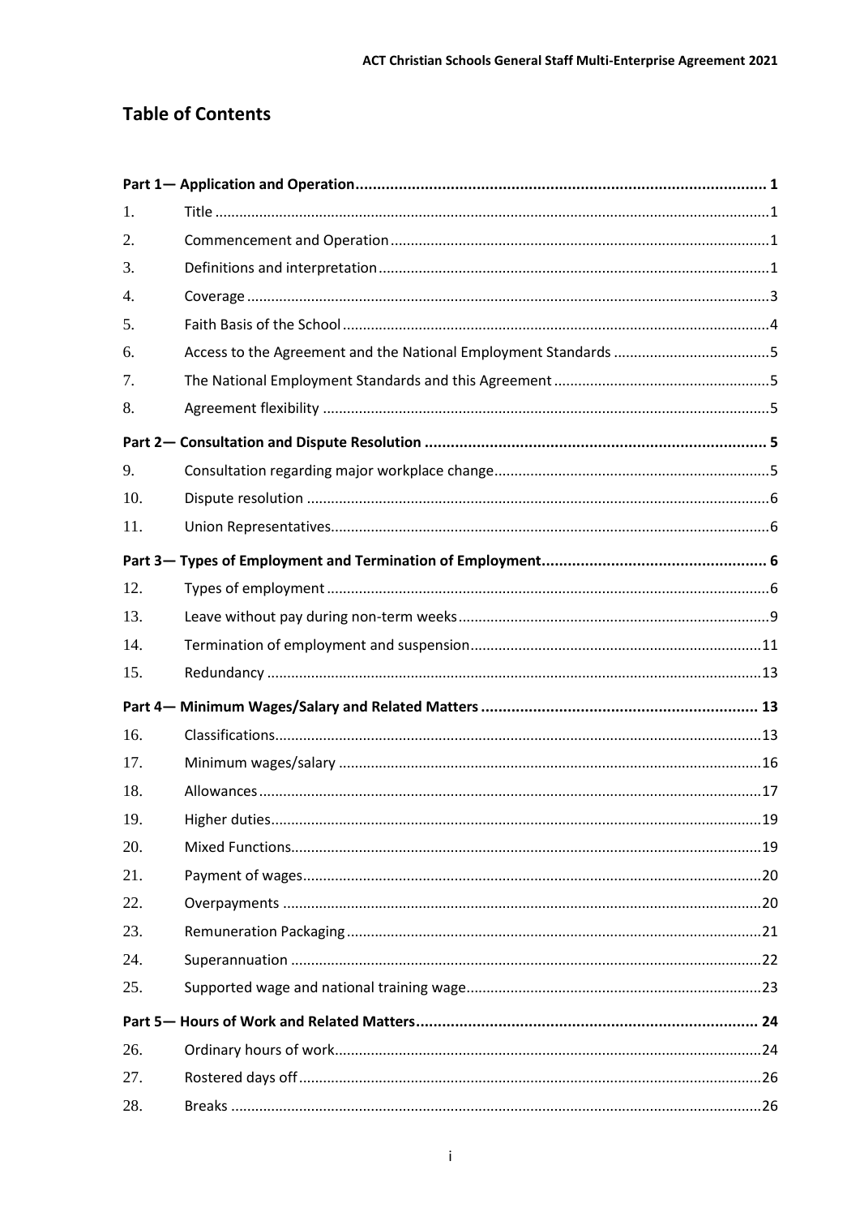## Table of Contents

**Part 1— Application and Operation ........ 1**

1. Title ........ 1
2. Commencement and Operation ........ 1
3. Definitions and interpretation ........ 1
4. Coverage ........ 3
5. Faith Basis of the School ........ 4
6. Access to the Agreement and the National Employment Standards ........ 5
7. The National Employment Standards and this Agreement ........ 5
8. Agreement flexibility ........ 5

**Part 2— Consultation and Dispute Resolution ........ 5**

9. Consultation regarding major workplace change ........ 5
10. Dispute resolution ........ 6
11. Union Representatives ........ 6

**Part 3— Types of Employment and Termination of Employment ........ 6**

12. Types of employment ........ 6
13. Leave without pay during non-term weeks ........ 9
14. Termination of employment and suspension ........ 11
15. Redundancy ........ 13

**Part 4— Minimum Wages/Salary and Related Matters ........ 13**

16. Classifications ........ 13
17. Minimum wages/salary ........ 16
18. Allowances ........ 17
19. Higher duties ........ 19
20. Mixed Functions ........ 19
21. Payment of wages ........ 20
22. Overpayments ........ 20
23. Remuneration Packaging ........ 21
24. Superannuation ........ 22
25. Supported wage and national training wage ........ 23

**Part 5— Hours of Work and Related Matters ........ 24**

26. Ordinary hours of work ........ 24
27. Rostered days off ........ 26
28. Breaks ........ 26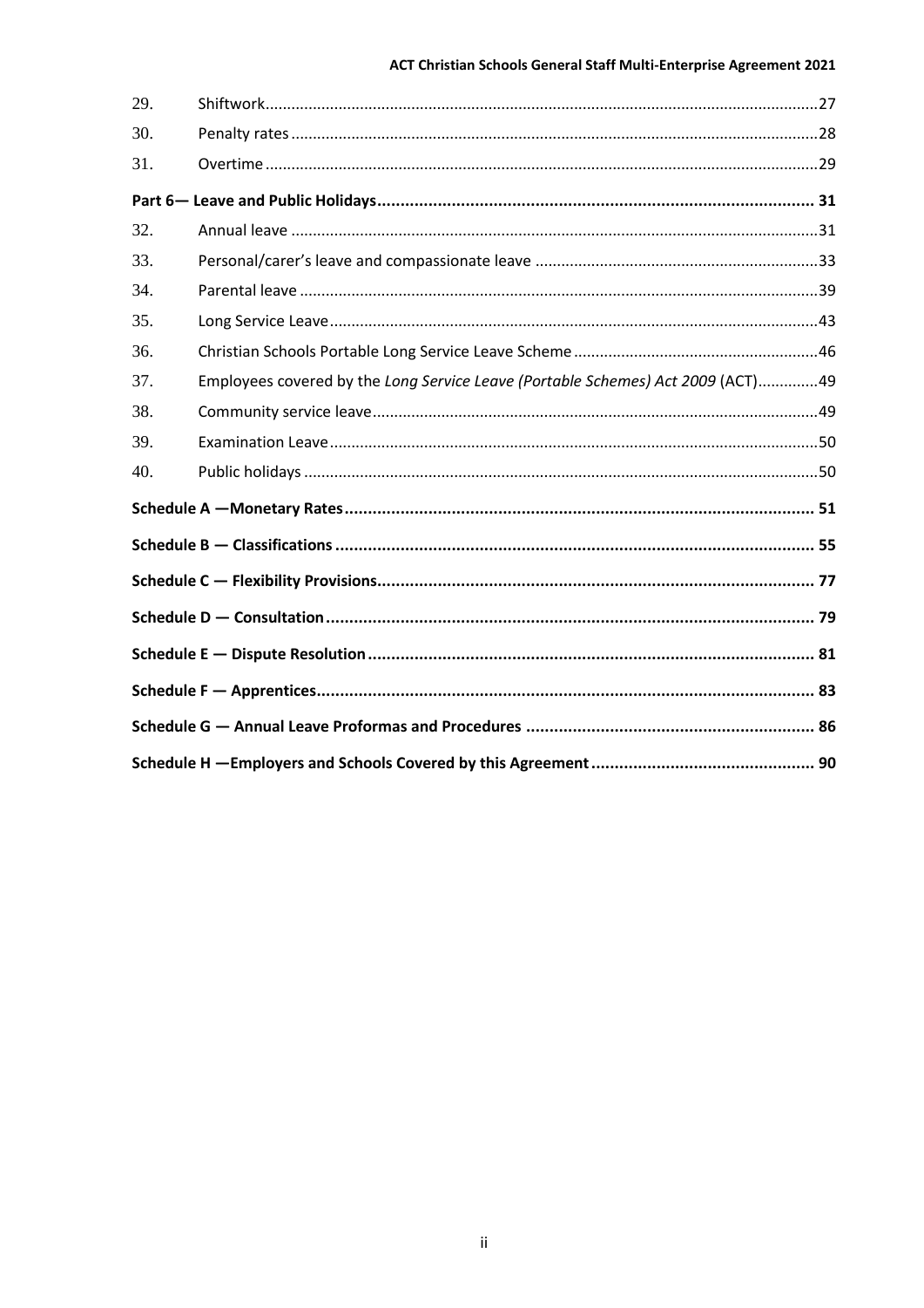| | | |
|---|---|---|
| 29. | Shiftwork | 27 |
| 30. | Penalty rates | 28 |
| 31. | Overtime | 29 |
| **Part 6— Leave and Public Holidays** | | **31** |
| 32. | Annual leave | 31 |
| 33. | Personal/carer's leave and compassionate leave | 33 |
| 34. | Parental leave | 39 |
| 35. | Long Service Leave | 43 |
| 36. | Christian Schools Portable Long Service Leave Scheme | 46 |
| 37. | Employees covered by the *Long Service Leave (Portable Schemes) Act 2009* (ACT) | 49 |
| 38. | Community service leave | 49 |
| 39. | Examination Leave | 50 |
| 40. | Public holidays | 50 |
| **Schedule A —Monetary Rates** | | **51** |
| **Schedule B — Classifications** | | **55** |
| **Schedule C — Flexibility Provisions** | | **77** |
| **Schedule D — Consultation** | | **79** |
| **Schedule E — Dispute Resolution** | | **81** |
| **Schedule F — Apprentices** | | **83** |
| **Schedule G — Annual Leave Proformas and Procedures** | | **86** |
| **Schedule H —Employers and Schools Covered by this Agreement** | | **90** |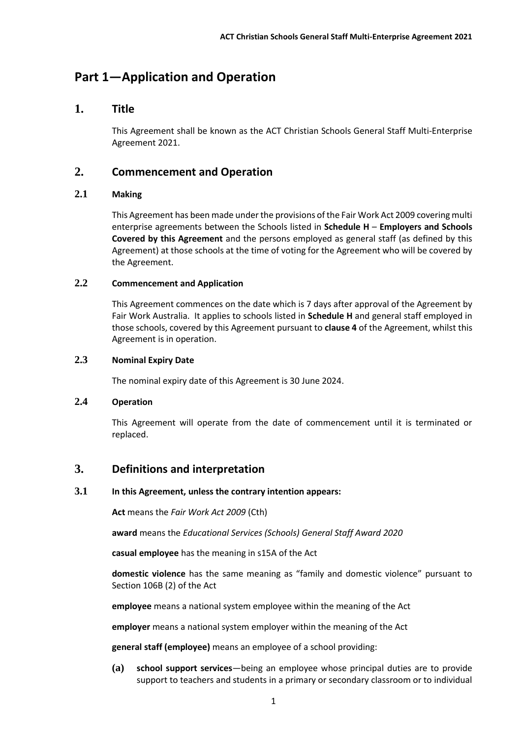# Part 1—Application and Operation

## 1. Title

This Agreement shall be known as the ACT Christian Schools General Staff Multi-Enterprise Agreement 2021.

## 2. Commencement and Operation

### 2.1 Making

This Agreement has been made under the provisions of the Fair Work Act 2009 covering multi enterprise agreements between the Schools listed in **Schedule H** – **Employers and Schools Covered by this Agreement** and the persons employed as general staff (as defined by this Agreement) at those schools at the time of voting for the Agreement who will be covered by the Agreement.

### 2.2 Commencement and Application

This Agreement commences on the date which is 7 days after approval of the Agreement by Fair Work Australia. It applies to schools listed in **Schedule H** and general staff employed in those schools, covered by this Agreement pursuant to **clause 4** of the Agreement, whilst this Agreement is in operation.

### 2.3 Nominal Expiry Date

The nominal expiry date of this Agreement is 30 June 2024.

### 2.4 Operation

This Agreement will operate from the date of commencement until it is terminated or replaced.

## 3. Definitions and interpretation

### 3.1 In this Agreement, unless the contrary intention appears:

**Act** means the *Fair Work Act 2009* (Cth)

**award** means the *Educational Services (Schools) General Staff Award 2020*

**casual employee** has the meaning in s15A of the Act

**domestic violence** has the same meaning as "family and domestic violence" pursuant to Section 106B (2) of the Act

**employee** means a national system employee within the meaning of the Act

**employer** means a national system employer within the meaning of the Act

**general staff (employee)** means an employee of a school providing:

**(a)** **school support services**—being an employee whose principal duties are to provide support to teachers and students in a primary or secondary classroom or to individual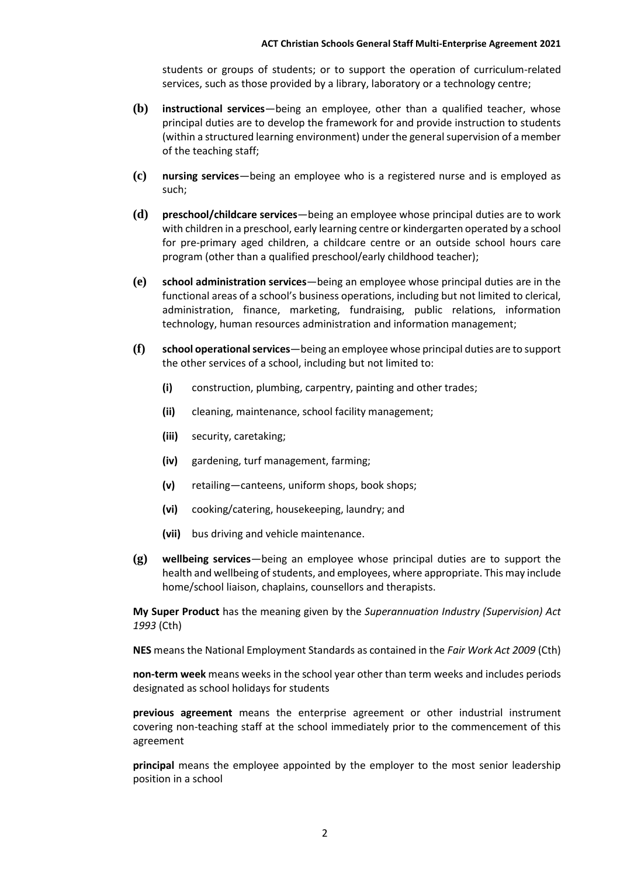students or groups of students; or to support the operation of curriculum-related services, such as those provided by a library, laboratory or a technology centre;

**(b)** **instructional services**—being an employee, other than a qualified teacher, whose principal duties are to develop the framework for and provide instruction to students (within a structured learning environment) under the general supervision of a member of the teaching staff;

**(c)** **nursing services**—being an employee who is a registered nurse and is employed as such;

**(d)** **preschool/childcare services**—being an employee whose principal duties are to work with children in a preschool, early learning centre or kindergarten operated by a school for pre-primary aged children, a childcare centre or an outside school hours care program (other than a qualified preschool/early childhood teacher);

**(e)** **school administration services**—being an employee whose principal duties are in the functional areas of a school's business operations, including but not limited to clerical, administration, finance, marketing, fundraising, public relations, information technology, human resources administration and information management;

**(f)** **school operational services**—being an employee whose principal duties are to support the other services of a school, including but not limited to:

- **(i)** construction, plumbing, carpentry, painting and other trades;
- **(ii)** cleaning, maintenance, school facility management;
- **(iii)** security, caretaking;
- **(iv)** gardening, turf management, farming;
- **(v)** retailing—canteens, uniform shops, book shops;
- **(vi)** cooking/catering, housekeeping, laundry; and
- **(vii)** bus driving and vehicle maintenance.

**(g)** **wellbeing services**—being an employee whose principal duties are to support the health and wellbeing of students, and employees, where appropriate. This may include home/school liaison, chaplains, counsellors and therapists.

**My Super Product** has the meaning given by the *Superannuation Industry (Supervision) Act 1993* (Cth)

**NES** means the National Employment Standards as contained in the *Fair Work Act 2009* (Cth)

**non-term week** means weeks in the school year other than term weeks and includes periods designated as school holidays for students

**previous agreement** means the enterprise agreement or other industrial instrument covering non-teaching staff at the school immediately prior to the commencement of this agreement

**principal** means the employee appointed by the employer to the most senior leadership position in a school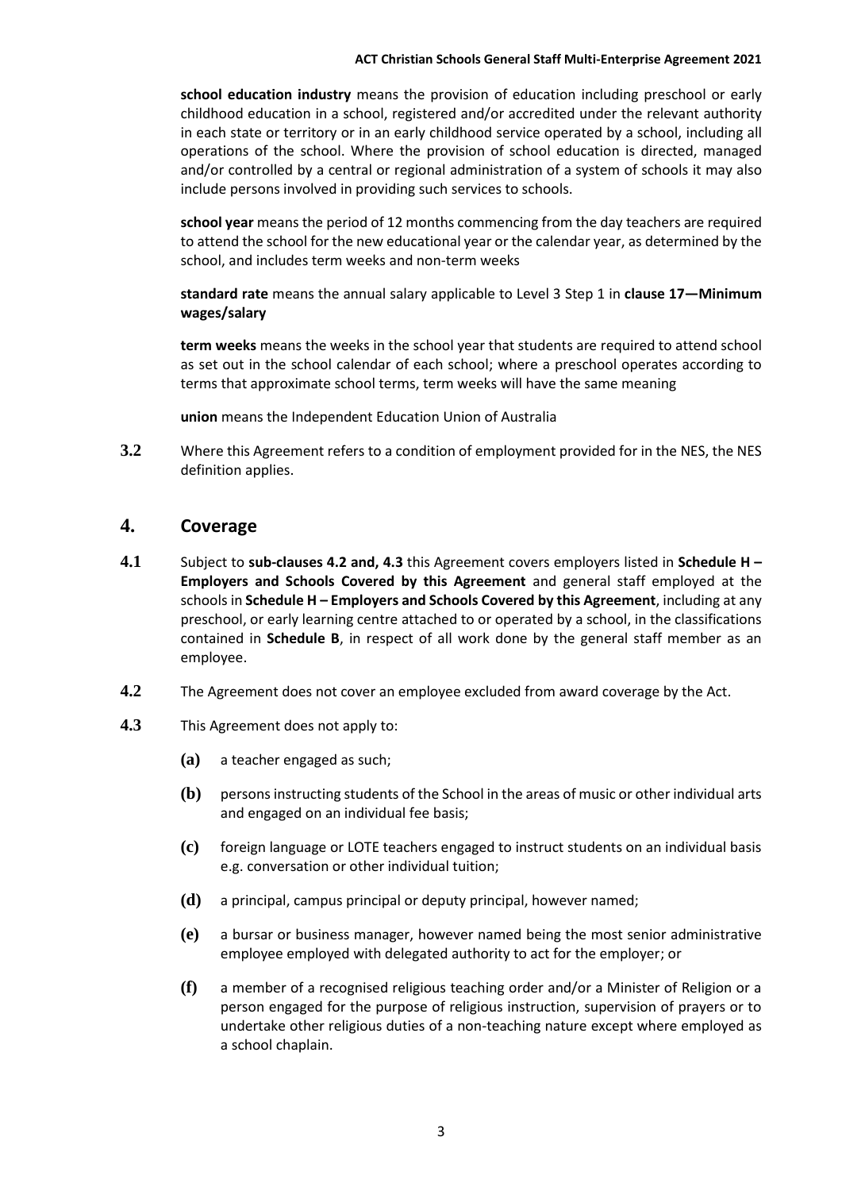**school education industry** means the provision of education including preschool or early childhood education in a school, registered and/or accredited under the relevant authority in each state or territory or in an early childhood service operated by a school, including all operations of the school. Where the provision of school education is directed, managed and/or controlled by a central or regional administration of a system of schools it may also include persons involved in providing such services to schools.

**school year** means the period of 12 months commencing from the day teachers are required to attend the school for the new educational year or the calendar year, as determined by the school, and includes term weeks and non-term weeks

**standard rate** means the annual salary applicable to Level 3 Step 1 in **clause 17—Minimum wages/salary**

**term weeks** means the weeks in the school year that students are required to attend school as set out in the school calendar of each school; where a preschool operates according to terms that approximate school terms, term weeks will have the same meaning

**union** means the Independent Education Union of Australia

**3.2** Where this Agreement refers to a condition of employment provided for in the NES, the NES definition applies.

## 4. Coverage

**4.1** Subject to **sub-clauses 4.2 and, 4.3** this Agreement covers employers listed in **Schedule H – Employers and Schools Covered by this Agreement** and general staff employed at the schools in **Schedule H – Employers and Schools Covered by this Agreement**, including at any preschool, or early learning centre attached to or operated by a school, in the classifications contained in **Schedule B**, in respect of all work done by the general staff member as an employee.

**4.2** The Agreement does not cover an employee excluded from award coverage by the Act.

**4.3** This Agreement does not apply to:

- **(a)** a teacher engaged as such;
- **(b)** persons instructing students of the School in the areas of music or other individual arts and engaged on an individual fee basis;
- **(c)** foreign language or LOTE teachers engaged to instruct students on an individual basis e.g. conversation or other individual tuition;
- **(d)** a principal, campus principal or deputy principal, however named;
- **(e)** a bursar or business manager, however named being the most senior administrative employee employed with delegated authority to act for the employer; or
- **(f)** a member of a recognised religious teaching order and/or a Minister of Religion or a person engaged for the purpose of religious instruction, supervision of prayers or to undertake other religious duties of a non-teaching nature except where employed as a school chaplain.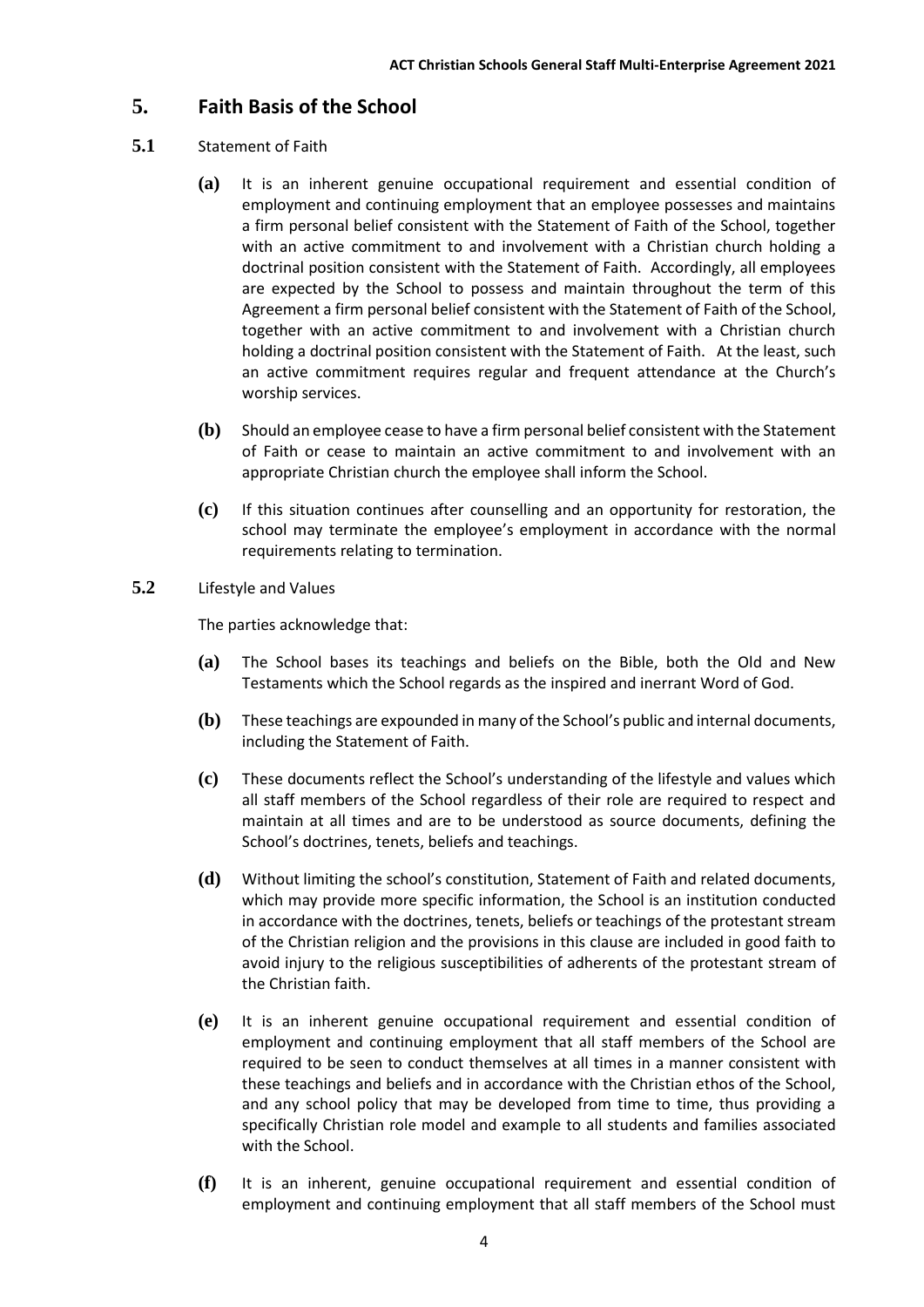## 5. Faith Basis of the School

**5.1** Statement of Faith

**(a)** It is an inherent genuine occupational requirement and essential condition of employment and continuing employment that an employee possesses and maintains a firm personal belief consistent with the Statement of Faith of the School, together with an active commitment to and involvement with a Christian church holding a doctrinal position consistent with the Statement of Faith. Accordingly, all employees are expected by the School to possess and maintain throughout the term of this Agreement a firm personal belief consistent with the Statement of Faith of the School, together with an active commitment to and involvement with a Christian church holding a doctrinal position consistent with the Statement of Faith. At the least, such an active commitment requires regular and frequent attendance at the Church's worship services.

**(b)** Should an employee cease to have a firm personal belief consistent with the Statement of Faith or cease to maintain an active commitment to and involvement with an appropriate Christian church the employee shall inform the School.

**(c)** If this situation continues after counselling and an opportunity for restoration, the school may terminate the employee's employment in accordance with the normal requirements relating to termination.

**5.2** Lifestyle and Values

The parties acknowledge that:

**(a)** The School bases its teachings and beliefs on the Bible, both the Old and New Testaments which the School regards as the inspired and inerrant Word of God.

**(b)** These teachings are expounded in many of the School's public and internal documents, including the Statement of Faith.

**(c)** These documents reflect the School's understanding of the lifestyle and values which all staff members of the School regardless of their role are required to respect and maintain at all times and are to be understood as source documents, defining the School's doctrines, tenets, beliefs and teachings.

**(d)** Without limiting the school's constitution, Statement of Faith and related documents, which may provide more specific information, the School is an institution conducted in accordance with the doctrines, tenets, beliefs or teachings of the protestant stream of the Christian religion and the provisions in this clause are included in good faith to avoid injury to the religious susceptibilities of adherents of the protestant stream of the Christian faith.

**(e)** It is an inherent genuine occupational requirement and essential condition of employment and continuing employment that all staff members of the School are required to be seen to conduct themselves at all times in a manner consistent with these teachings and beliefs and in accordance with the Christian ethos of the School, and any school policy that may be developed from time to time, thus providing a specifically Christian role model and example to all students and families associated with the School.

**(f)** It is an inherent, genuine occupational requirement and essential condition of employment and continuing employment that all staff members of the School must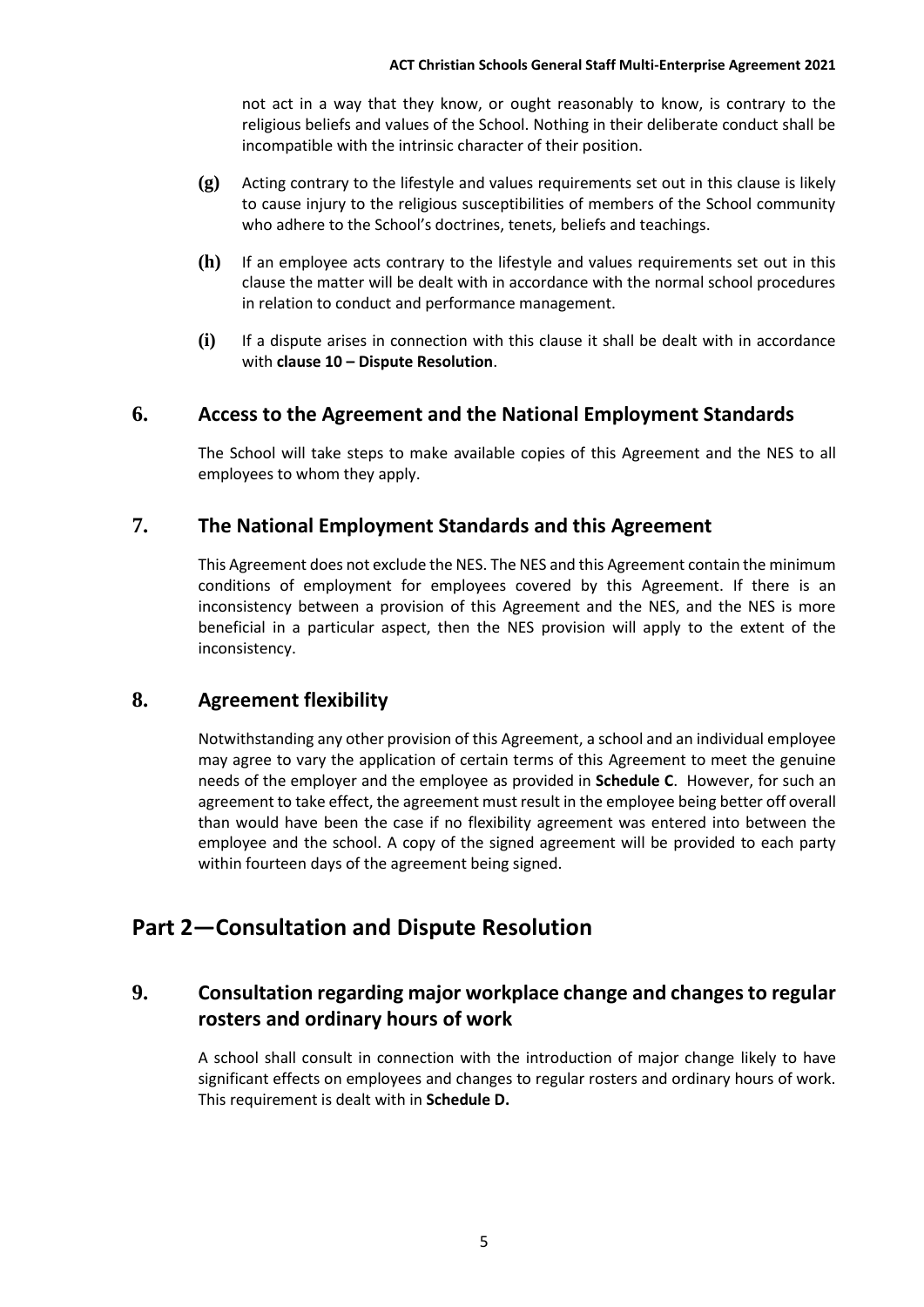not act in a way that they know, or ought reasonably to know, is contrary to the religious beliefs and values of the School. Nothing in their deliberate conduct shall be incompatible with the intrinsic character of their position.

**(g)** Acting contrary to the lifestyle and values requirements set out in this clause is likely to cause injury to the religious susceptibilities of members of the School community who adhere to the School's doctrines, tenets, beliefs and teachings.

**(h)** If an employee acts contrary to the lifestyle and values requirements set out in this clause the matter will be dealt with in accordance with the normal school procedures in relation to conduct and performance management.

**(i)** If a dispute arises in connection with this clause it shall be dealt with in accordance with **clause 10 – Dispute Resolution**.

### 6. Access to the Agreement and the National Employment Standards

The School will take steps to make available copies of this Agreement and the NES to all employees to whom they apply.

### 7. The National Employment Standards and this Agreement

This Agreement does not exclude the NES. The NES and this Agreement contain the minimum conditions of employment for employees covered by this Agreement. If there is an inconsistency between a provision of this Agreement and the NES, and the NES is more beneficial in a particular aspect, then the NES provision will apply to the extent of the inconsistency.

### 8. Agreement flexibility

Notwithstanding any other provision of this Agreement, a school and an individual employee may agree to vary the application of certain terms of this Agreement to meet the genuine needs of the employer and the employee as provided in **Schedule C**. However, for such an agreement to take effect, the agreement must result in the employee being better off overall than would have been the case if no flexibility agreement was entered into between the employee and the school. A copy of the signed agreement will be provided to each party within fourteen days of the agreement being signed.

## Part 2—Consultation and Dispute Resolution

### 9. Consultation regarding major workplace change and changes to regular rosters and ordinary hours of work

A school shall consult in connection with the introduction of major change likely to have significant effects on employees and changes to regular rosters and ordinary hours of work. This requirement is dealt with in **Schedule D.**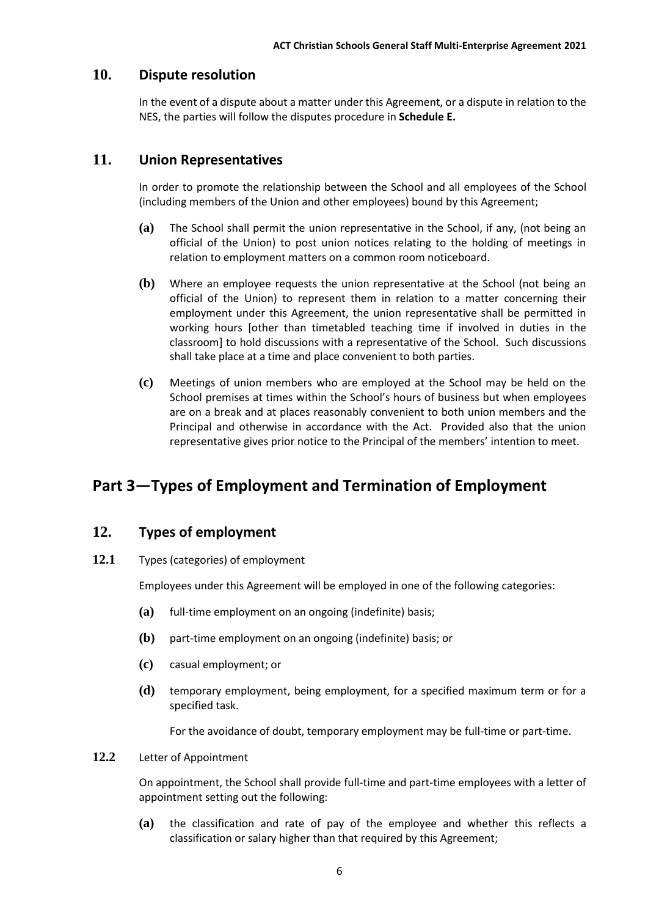## 10. Dispute resolution

In the event of a dispute about a matter under this Agreement, or a dispute in relation to the NES, the parties will follow the disputes procedure in **Schedule E.**

## 11. Union Representatives

In order to promote the relationship between the School and all employees of the School (including members of the Union and other employees) bound by this Agreement;

**(a)** The School shall permit the union representative in the School, if any, (not being an official of the Union) to post union notices relating to the holding of meetings in relation to employment matters on a common room noticeboard.

**(b)** Where an employee requests the union representative at the School (not being an official of the Union) to represent them in relation to a matter concerning their employment under this Agreement, the union representative shall be permitted in working hours [other than timetabled teaching time if involved in duties in the classroom] to hold discussions with a representative of the School. Such discussions shall take place at a time and place convenient to both parties.

**(c)** Meetings of union members who are employed at the School may be held on the School premises at times within the School's hours of business but when employees are on a break and at places reasonably convenient to both union members and the Principal and otherwise in accordance with the Act. Provided also that the union representative gives prior notice to the Principal of the members' intention to meet.

# Part 3—Types of Employment and Termination of Employment

## 12. Types of employment

**12.1** Types (categories) of employment

Employees under this Agreement will be employed in one of the following categories:

**(a)** full-time employment on an ongoing (indefinite) basis;

**(b)** part-time employment on an ongoing (indefinite) basis; or

**(c)** casual employment; or

**(d)** temporary employment, being employment, for a specified maximum term or for a specified task.

For the avoidance of doubt, temporary employment may be full-time or part-time.

**12.2** Letter of Appointment

On appointment, the School shall provide full-time and part-time employees with a letter of appointment setting out the following:

**(a)** the classification and rate of pay of the employee and whether this reflects a classification or salary higher than that required by this Agreement;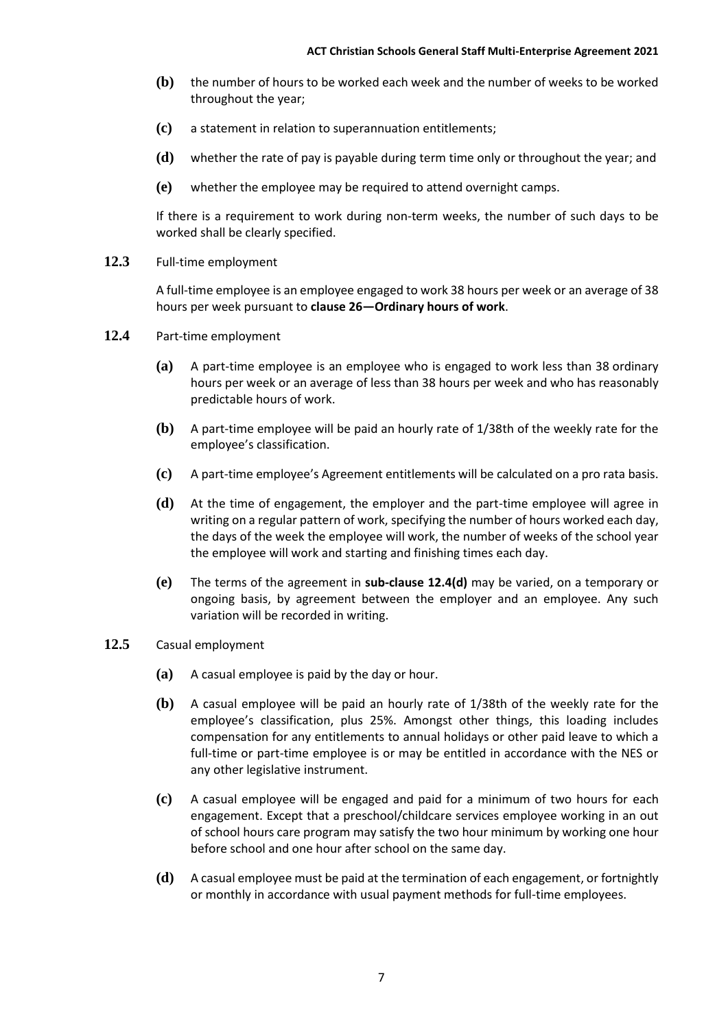**(b)** the number of hours to be worked each week and the number of weeks to be worked throughout the year;

**(c)** a statement in relation to superannuation entitlements;

**(d)** whether the rate of pay is payable during term time only or throughout the year; and

**(e)** whether the employee may be required to attend overnight camps.

If there is a requirement to work during non-term weeks, the number of such days to be worked shall be clearly specified.

**12.3** Full-time employment

A full-time employee is an employee engaged to work 38 hours per week or an average of 38 hours per week pursuant to **clause 26—Ordinary hours of work**.

**12.4** Part-time employment

**(a)** A part-time employee is an employee who is engaged to work less than 38 ordinary hours per week or an average of less than 38 hours per week and who has reasonably predictable hours of work.

**(b)** A part-time employee will be paid an hourly rate of 1/38th of the weekly rate for the employee's classification.

**(c)** A part-time employee's Agreement entitlements will be calculated on a pro rata basis.

**(d)** At the time of engagement, the employer and the part-time employee will agree in writing on a regular pattern of work, specifying the number of hours worked each day, the days of the week the employee will work, the number of weeks of the school year the employee will work and starting and finishing times each day.

**(e)** The terms of the agreement in **sub-clause 12.4(d)** may be varied, on a temporary or ongoing basis, by agreement between the employer and an employee. Any such variation will be recorded in writing.

**12.5** Casual employment

**(a)** A casual employee is paid by the day or hour.

**(b)** A casual employee will be paid an hourly rate of 1/38th of the weekly rate for the employee's classification, plus 25%. Amongst other things, this loading includes compensation for any entitlements to annual holidays or other paid leave to which a full-time or part-time employee is or may be entitled in accordance with the NES or any other legislative instrument.

**(c)** A casual employee will be engaged and paid for a minimum of two hours for each engagement. Except that a preschool/childcare services employee working in an out of school hours care program may satisfy the two hour minimum by working one hour before school and one hour after school on the same day.

**(d)** A casual employee must be paid at the termination of each engagement, or fortnightly or monthly in accordance with usual payment methods for full-time employees.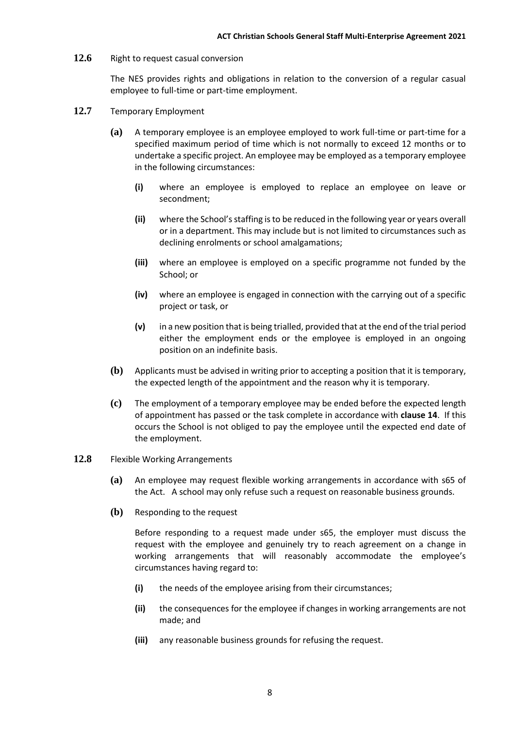**12.6** Right to request casual conversion

The NES provides rights and obligations in relation to the conversion of a regular casual employee to full-time or part-time employment.

**12.7** Temporary Employment

**(a)** A temporary employee is an employee employed to work full-time or part-time for a specified maximum period of time which is not normally to exceed 12 months or to undertake a specific project. An employee may be employed as a temporary employee in the following circumstances:

**(i)** where an employee is employed to replace an employee on leave or secondment;

**(ii)** where the School's staffing is to be reduced in the following year or years overall or in a department. This may include but is not limited to circumstances such as declining enrolments or school amalgamations;

**(iii)** where an employee is employed on a specific programme not funded by the School; or

**(iv)** where an employee is engaged in connection with the carrying out of a specific project or task, or

**(v)** in a new position that is being trialled, provided that at the end of the trial period either the employment ends or the employee is employed in an ongoing position on an indefinite basis.

**(b)** Applicants must be advised in writing prior to accepting a position that it is temporary, the expected length of the appointment and the reason why it is temporary.

**(c)** The employment of a temporary employee may be ended before the expected length of appointment has passed or the task complete in accordance with **clause 14**. If this occurs the School is not obliged to pay the employee until the expected end date of the employment.

**12.8** Flexible Working Arrangements

**(a)** An employee may request flexible working arrangements in accordance with s65 of the Act. A school may only refuse such a request on reasonable business grounds.

**(b)** Responding to the request

Before responding to a request made under s65, the employer must discuss the request with the employee and genuinely try to reach agreement on a change in working arrangements that will reasonably accommodate the employee's circumstances having regard to:

**(i)** the needs of the employee arising from their circumstances;

**(ii)** the consequences for the employee if changes in working arrangements are not made; and

**(iii)** any reasonable business grounds for refusing the request.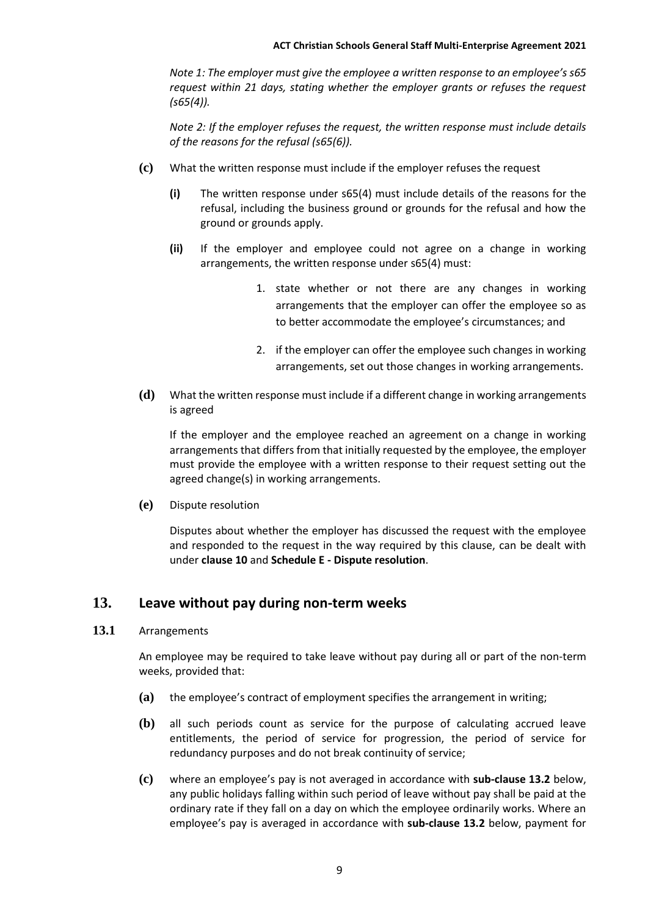*Note 1: The employer must give the employee a written response to an employee's s65 request within 21 days, stating whether the employer grants or refuses the request (s65(4)).*

*Note 2: If the employer refuses the request, the written response must include details of the reasons for the refusal (s65(6)).*

**(c)** What the written response must include if the employer refuses the request

**(i)** The written response under s65(4) must include details of the reasons for the refusal, including the business ground or grounds for the refusal and how the ground or grounds apply.

**(ii)** If the employer and employee could not agree on a change in working arrangements, the written response under s65(4) must:

1. state whether or not there are any changes in working arrangements that the employer can offer the employee so as to better accommodate the employee's circumstances; and
2. if the employer can offer the employee such changes in working arrangements, set out those changes in working arrangements.

**(d)** What the written response must include if a different change in working arrangements is agreed

If the employer and the employee reached an agreement on a change in working arrangements that differs from that initially requested by the employee, the employer must provide the employee with a written response to their request setting out the agreed change(s) in working arrangements.

**(e)** Dispute resolution

Disputes about whether the employer has discussed the request with the employee and responded to the request in the way required by this clause, can be dealt with under **clause 10** and **Schedule E - Dispute resolution**.

## 13. Leave without pay during non-term weeks

**13.1** Arrangements

An employee may be required to take leave without pay during all or part of the non-term weeks, provided that:

**(a)** the employee's contract of employment specifies the arrangement in writing;

**(b)** all such periods count as service for the purpose of calculating accrued leave entitlements, the period of service for progression, the period of service for redundancy purposes and do not break continuity of service;

**(c)** where an employee's pay is not averaged in accordance with **sub-clause 13.2** below, any public holidays falling within such period of leave without pay shall be paid at the ordinary rate if they fall on a day on which the employee ordinarily works. Where an employee's pay is averaged in accordance with **sub-clause 13.2** below, payment for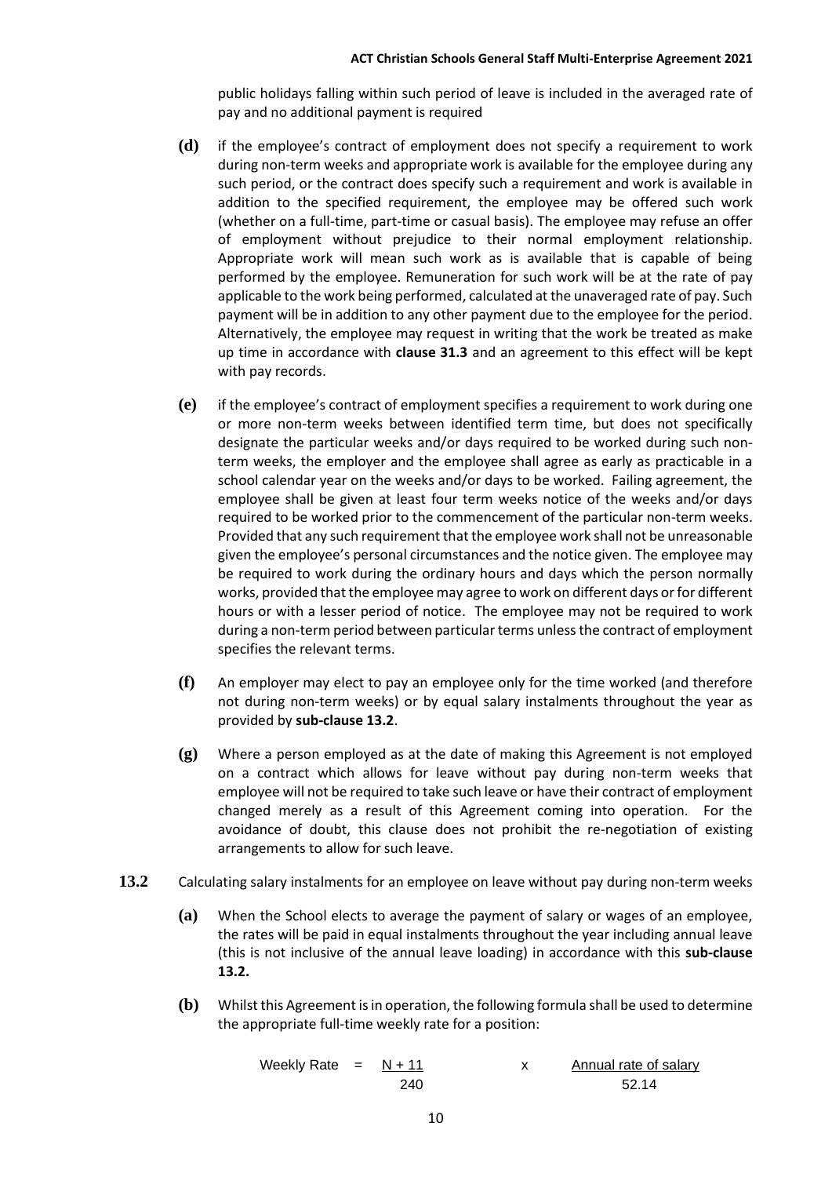public holidays falling within such period of leave is included in the averaged rate of pay and no additional payment is required

**(d)** if the employee's contract of employment does not specify a requirement to work during non-term weeks and appropriate work is available for the employee during any such period, or the contract does specify such a requirement and work is available in addition to the specified requirement, the employee may be offered such work (whether on a full-time, part-time or casual basis). The employee may refuse an offer of employment without prejudice to their normal employment relationship. Appropriate work will mean such work as is available that is capable of being performed by the employee. Remuneration for such work will be at the rate of pay applicable to the work being performed, calculated at the unaveraged rate of pay. Such payment will be in addition to any other payment due to the employee for the period. Alternatively, the employee may request in writing that the work be treated as make up time in accordance with **clause 31.3** and an agreement to this effect will be kept with pay records.

**(e)** if the employee's contract of employment specifies a requirement to work during one or more non-term weeks between identified term time, but does not specifically designate the particular weeks and/or days required to be worked during such non-term weeks, the employer and the employee shall agree as early as practicable in a school calendar year on the weeks and/or days to be worked. Failing agreement, the employee shall be given at least four term weeks notice of the weeks and/or days required to be worked prior to the commencement of the particular non-term weeks. Provided that any such requirement that the employee work shall not be unreasonable given the employee's personal circumstances and the notice given. The employee may be required to work during the ordinary hours and days which the person normally works, provided that the employee may agree to work on different days or for different hours or with a lesser period of notice. The employee may not be required to work during a non-term period between particular terms unless the contract of employment specifies the relevant terms.

**(f)** An employer may elect to pay an employee only for the time worked (and therefore not during non-term weeks) or by equal salary instalments throughout the year as provided by **sub-clause 13.2**.

**(g)** Where a person employed as at the date of making this Agreement is not employed on a contract which allows for leave without pay during non-term weeks that employee will not be required to take such leave or have their contract of employment changed merely as a result of this Agreement coming into operation. For the avoidance of doubt, this clause does not prohibit the re-negotiation of existing arrangements to allow for such leave.

**13.2** Calculating salary instalments for an employee on leave without pay during non-term weeks

**(a)** When the School elects to average the payment of salary or wages of an employee, the rates will be paid in equal instalments throughout the year including annual leave (this is not inclusive of the annual leave loading) in accordance with this **sub-clause 13.2.**

**(b)** Whilst this Agreement is in operation, the following formula shall be used to determine the appropriate full-time weekly rate for a position:

$$\text{Weekly Rate} = \frac{N + 11}{240} \times \frac{\text{Annual rate of salary}}{52.14}$$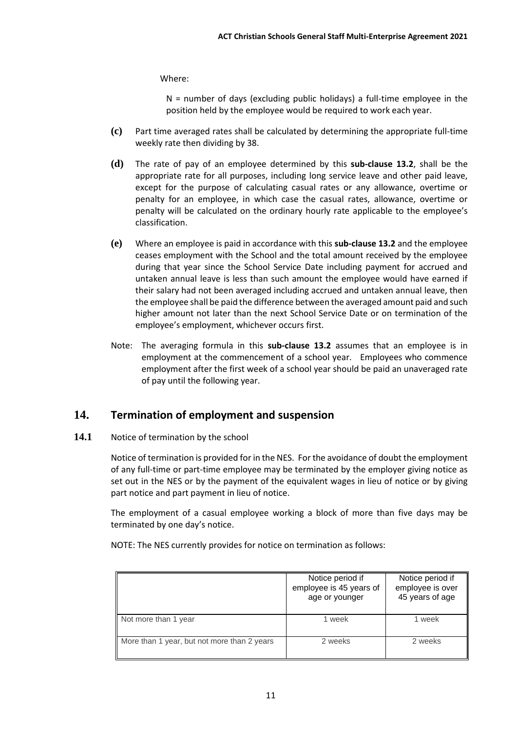Where:

N = number of days (excluding public holidays) a full-time employee in the position held by the employee would be required to work each year.

**(c)** Part time averaged rates shall be calculated by determining the appropriate full-time weekly rate then dividing by 38.

**(d)** The rate of pay of an employee determined by this **sub-clause 13.2**, shall be the appropriate rate for all purposes, including long service leave and other paid leave, except for the purpose of calculating casual rates or any allowance, overtime or penalty for an employee, in which case the casual rates, allowance, overtime or penalty will be calculated on the ordinary hourly rate applicable to the employee's classification.

**(e)** Where an employee is paid in accordance with this **sub-clause 13.2** and the employee ceases employment with the School and the total amount received by the employee during that year since the School Service Date including payment for accrued and untaken annual leave is less than such amount the employee would have earned if their salary had not been averaged including accrued and untaken annual leave, then the employee shall be paid the difference between the averaged amount paid and such higher amount not later than the next School Service Date or on termination of the employee's employment, whichever occurs first.

Note: The averaging formula in this **sub-clause 13.2** assumes that an employee is in employment at the commencement of a school year. Employees who commence employment after the first week of a school year should be paid an unaveraged rate of pay until the following year.

## 14. Termination of employment and suspension

**14.1** Notice of termination by the school

Notice of termination is provided for in the NES. For the avoidance of doubt the employment of any full-time or part-time employee may be terminated by the employer giving notice as set out in the NES or by the payment of the equivalent wages in lieu of notice or by giving part notice and part payment in lieu of notice.

The employment of a casual employee working a block of more than five days may be terminated by one day's notice.

NOTE: The NES currently provides for notice on termination as follows:

| | Notice period if employee is 45 years of age or younger | Notice period if employee is over 45 years of age |
|---|---|---|
| Not more than 1 year | 1 week | 1 week |
| More than 1 year, but not more than 2 years | 2 weeks | 2 weeks |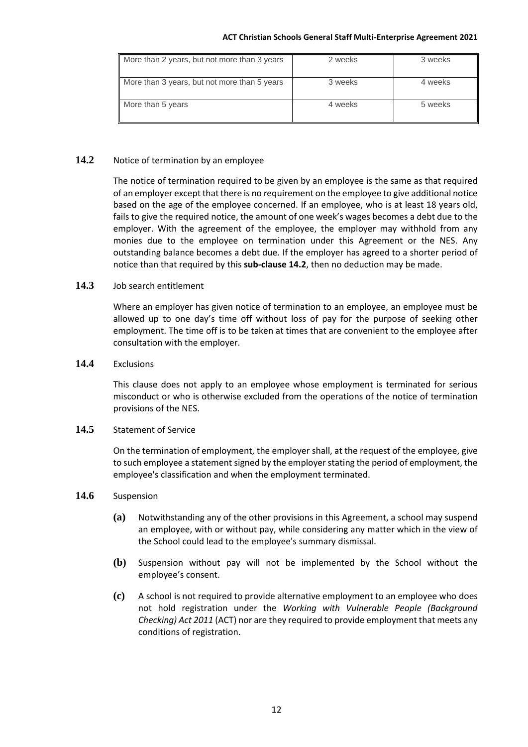| More than 2 years, but not more than 3 years | 2 weeks | 3 weeks |
|---|---|---|
| More than 3 years, but not more than 5 years | 3 weeks | 4 weeks |
| More than 5 years | 4 weeks | 5 weeks |

**14.2** Notice of termination by an employee

The notice of termination required to be given by an employee is the same as that required of an employer except that there is no requirement on the employee to give additional notice based on the age of the employee concerned. If an employee, who is at least 18 years old, fails to give the required notice, the amount of one week's wages becomes a debt due to the employer. With the agreement of the employee, the employer may withhold from any monies due to the employee on termination under this Agreement or the NES. Any outstanding balance becomes a debt due. If the employer has agreed to a shorter period of notice than that required by this **sub-clause 14.2**, then no deduction may be made.

**14.3** Job search entitlement

Where an employer has given notice of termination to an employee, an employee must be allowed up to one day's time off without loss of pay for the purpose of seeking other employment. The time off is to be taken at times that are convenient to the employee after consultation with the employer.

**14.4** Exclusions

This clause does not apply to an employee whose employment is terminated for serious misconduct or who is otherwise excluded from the operations of the notice of termination provisions of the NES.

**14.5** Statement of Service

On the termination of employment, the employer shall, at the request of the employee, give to such employee a statement signed by the employer stating the period of employment, the employee's classification and when the employment terminated.

**14.6** Suspension

**(a)** Notwithstanding any of the other provisions in this Agreement, a school may suspend an employee, with or without pay, while considering any matter which in the view of the School could lead to the employee's summary dismissal.

**(b)** Suspension without pay will not be implemented by the School without the employee's consent.

**(c)** A school is not required to provide alternative employment to an employee who does not hold registration under the *Working with Vulnerable People (Background Checking) Act 2011* (ACT) nor are they required to provide employment that meets any conditions of registration.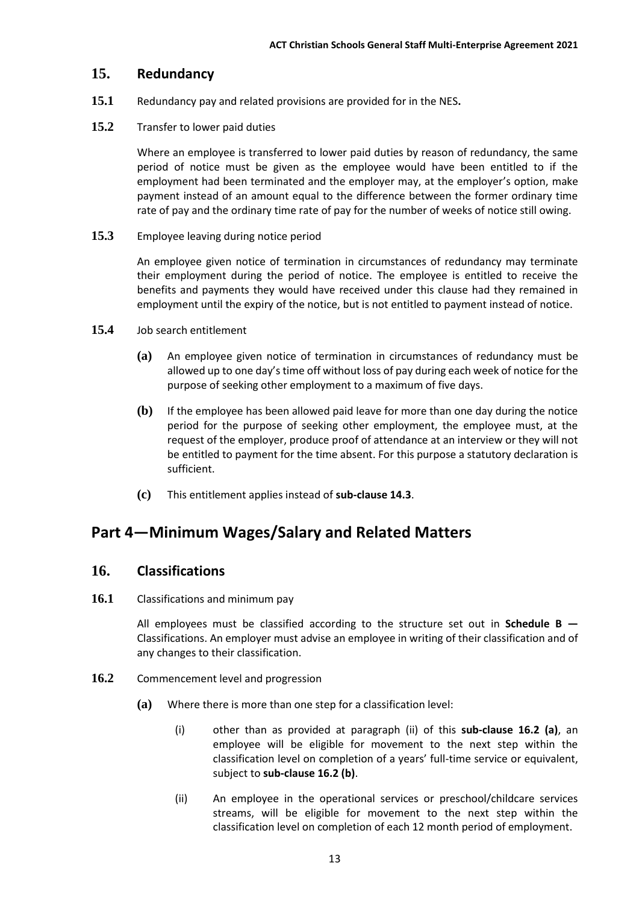## 15. Redundancy

**15.1** Redundancy pay and related provisions are provided for in the NES**.**

**15.2** Transfer to lower paid duties

Where an employee is transferred to lower paid duties by reason of redundancy, the same period of notice must be given as the employee would have been entitled to if the employment had been terminated and the employer may, at the employer's option, make payment instead of an amount equal to the difference between the former ordinary time rate of pay and the ordinary time rate of pay for the number of weeks of notice still owing.

**15.3** Employee leaving during notice period

An employee given notice of termination in circumstances of redundancy may terminate their employment during the period of notice. The employee is entitled to receive the benefits and payments they would have received under this clause had they remained in employment until the expiry of the notice, but is not entitled to payment instead of notice.

**15.4** Job search entitlement

**(a)** An employee given notice of termination in circumstances of redundancy must be allowed up to one day's time off without loss of pay during each week of notice for the purpose of seeking other employment to a maximum of five days.

**(b)** If the employee has been allowed paid leave for more than one day during the notice period for the purpose of seeking other employment, the employee must, at the request of the employer, produce proof of attendance at an interview or they will not be entitled to payment for the time absent. For this purpose a statutory declaration is sufficient.

**(c)** This entitlement applies instead of **sub-clause 14.3**.

# Part 4—Minimum Wages/Salary and Related Matters

## 16. Classifications

**16.1** Classifications and minimum pay

All employees must be classified according to the structure set out in **Schedule B —** Classifications. An employer must advise an employee in writing of their classification and of any changes to their classification.

**16.2** Commencement level and progression

**(a)** Where there is more than one step for a classification level:

(i) other than as provided at paragraph (ii) of this **sub-clause 16.2 (a)**, an employee will be eligible for movement to the next step within the classification level on completion of a years' full-time service or equivalent, subject to **sub-clause 16.2 (b)**.

(ii) An employee in the operational services or preschool/childcare services streams, will be eligible for movement to the next step within the classification level on completion of each 12 month period of employment.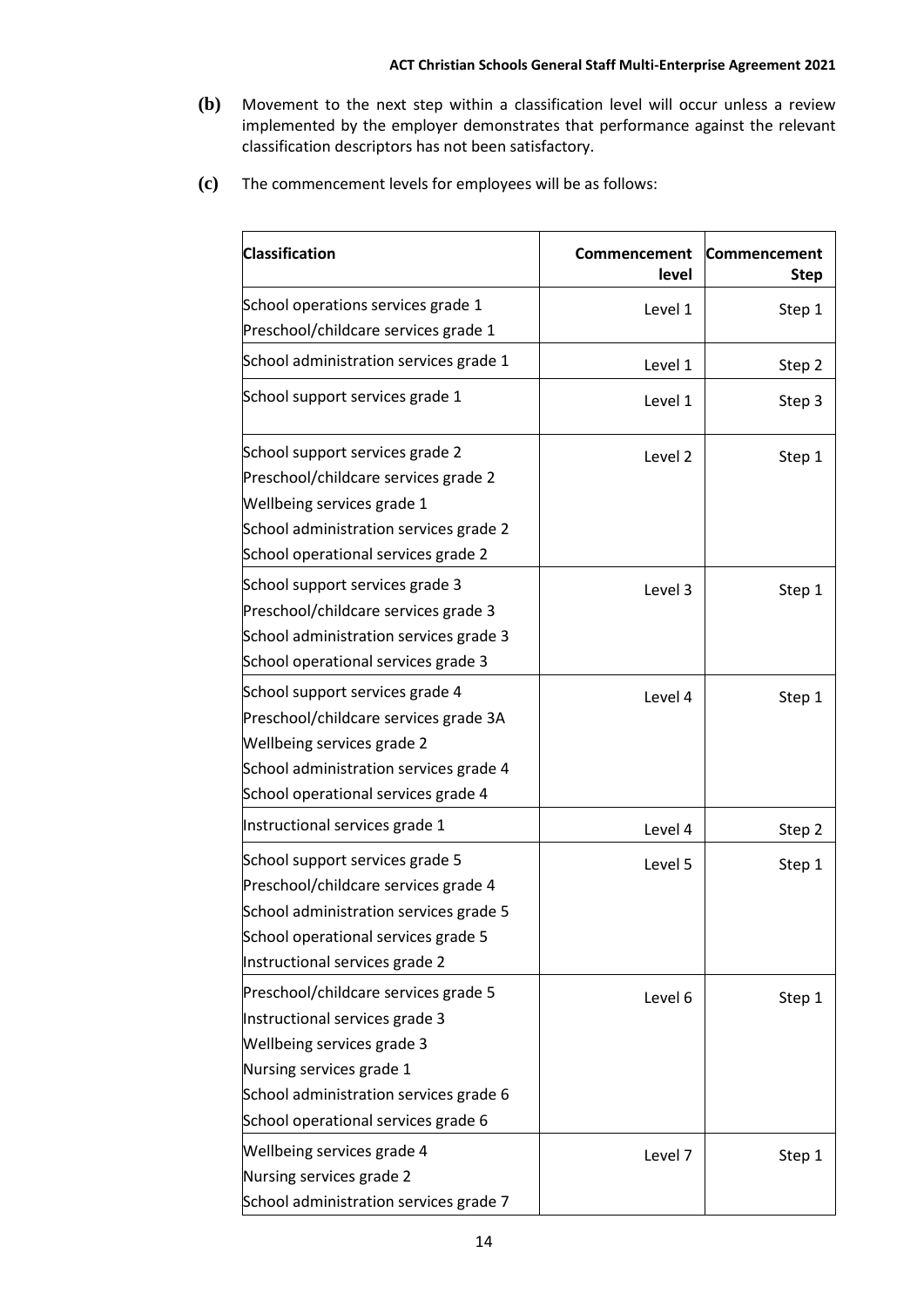**(b)** Movement to the next step within a classification level will occur unless a review implemented by the employer demonstrates that performance against the relevant classification descriptors has not been satisfactory.

**(c)** The commencement levels for employees will be as follows:

| Classification | Commencement level | Commencement Step |
|---|---|---|
| School operations services grade 1<br>Preschool/childcare services grade 1 | Level 1 | Step 1 |
| School administration services grade 1 | Level 1 | Step 2 |
| School support services grade 1 | Level 1 | Step 3 |
| School support services grade 2<br>Preschool/childcare services grade 2<br>Wellbeing services grade 1<br>School administration services grade 2<br>School operational services grade 2 | Level 2 | Step 1 |
| School support services grade 3<br>Preschool/childcare services grade 3<br>School administration services grade 3<br>School operational services grade 3 | Level 3 | Step 1 |
| School support services grade 4<br>Preschool/childcare services grade 3A<br>Wellbeing services grade 2<br>School administration services grade 4<br>School operational services grade 4 | Level 4 | Step 1 |
| Instructional services grade 1 | Level 4 | Step 2 |
| School support services grade 5<br>Preschool/childcare services grade 4<br>School administration services grade 5<br>School operational services grade 5<br>Instructional services grade 2 | Level 5 | Step 1 |
| Preschool/childcare services grade 5<br>Instructional services grade 3<br>Wellbeing services grade 3<br>Nursing services grade 1<br>School administration services grade 6<br>School operational services grade 6 | Level 6 | Step 1 |
| Wellbeing services grade 4<br>Nursing services grade 2<br>School administration services grade 7 | Level 7 | Step 1 |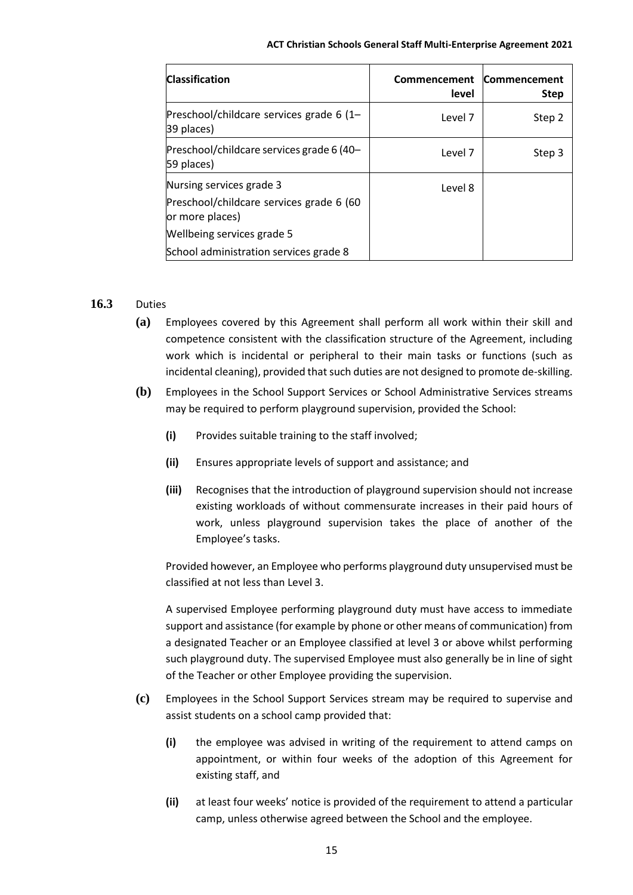| Classification | Commencement level | Commencement Step |
|---|---|---|
| Preschool/childcare services grade 6 (1–39 places) | Level 7 | Step 2 |
| Preschool/childcare services grade 6 (40–59 places) | Level 7 | Step 3 |
| Nursing services grade 3<br>Preschool/childcare services grade 6 (60 or more places)<br>Wellbeing services grade 5<br>School administration services grade 8 | Level 8 | |

**16.3** Duties

**(a)** Employees covered by this Agreement shall perform all work within their skill and competence consistent with the classification structure of the Agreement, including work which is incidental or peripheral to their main tasks or functions (such as incidental cleaning), provided that such duties are not designed to promote de-skilling.

**(b)** Employees in the School Support Services or School Administrative Services streams may be required to perform playground supervision, provided the School:

- **(i)** Provides suitable training to the staff involved;
- **(ii)** Ensures appropriate levels of support and assistance; and
- **(iii)** Recognises that the introduction of playground supervision should not increase existing workloads of without commensurate increases in their paid hours of work, unless playground supervision takes the place of another of the Employee's tasks.

Provided however, an Employee who performs playground duty unsupervised must be classified at not less than Level 3.

A supervised Employee performing playground duty must have access to immediate support and assistance (for example by phone or other means of communication) from a designated Teacher or an Employee classified at level 3 or above whilst performing such playground duty. The supervised Employee must also generally be in line of sight of the Teacher or other Employee providing the supervision.

**(c)** Employees in the School Support Services stream may be required to supervise and assist students on a school camp provided that:

- **(i)** the employee was advised in writing of the requirement to attend camps on appointment, or within four weeks of the adoption of this Agreement for existing staff, and
- **(ii)** at least four weeks' notice is provided of the requirement to attend a particular camp, unless otherwise agreed between the School and the employee.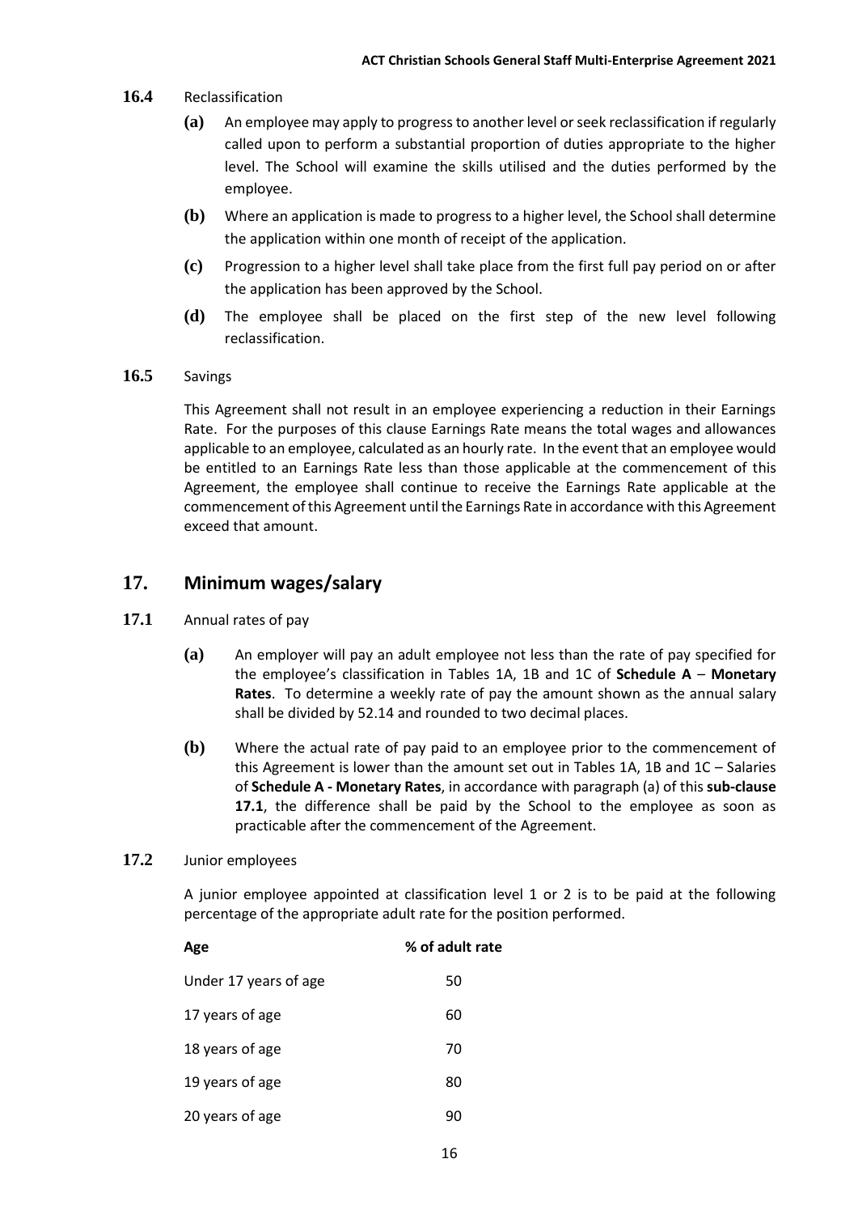**16.4** Reclassification

**(a)** An employee may apply to progress to another level or seek reclassification if regularly called upon to perform a substantial proportion of duties appropriate to the higher level. The School will examine the skills utilised and the duties performed by the employee.

**(b)** Where an application is made to progress to a higher level, the School shall determine the application within one month of receipt of the application.

**(c)** Progression to a higher level shall take place from the first full pay period on or after the application has been approved by the School.

**(d)** The employee shall be placed on the first step of the new level following reclassification.

**16.5** Savings

This Agreement shall not result in an employee experiencing a reduction in their Earnings Rate. For the purposes of this clause Earnings Rate means the total wages and allowances applicable to an employee, calculated as an hourly rate. In the event that an employee would be entitled to an Earnings Rate less than those applicable at the commencement of this Agreement, the employee shall continue to receive the Earnings Rate applicable at the commencement of this Agreement until the Earnings Rate in accordance with this Agreement exceed that amount.

## 17. Minimum wages/salary

**17.1** Annual rates of pay

**(a)** An employer will pay an adult employee not less than the rate of pay specified for the employee's classification in Tables 1A, 1B and 1C of **Schedule A** – **Monetary Rates**. To determine a weekly rate of pay the amount shown as the annual salary shall be divided by 52.14 and rounded to two decimal places.

**(b)** Where the actual rate of pay paid to an employee prior to the commencement of this Agreement is lower than the amount set out in Tables 1A, 1B and 1C – Salaries of **Schedule A - Monetary Rates**, in accordance with paragraph (a) of this **sub-clause 17.1**, the difference shall be paid by the School to the employee as soon as practicable after the commencement of the Agreement.

**17.2** Junior employees

A junior employee appointed at classification level 1 or 2 is to be paid at the following percentage of the appropriate adult rate for the position performed.

| Age | % of adult rate |
|---|---|
| Under 17 years of age | 50 |
| 17 years of age | 60 |
| 18 years of age | 70 |
| 19 years of age | 80 |
| 20 years of age | 90 |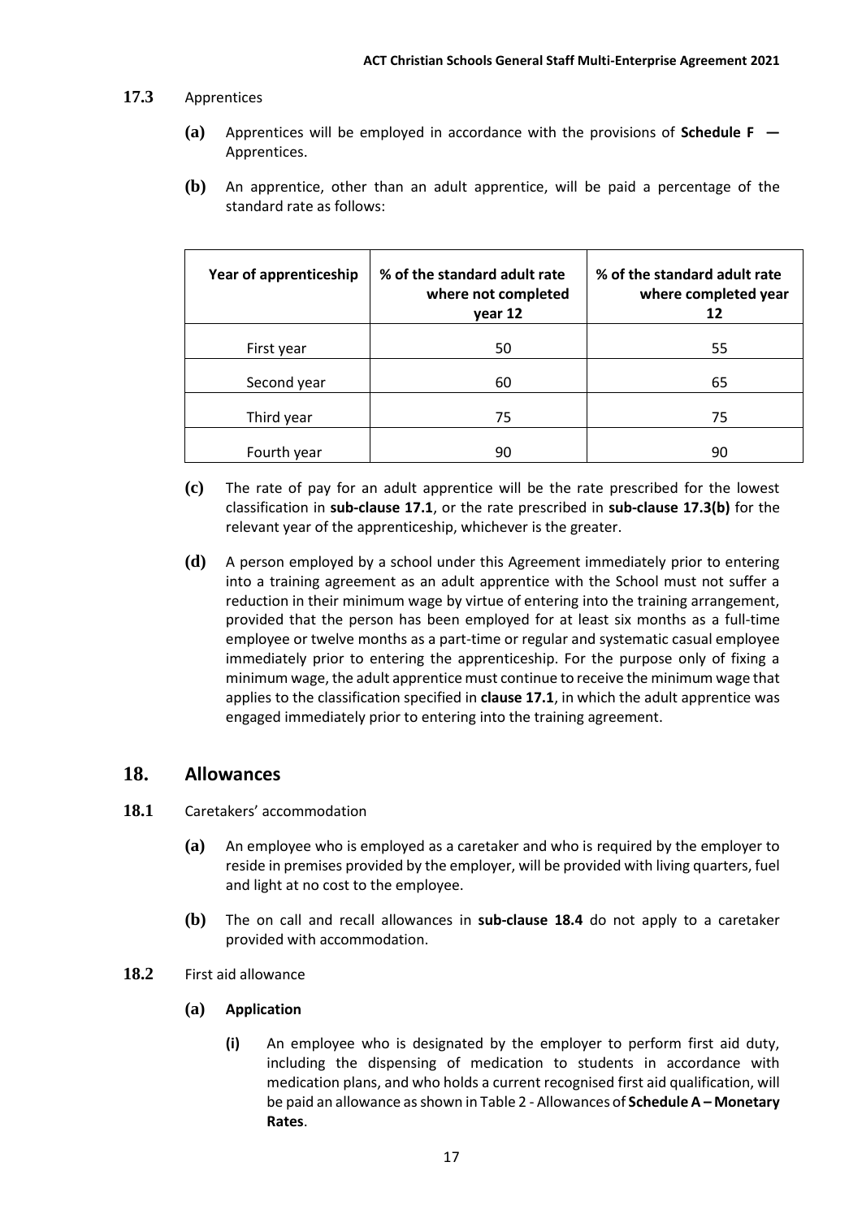**17.3** Apprentices

**(a)** Apprentices will be employed in accordance with the provisions of **Schedule F —** Apprentices.

**(b)** An apprentice, other than an adult apprentice, will be paid a percentage of the standard rate as follows:

| Year of apprenticeship | % of the standard adult rate where not completed year 12 | % of the standard adult rate where completed year 12 |
|---|---|---|
| First year | 50 | 55 |
| Second year | 60 | 65 |
| Third year | 75 | 75 |
| Fourth year | 90 | 90 |

**(c)** The rate of pay for an adult apprentice will be the rate prescribed for the lowest classification in **sub-clause 17.1**, or the rate prescribed in **sub-clause 17.3(b)** for the relevant year of the apprenticeship, whichever is the greater.

**(d)** A person employed by a school under this Agreement immediately prior to entering into a training agreement as an adult apprentice with the School must not suffer a reduction in their minimum wage by virtue of entering into the training arrangement, provided that the person has been employed for at least six months as a full-time employee or twelve months as a part-time or regular and systematic casual employee immediately prior to entering the apprenticeship. For the purpose only of fixing a minimum wage, the adult apprentice must continue to receive the minimum wage that applies to the classification specified in **clause 17.1**, in which the adult apprentice was engaged immediately prior to entering into the training agreement.

## 18. Allowances

**18.1** Caretakers' accommodation

**(a)** An employee who is employed as a caretaker and who is required by the employer to reside in premises provided by the employer, will be provided with living quarters, fuel and light at no cost to the employee.

**(b)** The on call and recall allowances in **sub-clause 18.4** do not apply to a caretaker provided with accommodation.

**18.2** First aid allowance

**(a) Application**

**(i)** An employee who is designated by the employer to perform first aid duty, including the dispensing of medication to students in accordance with medication plans, and who holds a current recognised first aid qualification, will be paid an allowance as shown in Table 2 - Allowances of **Schedule A – Monetary Rates**.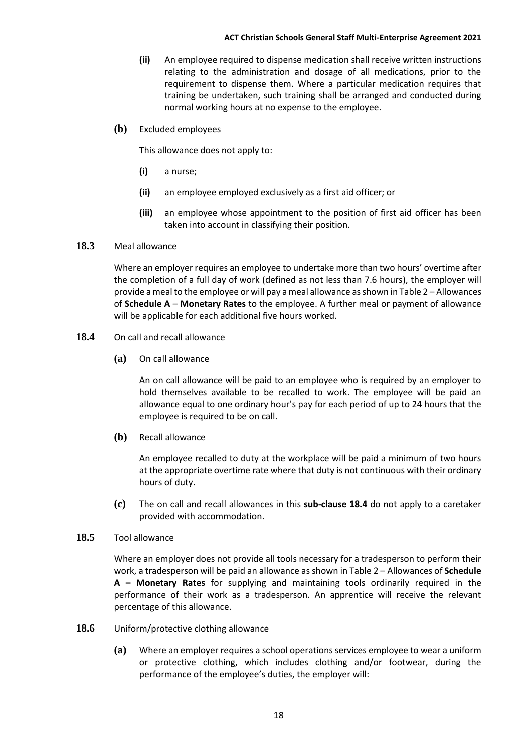**(ii)** An employee required to dispense medication shall receive written instructions relating to the administration and dosage of all medications, prior to the requirement to dispense them. Where a particular medication requires that training be undertaken, such training shall be arranged and conducted during normal working hours at no expense to the employee.

**(b)** Excluded employees

This allowance does not apply to:

**(i)** a nurse;

**(ii)** an employee employed exclusively as a first aid officer; or

**(iii)** an employee whose appointment to the position of first aid officer has been taken into account in classifying their position.

**18.3** Meal allowance

Where an employer requires an employee to undertake more than two hours' overtime after the completion of a full day of work (defined as not less than 7.6 hours), the employer will provide a meal to the employee or will pay a meal allowance as shown in Table 2 – Allowances of **Schedule A** – **Monetary Rates** to the employee. A further meal or payment of allowance will be applicable for each additional five hours worked.

**18.4** On call and recall allowance

**(a)** On call allowance

An on call allowance will be paid to an employee who is required by an employer to hold themselves available to be recalled to work. The employee will be paid an allowance equal to one ordinary hour's pay for each period of up to 24 hours that the employee is required to be on call.

**(b)** Recall allowance

An employee recalled to duty at the workplace will be paid a minimum of two hours at the appropriate overtime rate where that duty is not continuous with their ordinary hours of duty.

**(c)** The on call and recall allowances in this **sub-clause 18.4** do not apply to a caretaker provided with accommodation.

**18.5** Tool allowance

Where an employer does not provide all tools necessary for a tradesperson to perform their work, a tradesperson will be paid an allowance as shown in Table 2 – Allowances of **Schedule A – Monetary Rates** for supplying and maintaining tools ordinarily required in the performance of their work as a tradesperson. An apprentice will receive the relevant percentage of this allowance.

**18.6** Uniform/protective clothing allowance

**(a)** Where an employer requires a school operations services employee to wear a uniform or protective clothing, which includes clothing and/or footwear, during the performance of the employee's duties, the employer will: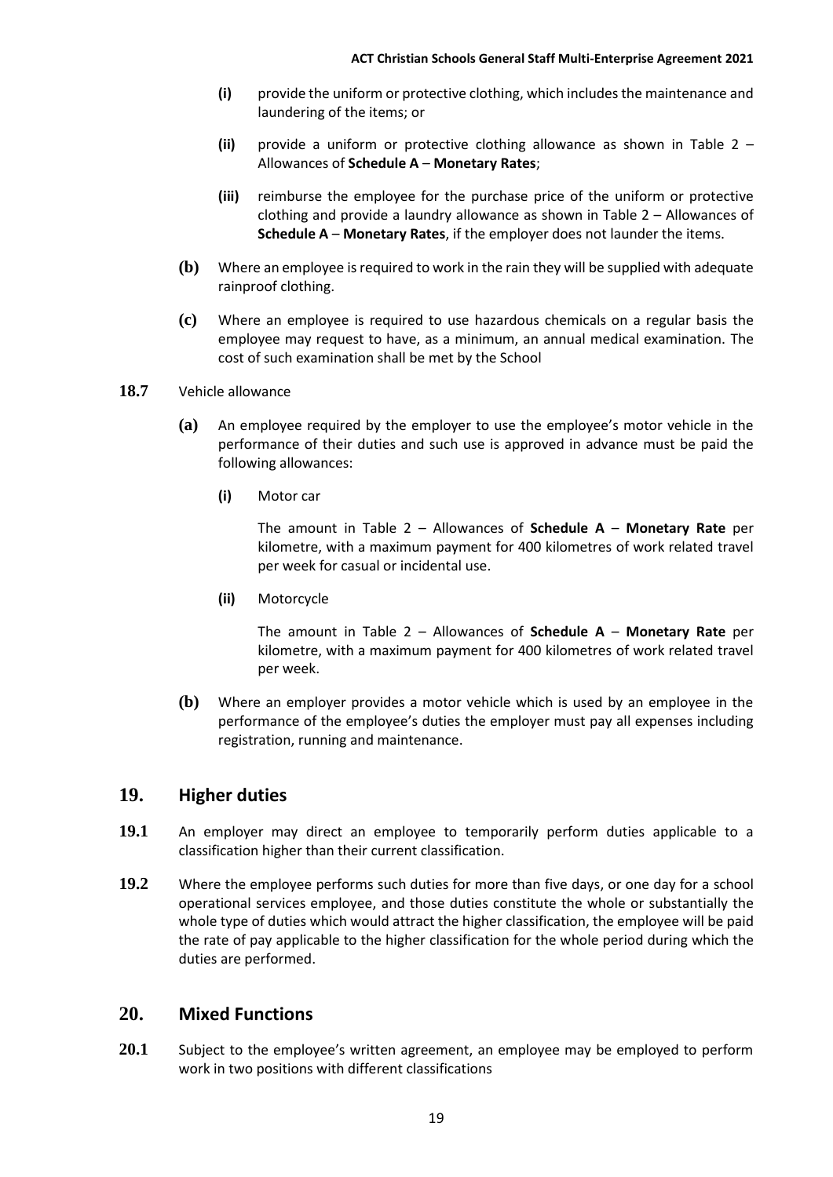(i) provide the uniform or protective clothing, which includes the maintenance and laundering of the items; or

(ii) provide a uniform or protective clothing allowance as shown in Table 2 – Allowances of **Schedule A** – **Monetary Rates**;

(iii) reimburse the employee for the purchase price of the uniform or protective clothing and provide a laundry allowance as shown in Table 2 – Allowances of **Schedule A** – **Monetary Rates**, if the employer does not launder the items.

**(b)** Where an employee is required to work in the rain they will be supplied with adequate rainproof clothing.

**(c)** Where an employee is required to use hazardous chemicals on a regular basis the employee may request to have, as a minimum, an annual medical examination. The cost of such examination shall be met by the School

**18.7** Vehicle allowance

**(a)** An employee required by the employer to use the employee's motor vehicle in the performance of their duties and such use is approved in advance must be paid the following allowances:

**(i)** Motor car

The amount in Table 2 – Allowances of **Schedule A** – **Monetary Rate** per kilometre, with a maximum payment for 400 kilometres of work related travel per week for casual or incidental use.

**(ii)** Motorcycle

The amount in Table 2 – Allowances of **Schedule A** – **Monetary Rate** per kilometre, with a maximum payment for 400 kilometres of work related travel per week.

**(b)** Where an employer provides a motor vehicle which is used by an employee in the performance of the employee's duties the employer must pay all expenses including registration, running and maintenance.

## 19. Higher duties

**19.1** An employer may direct an employee to temporarily perform duties applicable to a classification higher than their current classification.

**19.2** Where the employee performs such duties for more than five days, or one day for a school operational services employee, and those duties constitute the whole or substantially the whole type of duties which would attract the higher classification, the employee will be paid the rate of pay applicable to the higher classification for the whole period during which the duties are performed.

## 20. Mixed Functions

**20.1** Subject to the employee's written agreement, an employee may be employed to perform work in two positions with different classifications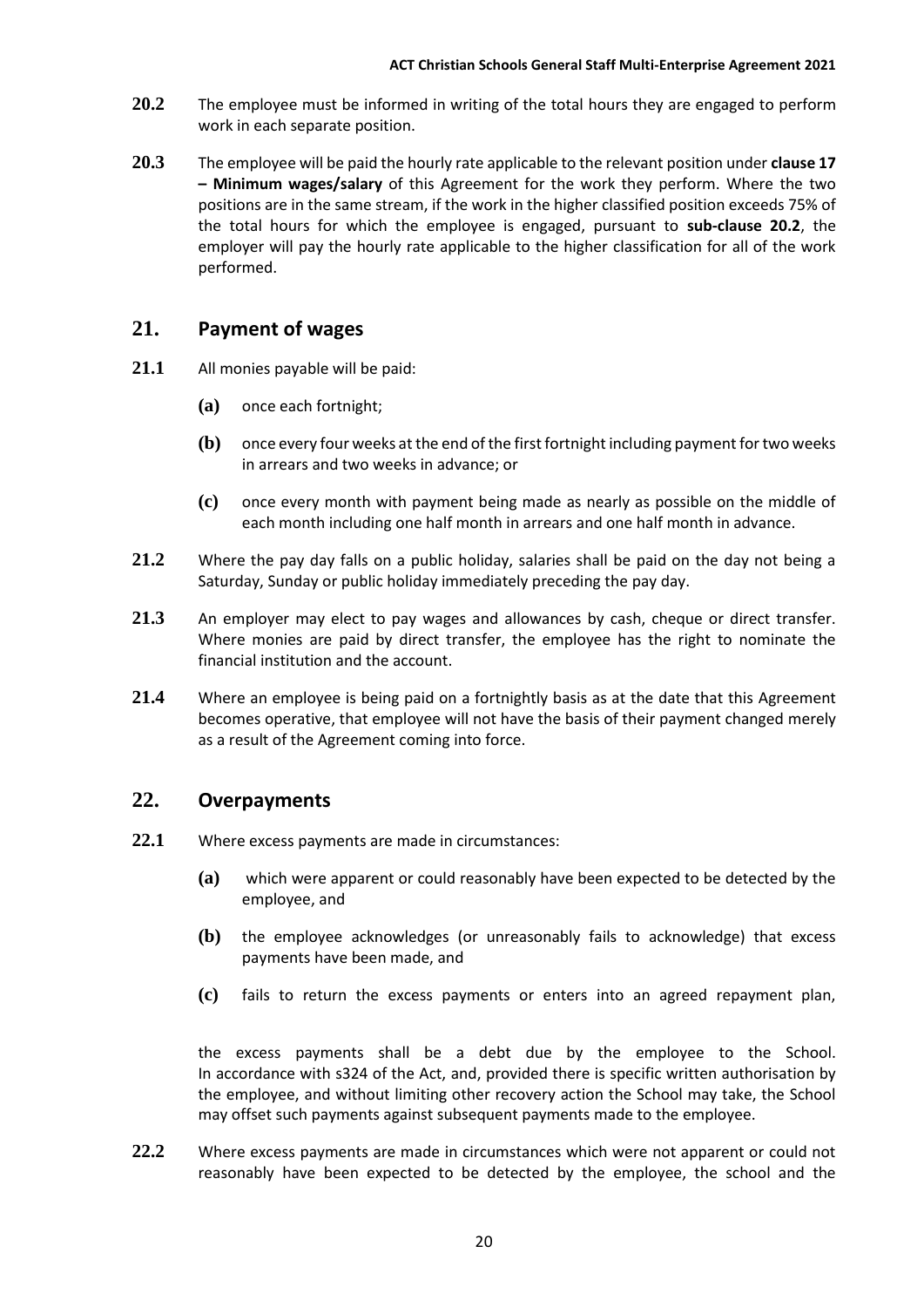**20.2** The employee must be informed in writing of the total hours they are engaged to perform work in each separate position.

**20.3** The employee will be paid the hourly rate applicable to the relevant position under **clause 17 – Minimum wages/salary** of this Agreement for the work they perform. Where the two positions are in the same stream, if the work in the higher classified position exceeds 75% of the total hours for which the employee is engaged, pursuant to **sub-clause 20.2**, the employer will pay the hourly rate applicable to the higher classification for all of the work performed.

## 21. Payment of wages

**21.1** All monies payable will be paid:

**(a)** once each fortnight;

**(b)** once every four weeks at the end of the first fortnight including payment for two weeks in arrears and two weeks in advance; or

**(c)** once every month with payment being made as nearly as possible on the middle of each month including one half month in arrears and one half month in advance.

**21.2** Where the pay day falls on a public holiday, salaries shall be paid on the day not being a Saturday, Sunday or public holiday immediately preceding the pay day.

**21.3** An employer may elect to pay wages and allowances by cash, cheque or direct transfer. Where monies are paid by direct transfer, the employee has the right to nominate the financial institution and the account.

**21.4** Where an employee is being paid on a fortnightly basis as at the date that this Agreement becomes operative, that employee will not have the basis of their payment changed merely as a result of the Agreement coming into force.

## 22. Overpayments

**22.1** Where excess payments are made in circumstances:

**(a)** which were apparent or could reasonably have been expected to be detected by the employee, and

**(b)** the employee acknowledges (or unreasonably fails to acknowledge) that excess payments have been made, and

**(c)** fails to return the excess payments or enters into an agreed repayment plan,

the excess payments shall be a debt due by the employee to the School. In accordance with s324 of the Act, and, provided there is specific written authorisation by the employee, and without limiting other recovery action the School may take, the School may offset such payments against subsequent payments made to the employee.

**22.2** Where excess payments are made in circumstances which were not apparent or could not reasonably have been expected to be detected by the employee, the school and the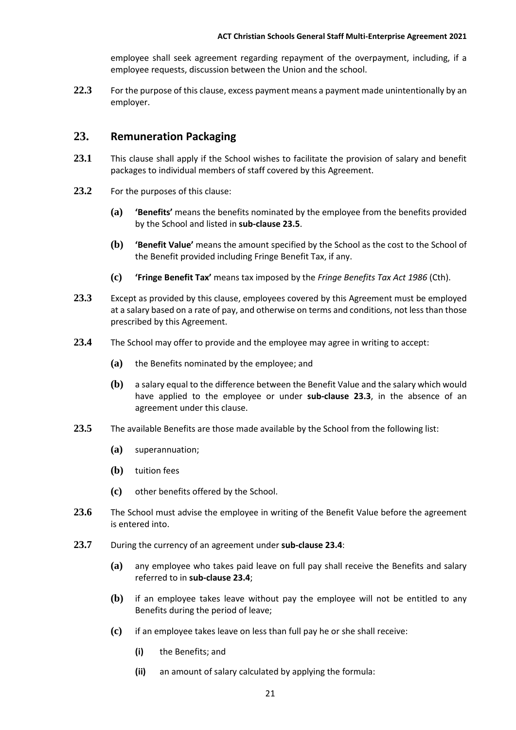employee shall seek agreement regarding repayment of the overpayment, including, if a employee requests, discussion between the Union and the school.

**22.3** For the purpose of this clause, excess payment means a payment made unintentionally by an employer.

## 23. Remuneration Packaging

**23.1** This clause shall apply if the School wishes to facilitate the provision of salary and benefit packages to individual members of staff covered by this Agreement.

**23.2** For the purposes of this clause:

- **(a)** **'Benefits'** means the benefits nominated by the employee from the benefits provided by the School and listed in **sub-clause 23.5**.
- **(b)** **'Benefit Value'** means the amount specified by the School as the cost to the School of the Benefit provided including Fringe Benefit Tax, if any.
- **(c)** **'Fringe Benefit Tax'** means tax imposed by the *Fringe Benefits Tax Act 1986* (Cth).

**23.3** Except as provided by this clause, employees covered by this Agreement must be employed at a salary based on a rate of pay, and otherwise on terms and conditions, not less than those prescribed by this Agreement.

**23.4** The School may offer to provide and the employee may agree in writing to accept:

- **(a)** the Benefits nominated by the employee; and
- **(b)** a salary equal to the difference between the Benefit Value and the salary which would have applied to the employee or under **sub-clause 23.3**, in the absence of an agreement under this clause.

**23.5** The available Benefits are those made available by the School from the following list:

- **(a)** superannuation;
- **(b)** tuition fees
- **(c)** other benefits offered by the School.

**23.6** The School must advise the employee in writing of the Benefit Value before the agreement is entered into.

**23.7** During the currency of an agreement under **sub-clause 23.4**:

- **(a)** any employee who takes paid leave on full pay shall receive the Benefits and salary referred to in **sub-clause 23.4**;
- **(b)** if an employee takes leave without pay the employee will not be entitled to any Benefits during the period of leave;
- **(c)** if an employee takes leave on less than full pay he or she shall receive:
  - **(i)** the Benefits; and
  - **(ii)** an amount of salary calculated by applying the formula: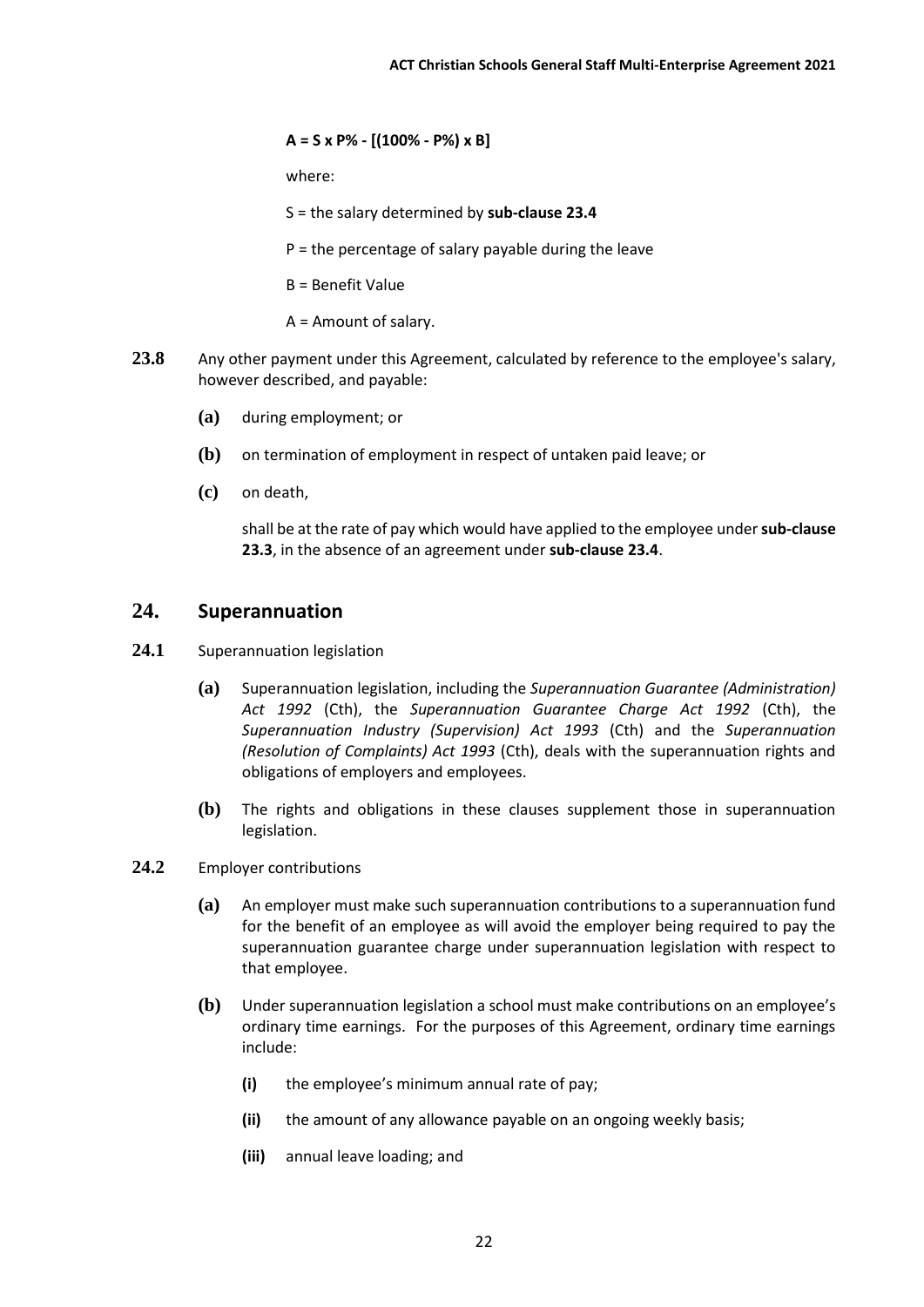$$A = S \times P\% - [(100\% - P\%) \times B]$$

where:

S = the salary determined by **sub-clause 23.4**

P = the percentage of salary payable during the leave

B = Benefit Value

A = Amount of salary.

**23.8** Any other payment under this Agreement, calculated by reference to the employee's salary, however described, and payable:

- **(a)** during employment; or
- **(b)** on termination of employment in respect of untaken paid leave; or
- **(c)** on death,

shall be at the rate of pay which would have applied to the employee under **sub-clause 23.3**, in the absence of an agreement under **sub-clause 23.4**.

## 24. Superannuation

**24.1** Superannuation legislation

- **(a)** Superannuation legislation, including the *Superannuation Guarantee (Administration) Act 1992* (Cth), the *Superannuation Guarantee Charge Act 1992* (Cth), the *Superannuation Industry (Supervision) Act 1993* (Cth) and the *Superannuation (Resolution of Complaints) Act 1993* (Cth), deals with the superannuation rights and obligations of employers and employees.
- **(b)** The rights and obligations in these clauses supplement those in superannuation legislation.

**24.2** Employer contributions

- **(a)** An employer must make such superannuation contributions to a superannuation fund for the benefit of an employee as will avoid the employer being required to pay the superannuation guarantee charge under superannuation legislation with respect to that employee.
- **(b)** Under superannuation legislation a school must make contributions on an employee's ordinary time earnings. For the purposes of this Agreement, ordinary time earnings include:
  - **(i)** the employee's minimum annual rate of pay;
  - **(ii)** the amount of any allowance payable on an ongoing weekly basis;
  - **(iii)** annual leave loading; and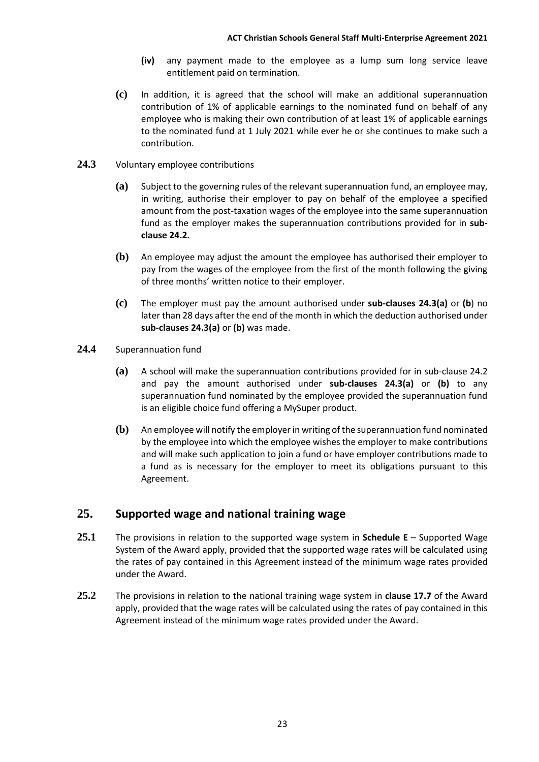**(iv)** any payment made to the employee as a lump sum long service leave entitlement paid on termination.

**(c)** In addition, it is agreed that the school will make an additional superannuation contribution of 1% of applicable earnings to the nominated fund on behalf of any employee who is making their own contribution of at least 1% of applicable earnings to the nominated fund at 1 July 2021 while ever he or she continues to make such a contribution.

**24.3** Voluntary employee contributions

**(a)** Subject to the governing rules of the relevant superannuation fund, an employee may, in writing, authorise their employer to pay on behalf of the employee a specified amount from the post-taxation wages of the employee into the same superannuation fund as the employer makes the superannuation contributions provided for in **sub-clause 24.2.**

**(b)** An employee may adjust the amount the employee has authorised their employer to pay from the wages of the employee from the first of the month following the giving of three months' written notice to their employer.

**(c)** The employer must pay the amount authorised under **sub-clauses 24.3(a)** or **(b**) no later than 28 days after the end of the month in which the deduction authorised under **sub-clauses 24.3(a)** or **(b)** was made.

**24.4** Superannuation fund

**(a)** A school will make the superannuation contributions provided for in sub-clause 24.2 and pay the amount authorised under **sub-clauses 24.3(a)** or **(b)** to any superannuation fund nominated by the employee provided the superannuation fund is an eligible choice fund offering a MySuper product.

**(b)** An employee will notify the employer in writing of the superannuation fund nominated by the employee into which the employee wishes the employer to make contributions and will make such application to join a fund or have employer contributions made to a fund as is necessary for the employer to meet its obligations pursuant to this Agreement.

## 25. Supported wage and national training wage

**25.1** The provisions in relation to the supported wage system in **Schedule E** – Supported Wage System of the Award apply, provided that the supported wage rates will be calculated using the rates of pay contained in this Agreement instead of the minimum wage rates provided under the Award.

**25.2** The provisions in relation to the national training wage system in **clause 17.7** of the Award apply, provided that the wage rates will be calculated using the rates of pay contained in this Agreement instead of the minimum wage rates provided under the Award.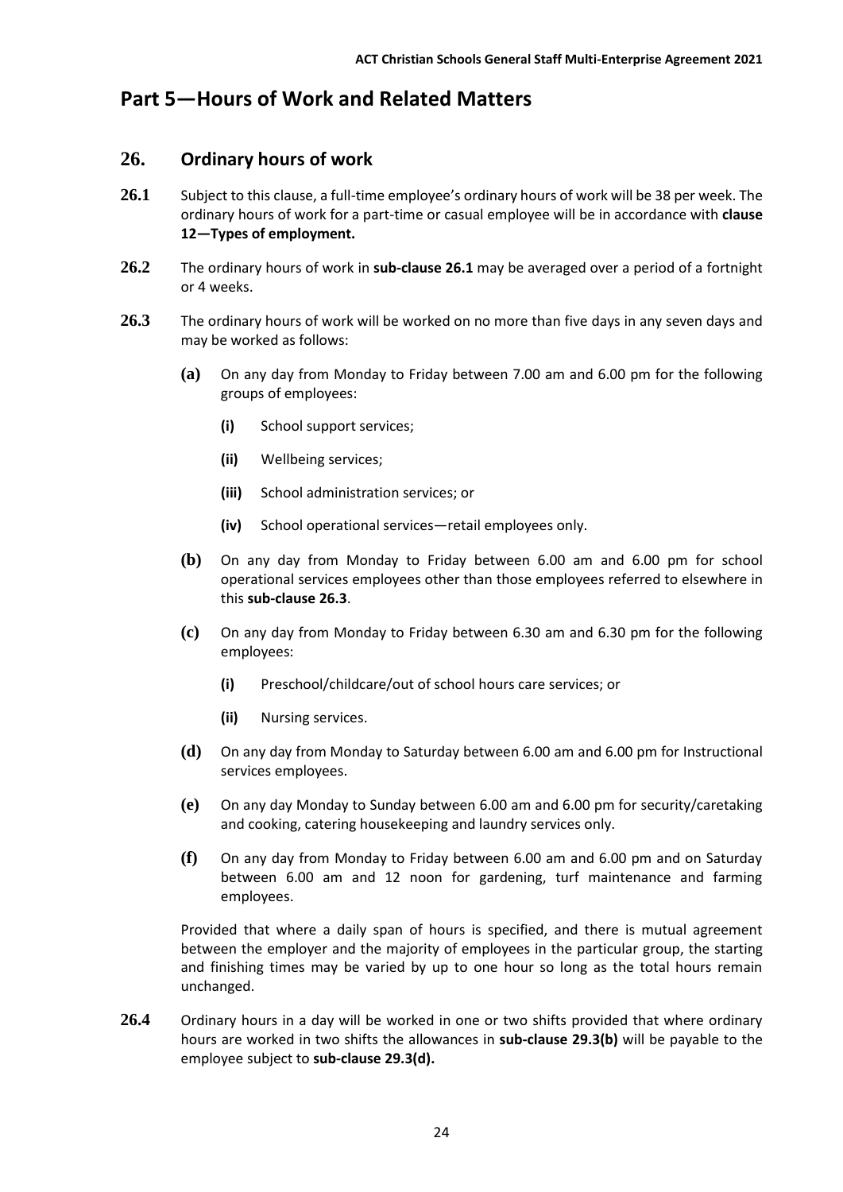# Part 5—Hours of Work and Related Matters

## 26. Ordinary hours of work

**26.1** Subject to this clause, a full-time employee's ordinary hours of work will be 38 per week. The ordinary hours of work for a part-time or casual employee will be in accordance with **clause 12—Types of employment.**

**26.2** The ordinary hours of work in **sub-clause 26.1** may be averaged over a period of a fortnight or 4 weeks.

**26.3** The ordinary hours of work will be worked on no more than five days in any seven days and may be worked as follows:

- **(a)** On any day from Monday to Friday between 7.00 am and 6.00 pm for the following groups of employees:
  - **(i)** School support services;
  - **(ii)** Wellbeing services;
  - **(iii)** School administration services; or
  - **(iv)** School operational services—retail employees only.
- **(b)** On any day from Monday to Friday between 6.00 am and 6.00 pm for school operational services employees other than those employees referred to elsewhere in this **sub-clause 26.3**.
- **(c)** On any day from Monday to Friday between 6.30 am and 6.30 pm for the following employees:
  - **(i)** Preschool/childcare/out of school hours care services; or
  - **(ii)** Nursing services.
- **(d)** On any day from Monday to Saturday between 6.00 am and 6.00 pm for Instructional services employees.
- **(e)** On any day Monday to Sunday between 6.00 am and 6.00 pm for security/caretaking and cooking, catering housekeeping and laundry services only.
- **(f)** On any day from Monday to Friday between 6.00 am and 6.00 pm and on Saturday between 6.00 am and 12 noon for gardening, turf maintenance and farming employees.

Provided that where a daily span of hours is specified, and there is mutual agreement between the employer and the majority of employees in the particular group, the starting and finishing times may be varied by up to one hour so long as the total hours remain unchanged.

**26.4** Ordinary hours in a day will be worked in one or two shifts provided that where ordinary hours are worked in two shifts the allowances in **sub-clause 29.3(b)** will be payable to the employee subject to **sub-clause 29.3(d).**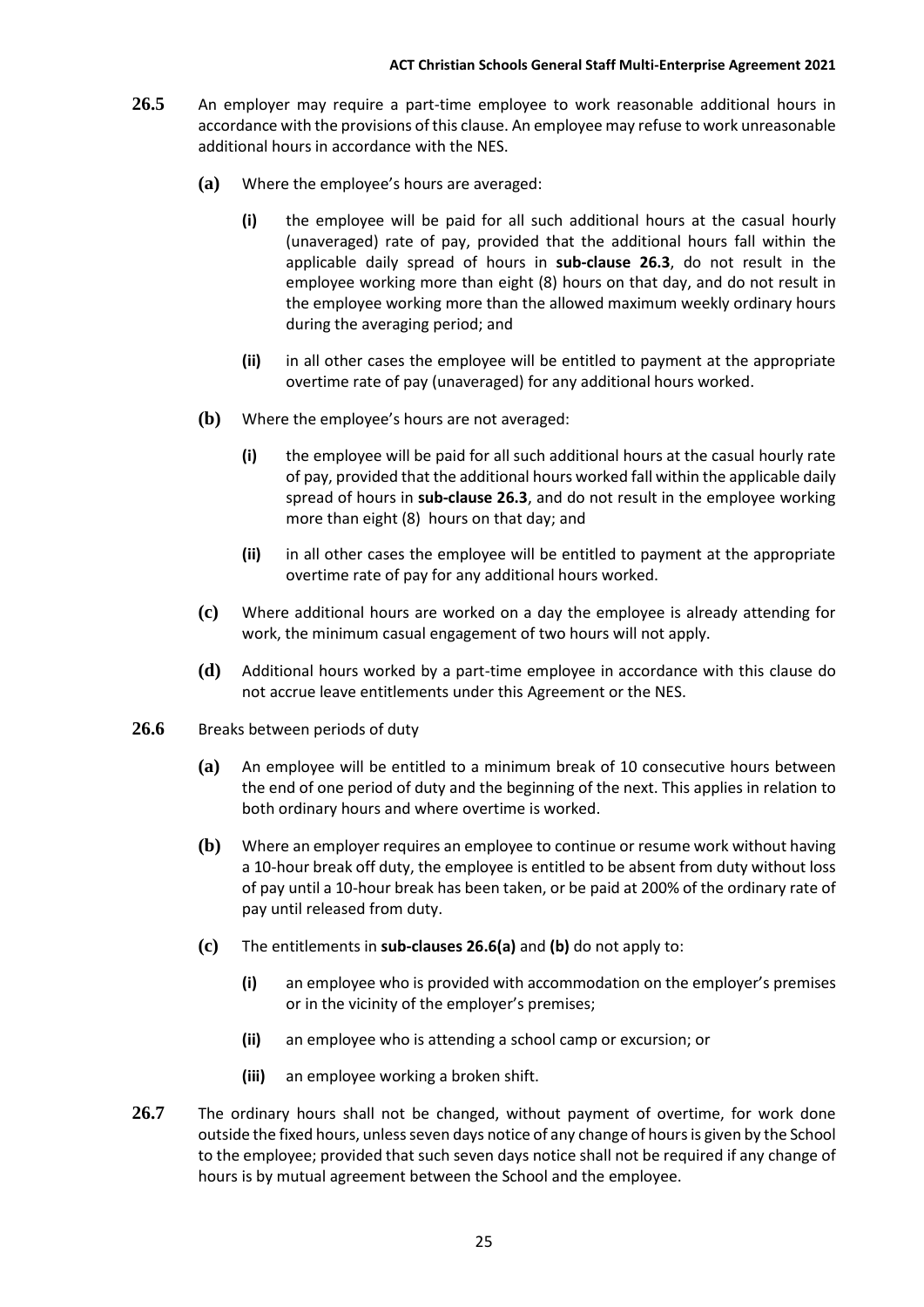**26.5** An employer may require a part-time employee to work reasonable additional hours in accordance with the provisions of this clause. An employee may refuse to work unreasonable additional hours in accordance with the NES.

- **(a)** Where the employee's hours are averaged:
  - **(i)** the employee will be paid for all such additional hours at the casual hourly (unaveraged) rate of pay, provided that the additional hours fall within the applicable daily spread of hours in **sub-clause 26.3**, do not result in the employee working more than eight (8) hours on that day, and do not result in the employee working more than the allowed maximum weekly ordinary hours during the averaging period; and
  - **(ii)** in all other cases the employee will be entitled to payment at the appropriate overtime rate of pay (unaveraged) for any additional hours worked.
- **(b)** Where the employee's hours are not averaged:
  - **(i)** the employee will be paid for all such additional hours at the casual hourly rate of pay, provided that the additional hours worked fall within the applicable daily spread of hours in **sub-clause 26.3**, and do not result in the employee working more than eight (8) hours on that day; and
  - **(ii)** in all other cases the employee will be entitled to payment at the appropriate overtime rate of pay for any additional hours worked.
- **(c)** Where additional hours are worked on a day the employee is already attending for work, the minimum casual engagement of two hours will not apply.
- **(d)** Additional hours worked by a part-time employee in accordance with this clause do not accrue leave entitlements under this Agreement or the NES.

**26.6** Breaks between periods of duty

- **(a)** An employee will be entitled to a minimum break of 10 consecutive hours between the end of one period of duty and the beginning of the next. This applies in relation to both ordinary hours and where overtime is worked.
- **(b)** Where an employer requires an employee to continue or resume work without having a 10-hour break off duty, the employee is entitled to be absent from duty without loss of pay until a 10-hour break has been taken, or be paid at 200% of the ordinary rate of pay until released from duty.
- **(c)** The entitlements in **sub-clauses 26.6(a)** and **(b)** do not apply to:
  - **(i)** an employee who is provided with accommodation on the employer's premises or in the vicinity of the employer's premises;
  - **(ii)** an employee who is attending a school camp or excursion; or
  - **(iii)** an employee working a broken shift.

**26.7** The ordinary hours shall not be changed, without payment of overtime, for work done outside the fixed hours, unless seven days notice of any change of hours is given by the School to the employee; provided that such seven days notice shall not be required if any change of hours is by mutual agreement between the School and the employee.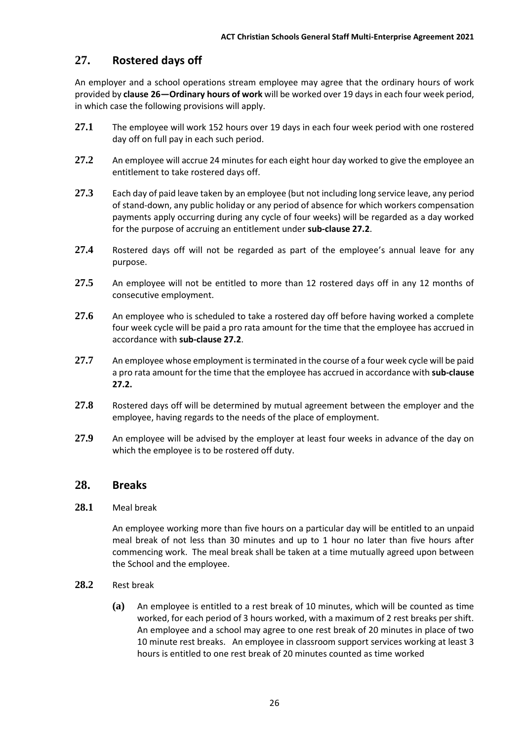## 27. Rostered days off

An employer and a school operations stream employee may agree that the ordinary hours of work provided by **clause 26—Ordinary hours of work** will be worked over 19 days in each four week period, in which case the following provisions will apply.

**27.1** The employee will work 152 hours over 19 days in each four week period with one rostered day off on full pay in each such period.

**27.2** An employee will accrue 24 minutes for each eight hour day worked to give the employee an entitlement to take rostered days off.

**27.3** Each day of paid leave taken by an employee (but not including long service leave, any period of stand-down, any public holiday or any period of absence for which workers compensation payments apply occurring during any cycle of four weeks) will be regarded as a day worked for the purpose of accruing an entitlement under **sub-clause 27.2**.

**27.4** Rostered days off will not be regarded as part of the employee's annual leave for any purpose.

**27.5** An employee will not be entitled to more than 12 rostered days off in any 12 months of consecutive employment.

**27.6** An employee who is scheduled to take a rostered day off before having worked a complete four week cycle will be paid a pro rata amount for the time that the employee has accrued in accordance with **sub-clause 27.2**.

**27.7** An employee whose employment is terminated in the course of a four week cycle will be paid a pro rata amount for the time that the employee has accrued in accordance with **sub-clause 27.2.**

**27.8** Rostered days off will be determined by mutual agreement between the employer and the employee, having regards to the needs of the place of employment.

**27.9** An employee will be advised by the employer at least four weeks in advance of the day on which the employee is to be rostered off duty.

## 28. Breaks

**28.1** Meal break

An employee working more than five hours on a particular day will be entitled to an unpaid meal break of not less than 30 minutes and up to 1 hour no later than five hours after commencing work. The meal break shall be taken at a time mutually agreed upon between the School and the employee.

**28.2** Rest break

**(a)** An employee is entitled to a rest break of 10 minutes, which will be counted as time worked, for each period of 3 hours worked, with a maximum of 2 rest breaks per shift. An employee and a school may agree to one rest break of 20 minutes in place of two 10 minute rest breaks. An employee in classroom support services working at least 3 hours is entitled to one rest break of 20 minutes counted as time worked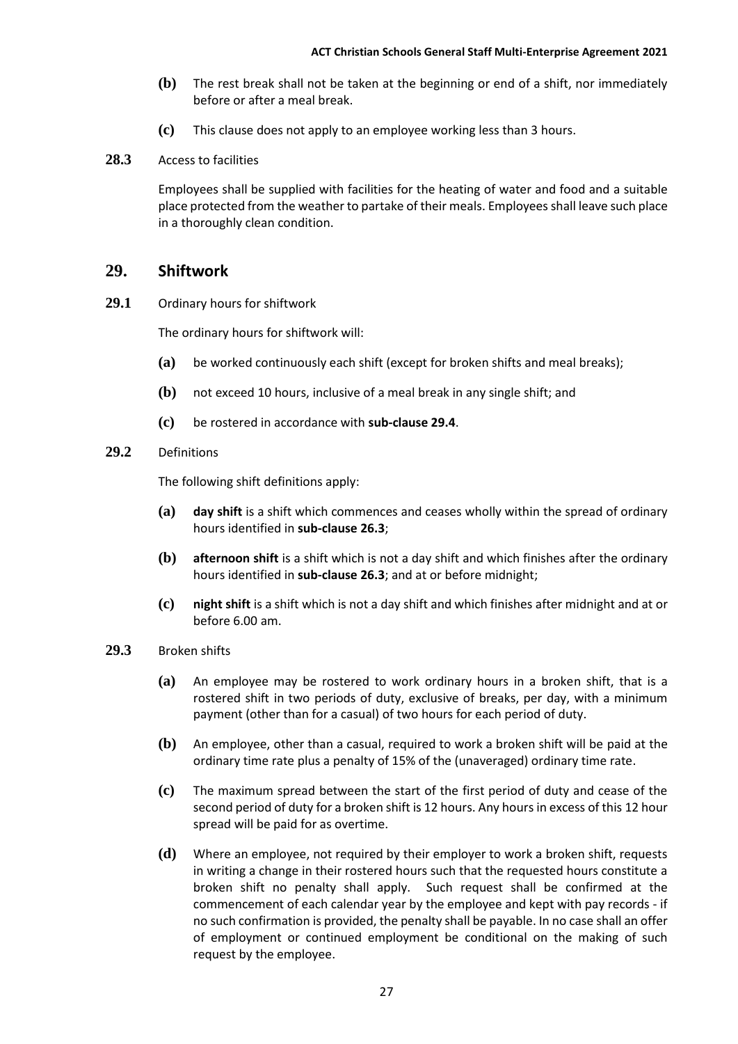**(b)** The rest break shall not be taken at the beginning or end of a shift, nor immediately before or after a meal break.

**(c)** This clause does not apply to an employee working less than 3 hours.

**28.3** Access to facilities

Employees shall be supplied with facilities for the heating of water and food and a suitable place protected from the weather to partake of their meals. Employees shall leave such place in a thoroughly clean condition.

## 29. Shiftwork

**29.1** Ordinary hours for shiftwork

The ordinary hours for shiftwork will:

**(a)** be worked continuously each shift (except for broken shifts and meal breaks);

**(b)** not exceed 10 hours, inclusive of a meal break in any single shift; and

**(c)** be rostered in accordance with **sub-clause 29.4**.

**29.2** Definitions

The following shift definitions apply:

**(a)** **day shift** is a shift which commences and ceases wholly within the spread of ordinary hours identified in **sub-clause 26.3**;

**(b)** **afternoon shift** is a shift which is not a day shift and which finishes after the ordinary hours identified in **sub-clause 26.3**; and at or before midnight;

**(c)** **night shift** is a shift which is not a day shift and which finishes after midnight and at or before 6.00 am.

**29.3** Broken shifts

**(a)** An employee may be rostered to work ordinary hours in a broken shift, that is a rostered shift in two periods of duty, exclusive of breaks, per day, with a minimum payment (other than for a casual) of two hours for each period of duty.

**(b)** An employee, other than a casual, required to work a broken shift will be paid at the ordinary time rate plus a penalty of 15% of the (unaveraged) ordinary time rate.

**(c)** The maximum spread between the start of the first period of duty and cease of the second period of duty for a broken shift is 12 hours. Any hours in excess of this 12 hour spread will be paid for as overtime.

**(d)** Where an employee, not required by their employer to work a broken shift, requests in writing a change in their rostered hours such that the requested hours constitute a broken shift no penalty shall apply. Such request shall be confirmed at the commencement of each calendar year by the employee and kept with pay records - if no such confirmation is provided, the penalty shall be payable. In no case shall an offer of employment or continued employment be conditional on the making of such request by the employee.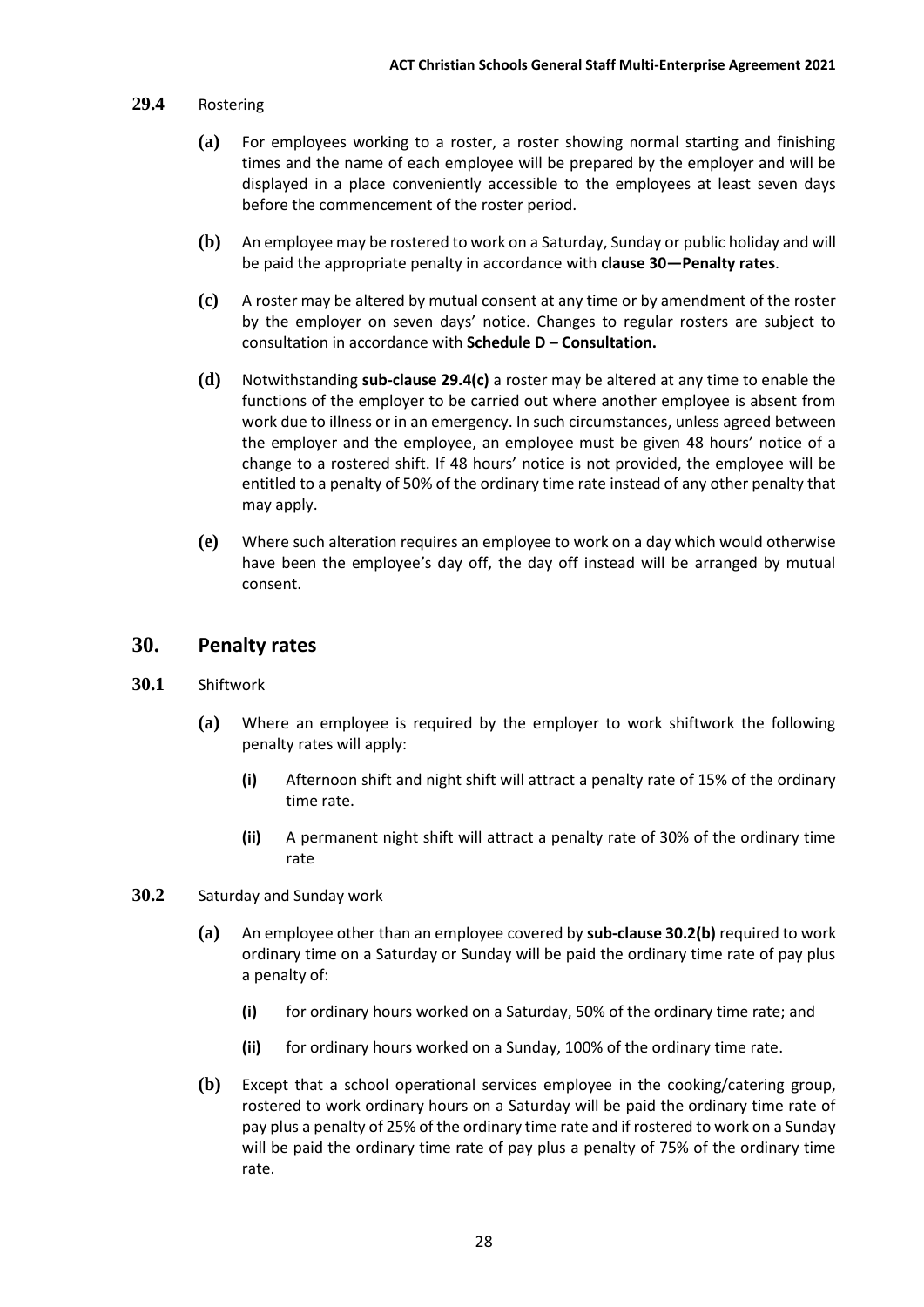**29.4** Rostering

**(a)** For employees working to a roster, a roster showing normal starting and finishing times and the name of each employee will be prepared by the employer and will be displayed in a place conveniently accessible to the employees at least seven days before the commencement of the roster period.

**(b)** An employee may be rostered to work on a Saturday, Sunday or public holiday and will be paid the appropriate penalty in accordance with **clause 30—Penalty rates**.

**(c)** A roster may be altered by mutual consent at any time or by amendment of the roster by the employer on seven days' notice. Changes to regular rosters are subject to consultation in accordance with **Schedule D – Consultation.**

**(d)** Notwithstanding **sub-clause 29.4(c)** a roster may be altered at any time to enable the functions of the employer to be carried out where another employee is absent from work due to illness or in an emergency. In such circumstances, unless agreed between the employer and the employee, an employee must be given 48 hours' notice of a change to a rostered shift. If 48 hours' notice is not provided, the employee will be entitled to a penalty of 50% of the ordinary time rate instead of any other penalty that may apply.

**(e)** Where such alteration requires an employee to work on a day which would otherwise have been the employee's day off, the day off instead will be arranged by mutual consent.

## 30. Penalty rates

**30.1** Shiftwork

**(a)** Where an employee is required by the employer to work shiftwork the following penalty rates will apply:

- **(i)** Afternoon shift and night shift will attract a penalty rate of 15% of the ordinary time rate.
- **(ii)** A permanent night shift will attract a penalty rate of 30% of the ordinary time rate

**30.2** Saturday and Sunday work

**(a)** An employee other than an employee covered by **sub-clause 30.2(b)** required to work ordinary time on a Saturday or Sunday will be paid the ordinary time rate of pay plus a penalty of:

- **(i)** for ordinary hours worked on a Saturday, 50% of the ordinary time rate; and
- **(ii)** for ordinary hours worked on a Sunday, 100% of the ordinary time rate.

**(b)** Except that a school operational services employee in the cooking/catering group, rostered to work ordinary hours on a Saturday will be paid the ordinary time rate of pay plus a penalty of 25% of the ordinary time rate and if rostered to work on a Sunday will be paid the ordinary time rate of pay plus a penalty of 75% of the ordinary time rate.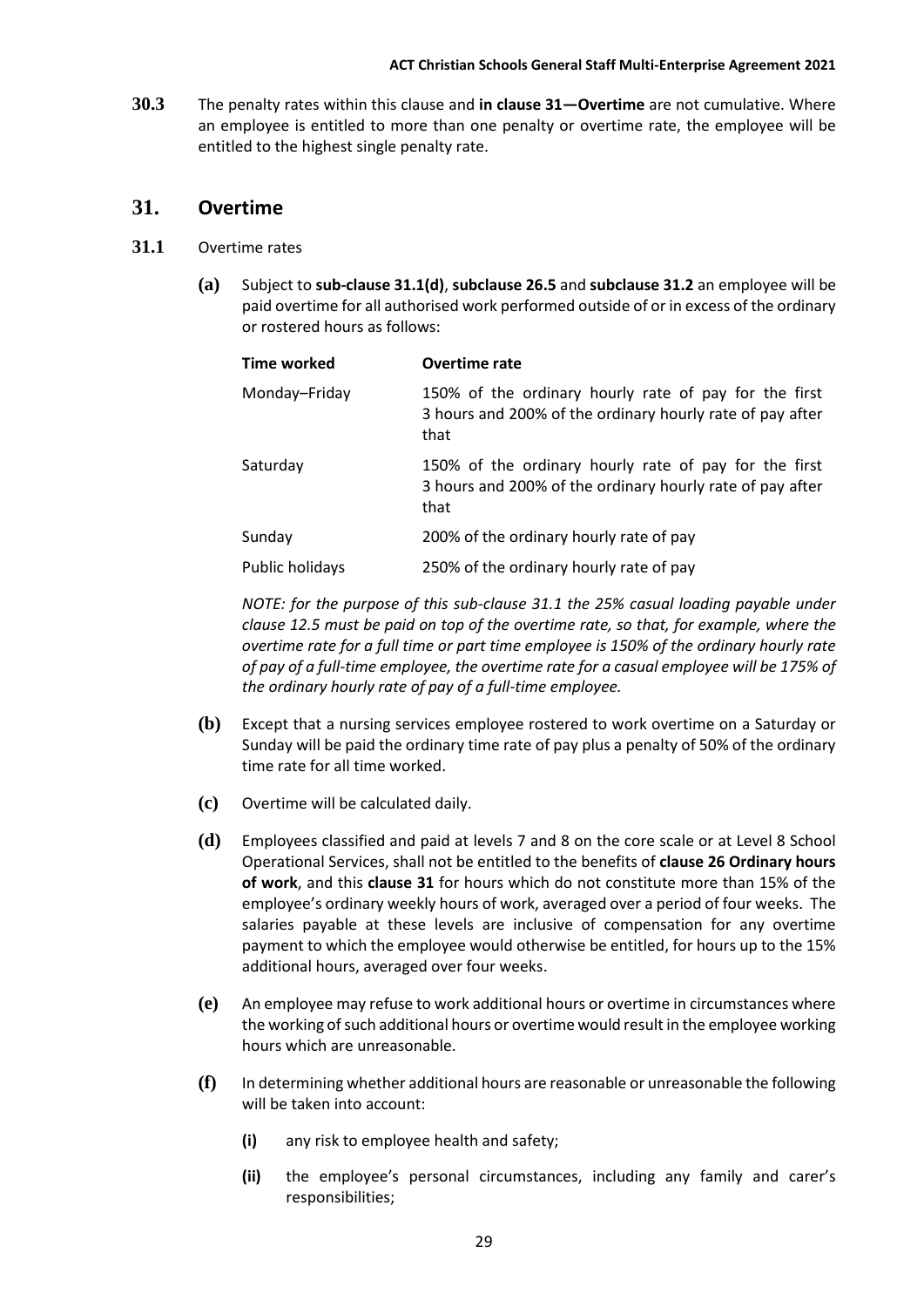**30.3** The penalty rates within this clause and **in clause 31—Overtime** are not cumulative. Where an employee is entitled to more than one penalty or overtime rate, the employee will be entitled to the highest single penalty rate.

## 31. Overtime

**31.1** Overtime rates

**(a)** Subject to **sub-clause 31.1(d)**, **subclause 26.5** and **subclause 31.2** an employee will be paid overtime for all authorised work performed outside of or in excess of the ordinary or rostered hours as follows:

| Time worked | Overtime rate |
|---|---|
| Monday–Friday | 150% of the ordinary hourly rate of pay for the first 3 hours and 200% of the ordinary hourly rate of pay after that |
| Saturday | 150% of the ordinary hourly rate of pay for the first 3 hours and 200% of the ordinary hourly rate of pay after that |
| Sunday | 200% of the ordinary hourly rate of pay |
| Public holidays | 250% of the ordinary hourly rate of pay |

*NOTE: for the purpose of this sub-clause 31.1 the 25% casual loading payable under clause 12.5 must be paid on top of the overtime rate, so that, for example, where the overtime rate for a full time or part time employee is 150% of the ordinary hourly rate of pay of a full-time employee, the overtime rate for a casual employee will be 175% of the ordinary hourly rate of pay of a full-time employee.*

**(b)** Except that a nursing services employee rostered to work overtime on a Saturday or Sunday will be paid the ordinary time rate of pay plus a penalty of 50% of the ordinary time rate for all time worked.

**(c)** Overtime will be calculated daily.

**(d)** Employees classified and paid at levels 7 and 8 on the core scale or at Level 8 School Operational Services, shall not be entitled to the benefits of **clause 26 Ordinary hours of work**, and this **clause 31** for hours which do not constitute more than 15% of the employee's ordinary weekly hours of work, averaged over a period of four weeks. The salaries payable at these levels are inclusive of compensation for any overtime payment to which the employee would otherwise be entitled, for hours up to the 15% additional hours, averaged over four weeks.

**(e)** An employee may refuse to work additional hours or overtime in circumstances where the working of such additional hours or overtime would result in the employee working hours which are unreasonable.

**(f)** In determining whether additional hours are reasonable or unreasonable the following will be taken into account:

- **(i)** any risk to employee health and safety;
- **(ii)** the employee's personal circumstances, including any family and carer's responsibilities;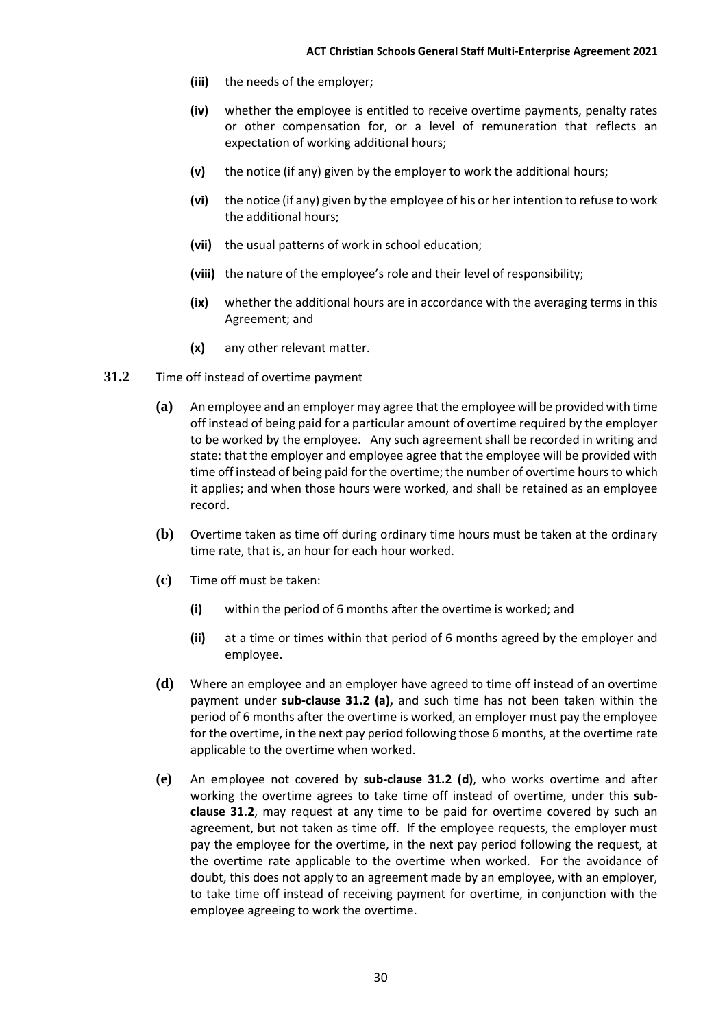- **(iii)** the needs of the employer;
- **(iv)** whether the employee is entitled to receive overtime payments, penalty rates or other compensation for, or a level of remuneration that reflects an expectation of working additional hours;
- **(v)** the notice (if any) given by the employer to work the additional hours;
- **(vi)** the notice (if any) given by the employee of his or her intention to refuse to work the additional hours;
- **(vii)** the usual patterns of work in school education;
- **(viii)** the nature of the employee's role and their level of responsibility;
- **(ix)** whether the additional hours are in accordance with the averaging terms in this Agreement; and
- **(x)** any other relevant matter.

**31.2** Time off instead of overtime payment

- **(a)** An employee and an employer may agree that the employee will be provided with time off instead of being paid for a particular amount of overtime required by the employer to be worked by the employee. Any such agreement shall be recorded in writing and state: that the employer and employee agree that the employee will be provided with time off instead of being paid for the overtime; the number of overtime hours to which it applies; and when those hours were worked, and shall be retained as an employee record.
- **(b)** Overtime taken as time off during ordinary time hours must be taken at the ordinary time rate, that is, an hour for each hour worked.
- **(c)** Time off must be taken:
  - **(i)** within the period of 6 months after the overtime is worked; and
  - **(ii)** at a time or times within that period of 6 months agreed by the employer and employee.
- **(d)** Where an employee and an employer have agreed to time off instead of an overtime payment under **sub-clause 31.2 (a),** and such time has not been taken within the period of 6 months after the overtime is worked, an employer must pay the employee for the overtime, in the next pay period following those 6 months, at the overtime rate applicable to the overtime when worked.
- **(e)** An employee not covered by **sub-clause 31.2 (d)**, who works overtime and after working the overtime agrees to take time off instead of overtime, under this **sub-clause 31.2**, may request at any time to be paid for overtime covered by such an agreement, but not taken as time off. If the employee requests, the employer must pay the employee for the overtime, in the next pay period following the request, at the overtime rate applicable to the overtime when worked. For the avoidance of doubt, this does not apply to an agreement made by an employee, with an employer, to take time off instead of receiving payment for overtime, in conjunction with the employee agreeing to work the overtime.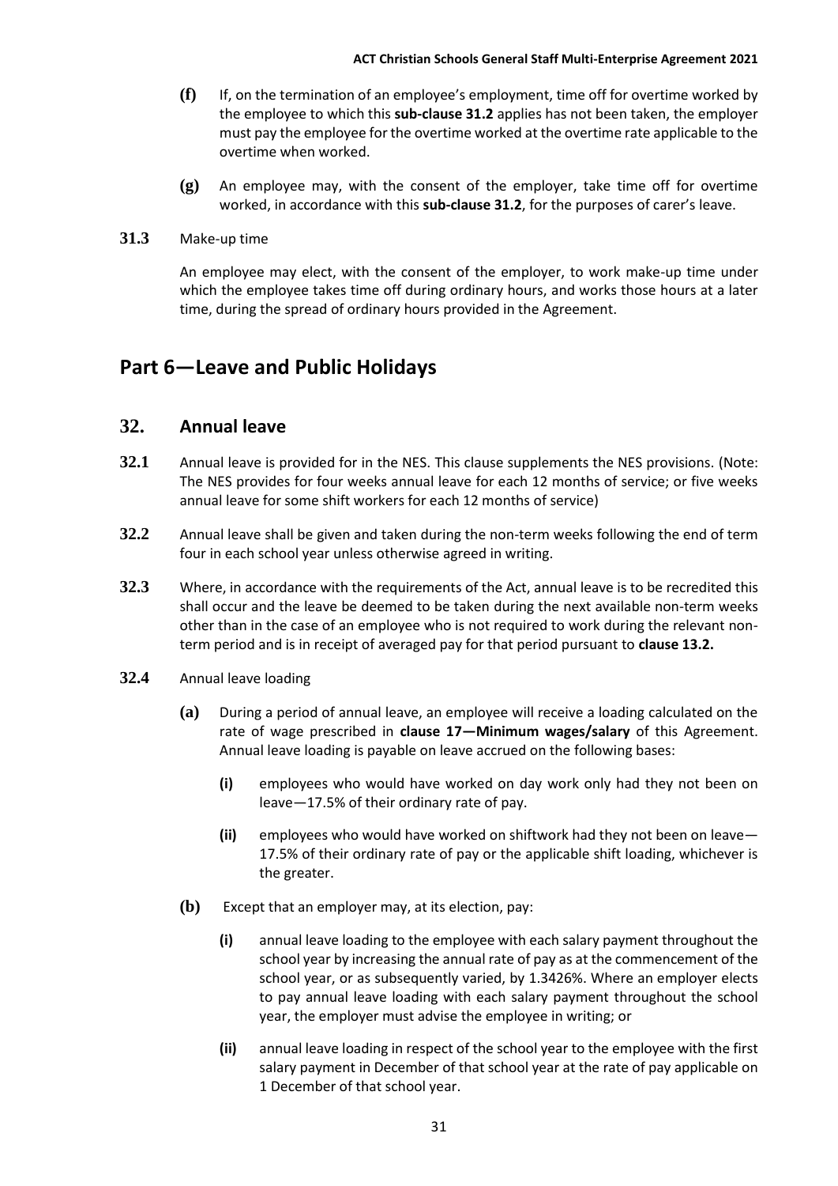**(f)** If, on the termination of an employee's employment, time off for overtime worked by the employee to which this **sub-clause 31.2** applies has not been taken, the employer must pay the employee for the overtime worked at the overtime rate applicable to the overtime when worked.

**(g)** An employee may, with the consent of the employer, take time off for overtime worked, in accordance with this **sub-clause 31.2**, for the purposes of carer's leave.

**31.3** Make-up time

An employee may elect, with the consent of the employer, to work make-up time under which the employee takes time off during ordinary hours, and works those hours at a later time, during the spread of ordinary hours provided in the Agreement.

## Part 6—Leave and Public Holidays

### 32. Annual leave

**32.1** Annual leave is provided for in the NES. This clause supplements the NES provisions. (Note: The NES provides for four weeks annual leave for each 12 months of service; or five weeks annual leave for some shift workers for each 12 months of service)

**32.2** Annual leave shall be given and taken during the non-term weeks following the end of term four in each school year unless otherwise agreed in writing.

**32.3** Where, in accordance with the requirements of the Act, annual leave is to be recredited this shall occur and the leave be deemed to be taken during the next available non-term weeks other than in the case of an employee who is not required to work during the relevant non-term period and is in receipt of averaged pay for that period pursuant to **clause 13.2.**

**32.4** Annual leave loading

**(a)** During a period of annual leave, an employee will receive a loading calculated on the rate of wage prescribed in **clause 17—Minimum wages/salary** of this Agreement. Annual leave loading is payable on leave accrued on the following bases:

**(i)** employees who would have worked on day work only had they not been on leave—17.5% of their ordinary rate of pay.

**(ii)** employees who would have worked on shiftwork had they not been on leave—17.5% of their ordinary rate of pay or the applicable shift loading, whichever is the greater.

**(b)** Except that an employer may, at its election, pay:

**(i)** annual leave loading to the employee with each salary payment throughout the school year by increasing the annual rate of pay as at the commencement of the school year, or as subsequently varied, by 1.3426%. Where an employer elects to pay annual leave loading with each salary payment throughout the school year, the employer must advise the employee in writing; or

**(ii)** annual leave loading in respect of the school year to the employee with the first salary payment in December of that school year at the rate of pay applicable on 1 December of that school year.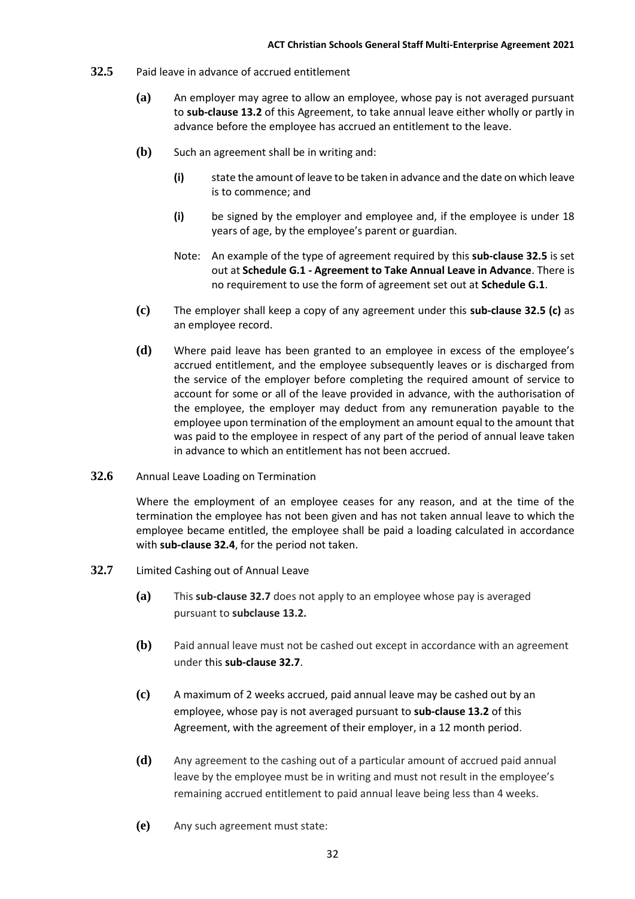**32.5** Paid leave in advance of accrued entitlement

**(a)** An employer may agree to allow an employee, whose pay is not averaged pursuant to **sub-clause 13.2** of this Agreement, to take annual leave either wholly or partly in advance before the employee has accrued an entitlement to the leave.

**(b)** Such an agreement shall be in writing and:

**(i)** state the amount of leave to be taken in advance and the date on which leave is to commence; and

**(i)** be signed by the employer and employee and, if the employee is under 18 years of age, by the employee's parent or guardian.

Note: An example of the type of agreement required by this **sub-clause 32.5** is set out at **Schedule G.1 - Agreement to Take Annual Leave in Advance**. There is no requirement to use the form of agreement set out at **Schedule G.1**.

**(c)** The employer shall keep a copy of any agreement under this **sub-clause 32.5 (c)** as an employee record.

**(d)** Where paid leave has been granted to an employee in excess of the employee's accrued entitlement, and the employee subsequently leaves or is discharged from the service of the employer before completing the required amount of service to account for some or all of the leave provided in advance, with the authorisation of the employee, the employer may deduct from any remuneration payable to the employee upon termination of the employment an amount equal to the amount that was paid to the employee in respect of any part of the period of annual leave taken in advance to which an entitlement has not been accrued.

**32.6** Annual Leave Loading on Termination

Where the employment of an employee ceases for any reason, and at the time of the termination the employee has not been given and has not taken annual leave to which the employee became entitled, the employee shall be paid a loading calculated in accordance with **sub-clause 32.4**, for the period not taken.

**32.7** Limited Cashing out of Annual Leave

**(a)** This **sub-clause 32.7** does not apply to an employee whose pay is averaged pursuant to **subclause 13.2.**

**(b)** Paid annual leave must not be cashed out except in accordance with an agreement under this **sub-clause 32.7**.

**(c)** A maximum of 2 weeks accrued, paid annual leave may be cashed out by an employee, whose pay is not averaged pursuant to **sub-clause 13.2** of this Agreement, with the agreement of their employer, in a 12 month period.

**(d)** Any agreement to the cashing out of a particular amount of accrued paid annual leave by the employee must be in writing and must not result in the employee's remaining accrued entitlement to paid annual leave being less than 4 weeks.

**(e)** Any such agreement must state: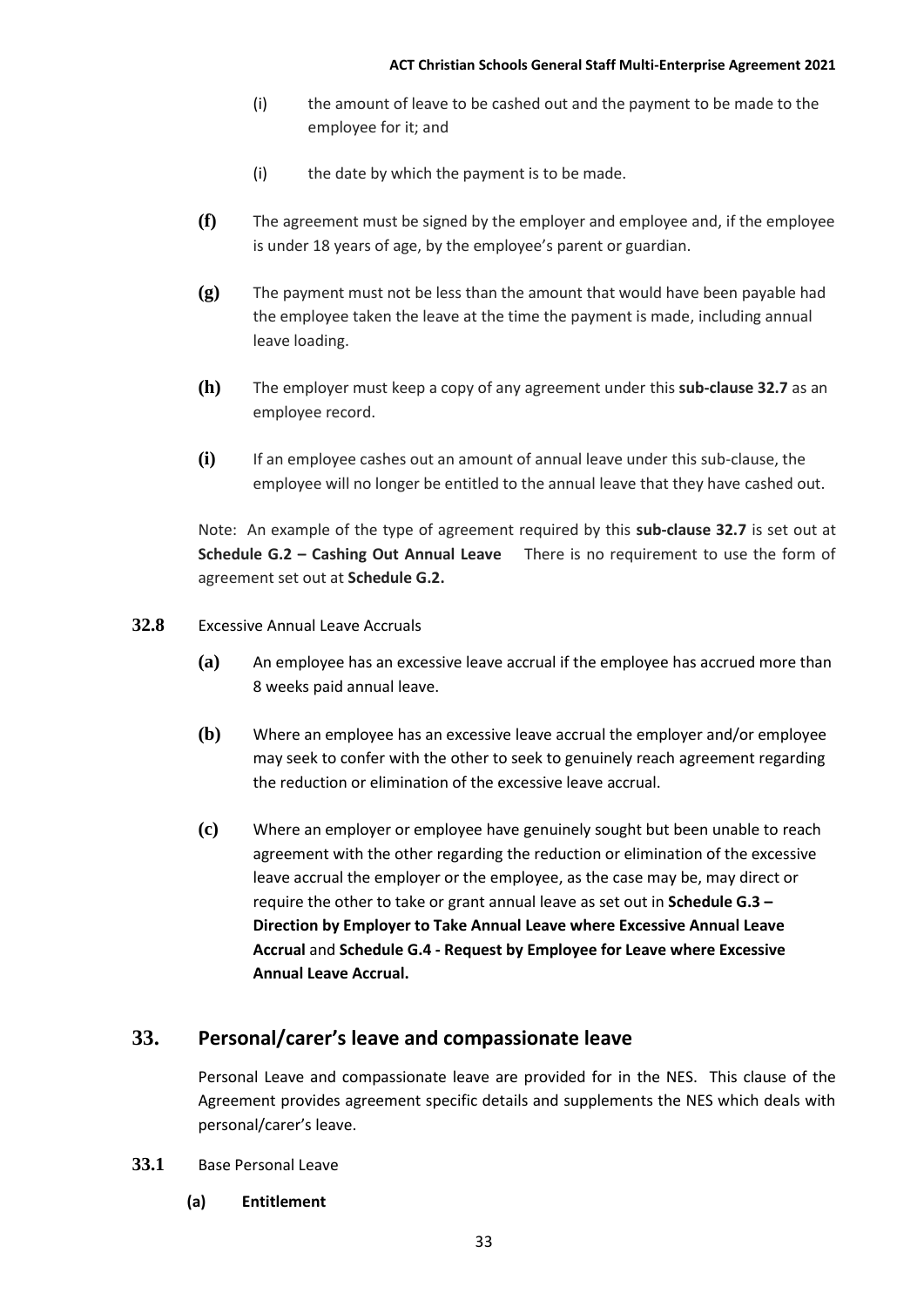(i) the amount of leave to be cashed out and the payment to be made to the employee for it; and

(i) the date by which the payment is to be made.

**(f)** The agreement must be signed by the employer and employee and, if the employee is under 18 years of age, by the employee's parent or guardian.

**(g)** The payment must not be less than the amount that would have been payable had the employee taken the leave at the time the payment is made, including annual leave loading.

**(h)** The employer must keep a copy of any agreement under this **sub-clause 32.7** as an employee record.

**(i)** If an employee cashes out an amount of annual leave under this sub-clause, the employee will no longer be entitled to the annual leave that they have cashed out.

Note: An example of the type of agreement required by this **sub-clause 32.7** is set out at **Schedule G.2 – Cashing Out Annual Leave** There is no requirement to use the form of agreement set out at **Schedule G.2.**

**32.8** Excessive Annual Leave Accruals

**(a)** An employee has an excessive leave accrual if the employee has accrued more than 8 weeks paid annual leave.

**(b)** Where an employee has an excessive leave accrual the employer and/or employee may seek to confer with the other to seek to genuinely reach agreement regarding the reduction or elimination of the excessive leave accrual.

**(c)** Where an employer or employee have genuinely sought but been unable to reach agreement with the other regarding the reduction or elimination of the excessive leave accrual the employer or the employee, as the case may be, may direct or require the other to take or grant annual leave as set out in **Schedule G.3 – Direction by Employer to Take Annual Leave where Excessive Annual Leave Accrual** and **Schedule G.4 - Request by Employee for Leave where Excessive Annual Leave Accrual.**

## 33. Personal/carer's leave and compassionate leave

Personal Leave and compassionate leave are provided for in the NES. This clause of the Agreement provides agreement specific details and supplements the NES which deals with personal/carer's leave.

**33.1** Base Personal Leave

**(a) Entitlement**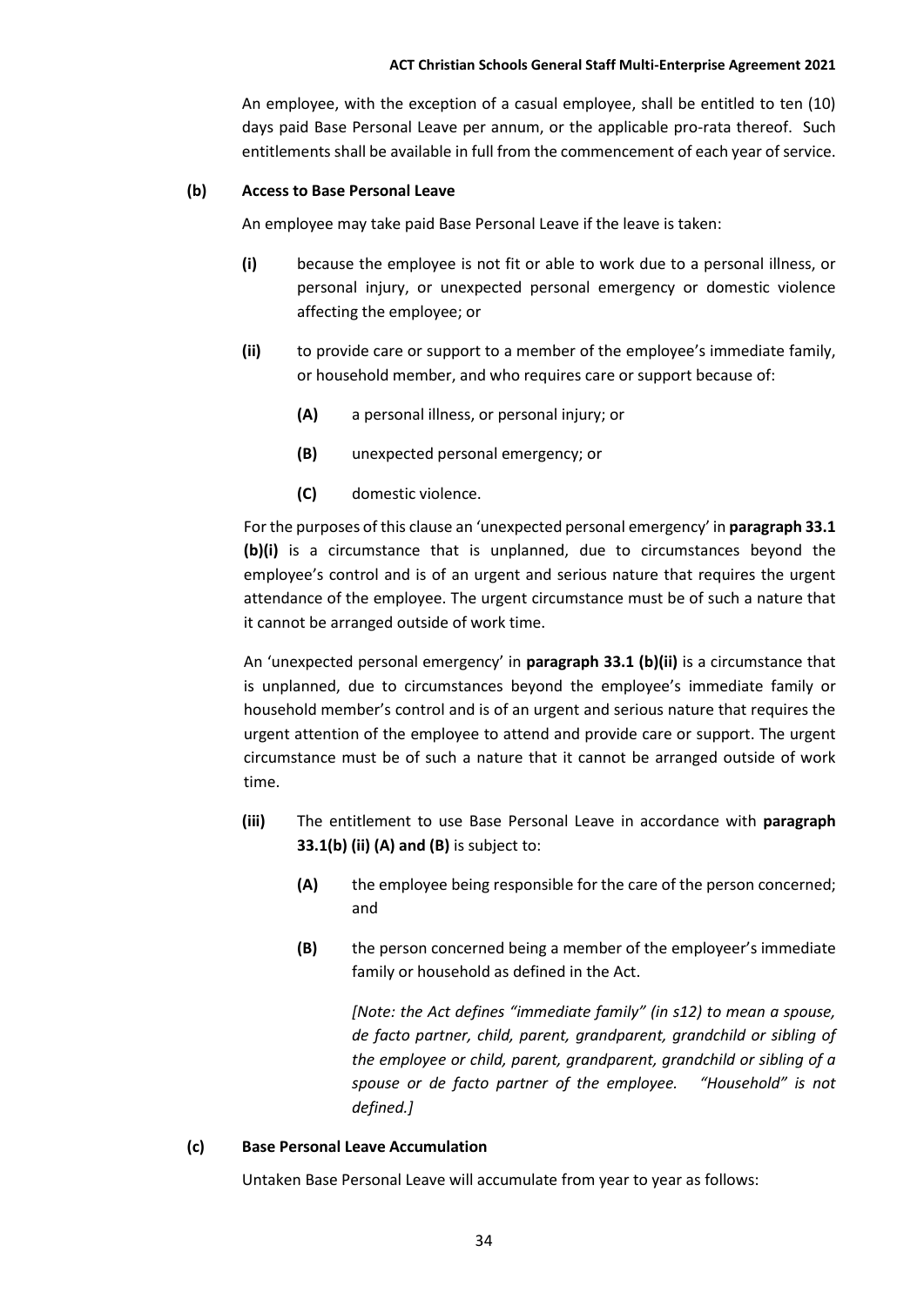An employee, with the exception of a casual employee, shall be entitled to ten (10) days paid Base Personal Leave per annum, or the applicable pro-rata thereof. Such entitlements shall be available in full from the commencement of each year of service.

**(b) Access to Base Personal Leave**

An employee may take paid Base Personal Leave if the leave is taken:

**(i)** because the employee is not fit or able to work due to a personal illness, or personal injury, or unexpected personal emergency or domestic violence affecting the employee; or

**(ii)** to provide care or support to a member of the employee's immediate family, or household member, and who requires care or support because of:

**(A)** a personal illness, or personal injury; or

**(B)** unexpected personal emergency; or

**(C)** domestic violence.

For the purposes of this clause an 'unexpected personal emergency' in **paragraph 33.1 (b)(i)** is a circumstance that is unplanned, due to circumstances beyond the employee's control and is of an urgent and serious nature that requires the urgent attendance of the employee. The urgent circumstance must be of such a nature that it cannot be arranged outside of work time.

An 'unexpected personal emergency' in **paragraph 33.1 (b)(ii)** is a circumstance that is unplanned, due to circumstances beyond the employee's immediate family or household member's control and is of an urgent and serious nature that requires the urgent attention of the employee to attend and provide care or support. The urgent circumstance must be of such a nature that it cannot be arranged outside of work time.

**(iii)** The entitlement to use Base Personal Leave in accordance with **paragraph 33.1(b) (ii) (A) and (B)** is subject to:

**(A)** the employee being responsible for the care of the person concerned; and

**(B)** the person concerned being a member of the employeer's immediate family or household as defined in the Act.

*[Note: the Act defines "immediate family" (in s12) to mean a spouse, de facto partner, child, parent, grandparent, grandchild or sibling of the employee or child, parent, grandparent, grandchild or sibling of a spouse or de facto partner of the employee. "Household" is not defined.]*

**(c) Base Personal Leave Accumulation**

Untaken Base Personal Leave will accumulate from year to year as follows: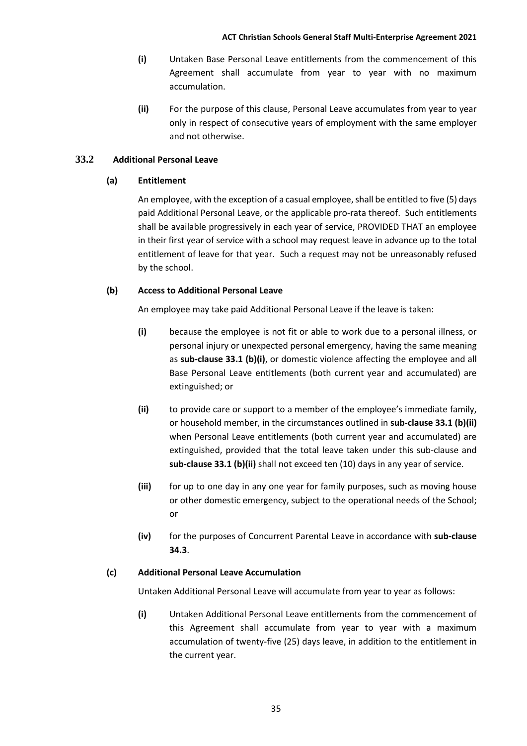**(i)** Untaken Base Personal Leave entitlements from the commencement of this Agreement shall accumulate from year to year with no maximum accumulation.

**(ii)** For the purpose of this clause, Personal Leave accumulates from year to year only in respect of consecutive years of employment with the same employer and not otherwise.

### 33.2 Additional Personal Leave

#### (a) Entitlement

An employee, with the exception of a casual employee, shall be entitled to five (5) days paid Additional Personal Leave, or the applicable pro-rata thereof. Such entitlements shall be available progressively in each year of service, PROVIDED THAT an employee in their first year of service with a school may request leave in advance up to the total entitlement of leave for that year. Such a request may not be unreasonably refused by the school.

#### (b) Access to Additional Personal Leave

An employee may take paid Additional Personal Leave if the leave is taken:

**(i)** because the employee is not fit or able to work due to a personal illness, or personal injury or unexpected personal emergency, having the same meaning as **sub-clause 33.1 (b)(i)**, or domestic violence affecting the employee and all Base Personal Leave entitlements (both current year and accumulated) are extinguished; or

**(ii)** to provide care or support to a member of the employee's immediate family, or household member, in the circumstances outlined in **sub-clause 33.1 (b)(ii)** when Personal Leave entitlements (both current year and accumulated) are extinguished, provided that the total leave taken under this sub-clause and **sub-clause 33.1 (b)(ii)** shall not exceed ten (10) days in any year of service.

**(iii)** for up to one day in any one year for family purposes, such as moving house or other domestic emergency, subject to the operational needs of the School; or

**(iv)** for the purposes of Concurrent Parental Leave in accordance with **sub-clause 34.3**.

#### (c) Additional Personal Leave Accumulation

Untaken Additional Personal Leave will accumulate from year to year as follows:

**(i)** Untaken Additional Personal Leave entitlements from the commencement of this Agreement shall accumulate from year to year with a maximum accumulation of twenty-five (25) days leave, in addition to the entitlement in the current year.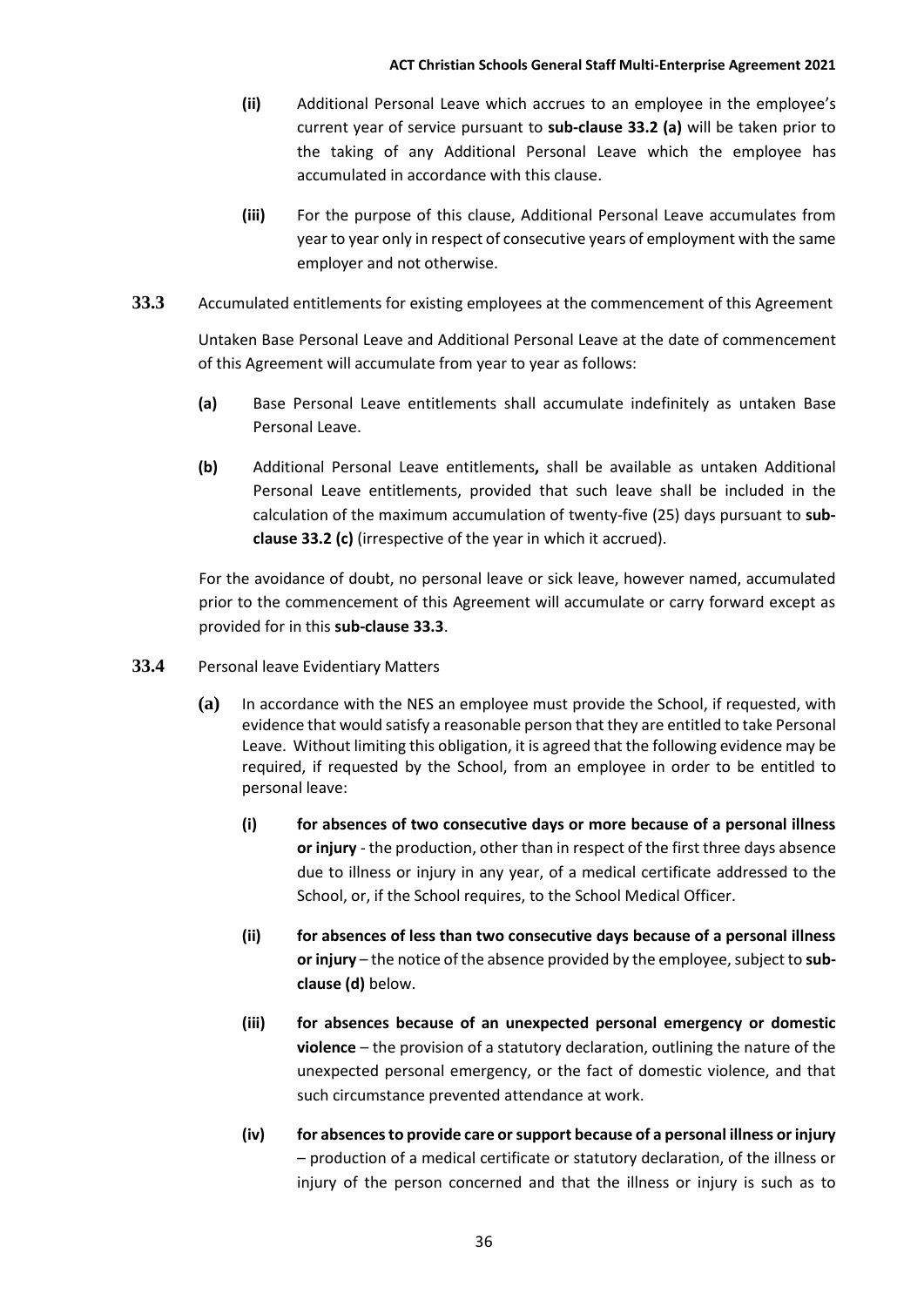- **(ii)** Additional Personal Leave which accrues to an employee in the employee's current year of service pursuant to **sub-clause 33.2 (a)** will be taken prior to the taking of any Additional Personal Leave which the employee has accumulated in accordance with this clause.

- **(iii)** For the purpose of this clause, Additional Personal Leave accumulates from year to year only in respect of consecutive years of employment with the same employer and not otherwise.

**33.3** Accumulated entitlements for existing employees at the commencement of this Agreement

Untaken Base Personal Leave and Additional Personal Leave at the date of commencement of this Agreement will accumulate from year to year as follows:

- **(a)** Base Personal Leave entitlements shall accumulate indefinitely as untaken Base Personal Leave.

- **(b)** Additional Personal Leave entitlements**,** shall be available as untaken Additional Personal Leave entitlements, provided that such leave shall be included in the calculation of the maximum accumulation of twenty-five (25) days pursuant to **sub-clause 33.2 (c)** (irrespective of the year in which it accrued).

For the avoidance of doubt, no personal leave or sick leave, however named, accumulated prior to the commencement of this Agreement will accumulate or carry forward except as provided for in this **sub-clause 33.3**.

**33.4** Personal leave Evidentiary Matters

- **(a)** In accordance with the NES an employee must provide the School, if requested, with evidence that would satisfy a reasonable person that they are entitled to take Personal Leave. Without limiting this obligation, it is agreed that the following evidence may be required, if requested by the School, from an employee in order to be entitled to personal leave:

  - **(i)** **for absences of two consecutive days or more because of a personal illness or injury** - the production, other than in respect of the first three days absence due to illness or injury in any year, of a medical certificate addressed to the School, or, if the School requires, to the School Medical Officer.

  - **(ii)** **for absences of less than two consecutive days because of a personal illness or injury** – the notice of the absence provided by the employee, subject to **sub-clause (d)** below.

  - **(iii)** **for absences because of an unexpected personal emergency or domestic violence** – the provision of a statutory declaration, outlining the nature of the unexpected personal emergency, or the fact of domestic violence, and that such circumstance prevented attendance at work.

  - **(iv)** **for absences to provide care or support because of a personal illness or injury** – production of a medical certificate or statutory declaration, of the illness or injury of the person concerned and that the illness or injury is such as to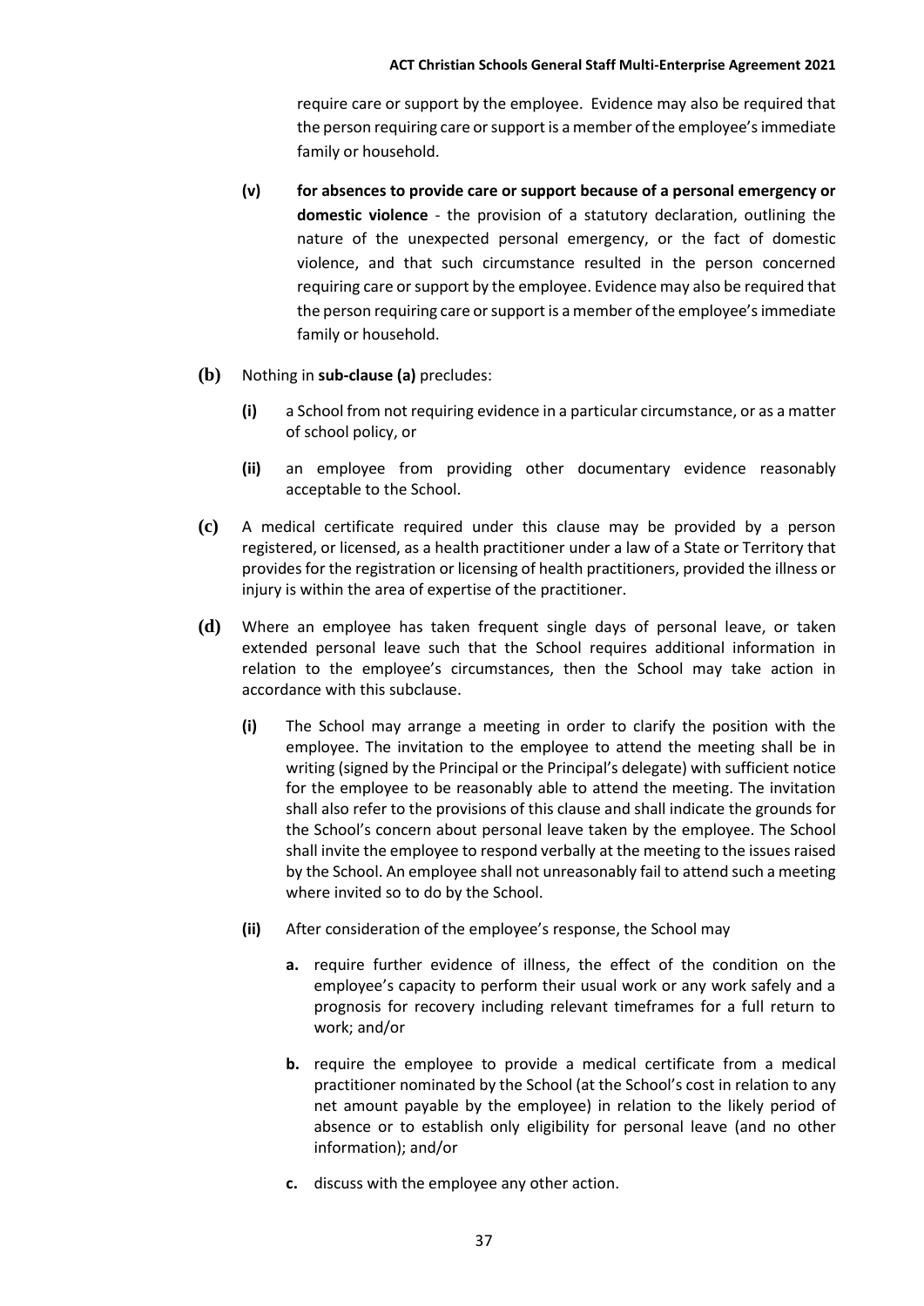require care or support by the employee. Evidence may also be required that the person requiring care or support is a member of the employee's immediate family or household.

**(v)** **for absences to provide care or support because of a personal emergency or domestic violence** - the provision of a statutory declaration, outlining the nature of the unexpected personal emergency, or the fact of domestic violence, and that such circumstance resulted in the person concerned requiring care or support by the employee. Evidence may also be required that the person requiring care or support is a member of the employee's immediate family or household.

**(b)** Nothing in **sub-clause (a)** precludes:

**(i)** a School from not requiring evidence in a particular circumstance, or as a matter of school policy, or

**(ii)** an employee from providing other documentary evidence reasonably acceptable to the School.

**(c)** A medical certificate required under this clause may be provided by a person registered, or licensed, as a health practitioner under a law of a State or Territory that provides for the registration or licensing of health practitioners, provided the illness or injury is within the area of expertise of the practitioner.

**(d)** Where an employee has taken frequent single days of personal leave, or taken extended personal leave such that the School requires additional information in relation to the employee's circumstances, then the School may take action in accordance with this subclause.

**(i)** The School may arrange a meeting in order to clarify the position with the employee. The invitation to the employee to attend the meeting shall be in writing (signed by the Principal or the Principal's delegate) with sufficient notice for the employee to be reasonably able to attend the meeting. The invitation shall also refer to the provisions of this clause and shall indicate the grounds for the School's concern about personal leave taken by the employee. The School shall invite the employee to respond verbally at the meeting to the issues raised by the School. An employee shall not unreasonably fail to attend such a meeting where invited so to do by the School.

**(ii)** After consideration of the employee's response, the School may

**a.** require further evidence of illness, the effect of the condition on the employee's capacity to perform their usual work or any work safely and a prognosis for recovery including relevant timeframes for a full return to work; and/or

**b.** require the employee to provide a medical certificate from a medical practitioner nominated by the School (at the School's cost in relation to any net amount payable by the employee) in relation to the likely period of absence or to establish only eligibility for personal leave (and no other information); and/or

**c.** discuss with the employee any other action.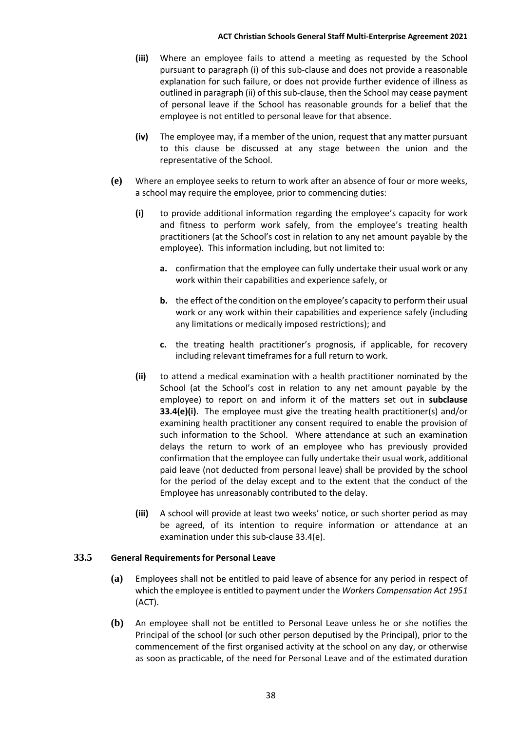- **(iii)** Where an employee fails to attend a meeting as requested by the School pursuant to paragraph (i) of this sub-clause and does not provide a reasonable explanation for such failure, or does not provide further evidence of illness as outlined in paragraph (ii) of this sub-clause, then the School may cease payment of personal leave if the School has reasonable grounds for a belief that the employee is not entitled to personal leave for that absence.

- **(iv)** The employee may, if a member of the union, request that any matter pursuant to this clause be discussed at any stage between the union and the representative of the School.

**(e)** Where an employee seeks to return to work after an absence of four or more weeks, a school may require the employee, prior to commencing duties:

- **(i)** to provide additional information regarding the employee's capacity for work and fitness to perform work safely, from the employee's treating health practitioners (at the School's cost in relation to any net amount payable by the employee). This information including, but not limited to:

  - **a.** confirmation that the employee can fully undertake their usual work or any work within their capabilities and experience safely, or

  - **b.** the effect of the condition on the employee's capacity to perform their usual work or any work within their capabilities and experience safely (including any limitations or medically imposed restrictions); and

  - **c.** the treating health practitioner's prognosis, if applicable, for recovery including relevant timeframes for a full return to work.

- **(ii)** to attend a medical examination with a health practitioner nominated by the School (at the School's cost in relation to any net amount payable by the employee) to report on and inform it of the matters set out in **subclause 33.4(e)(i)**. The employee must give the treating health practitioner(s) and/or examining health practitioner any consent required to enable the provision of such information to the School. Where attendance at such an examination delays the return to work of an employee who has previously provided confirmation that the employee can fully undertake their usual work, additional paid leave (not deducted from personal leave) shall be provided by the school for the period of the delay except and to the extent that the conduct of the Employee has unreasonably contributed to the delay.

- **(iii)** A school will provide at least two weeks' notice, or such shorter period as may be agreed, of its intention to require information or attendance at an examination under this sub-clause 33.4(e).

### 33.5 General Requirements for Personal Leave

**(a)** Employees shall not be entitled to paid leave of absence for any period in respect of which the employee is entitled to payment under the *Workers Compensation Act 1951* (ACT).

**(b)** An employee shall not be entitled to Personal Leave unless he or she notifies the Principal of the school (or such other person deputised by the Principal), prior to the commencement of the first organised activity at the school on any day, or otherwise as soon as practicable, of the need for Personal Leave and of the estimated duration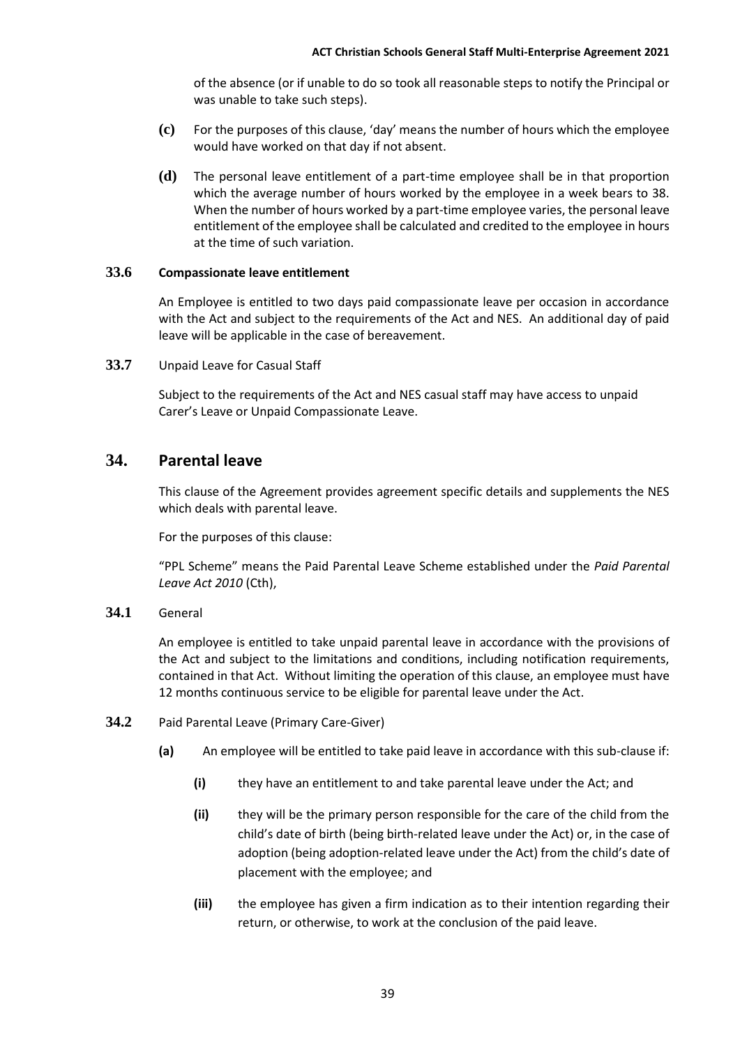of the absence (or if unable to do so took all reasonable steps to notify the Principal or was unable to take such steps).

**(c)** For the purposes of this clause, 'day' means the number of hours which the employee would have worked on that day if not absent.

**(d)** The personal leave entitlement of a part-time employee shall be in that proportion which the average number of hours worked by the employee in a week bears to 38. When the number of hours worked by a part-time employee varies, the personal leave entitlement of the employee shall be calculated and credited to the employee in hours at the time of such variation.

**33.6 Compassionate leave entitlement**

An Employee is entitled to two days paid compassionate leave per occasion in accordance with the Act and subject to the requirements of the Act and NES. An additional day of paid leave will be applicable in the case of bereavement.

**33.7** Unpaid Leave for Casual Staff

Subject to the requirements of the Act and NES casual staff may have access to unpaid Carer's Leave or Unpaid Compassionate Leave.

## 34. Parental leave

This clause of the Agreement provides agreement specific details and supplements the NES which deals with parental leave.

For the purposes of this clause:

"PPL Scheme" means the Paid Parental Leave Scheme established under the *Paid Parental Leave Act 2010* (Cth),

**34.1** General

An employee is entitled to take unpaid parental leave in accordance with the provisions of the Act and subject to the limitations and conditions, including notification requirements, contained in that Act. Without limiting the operation of this clause, an employee must have 12 months continuous service to be eligible for parental leave under the Act.

**34.2** Paid Parental Leave (Primary Care-Giver)

**(a)** An employee will be entitled to take paid leave in accordance with this sub-clause if:

**(i)** they have an entitlement to and take parental leave under the Act; and

**(ii)** they will be the primary person responsible for the care of the child from the child's date of birth (being birth-related leave under the Act) or, in the case of adoption (being adoption-related leave under the Act) from the child's date of placement with the employee; and

**(iii)** the employee has given a firm indication as to their intention regarding their return, or otherwise, to work at the conclusion of the paid leave.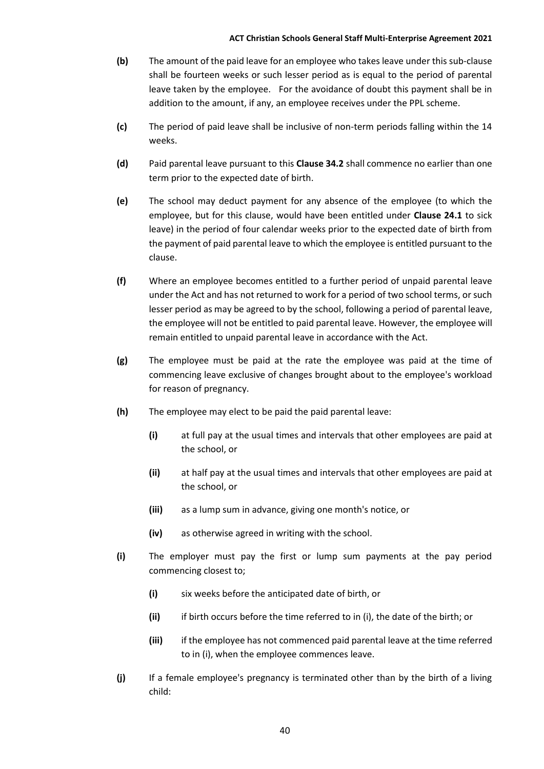**(b)** The amount of the paid leave for an employee who takes leave under this sub-clause shall be fourteen weeks or such lesser period as is equal to the period of parental leave taken by the employee. For the avoidance of doubt this payment shall be in addition to the amount, if any, an employee receives under the PPL scheme.

**(c)** The period of paid leave shall be inclusive of non-term periods falling within the 14 weeks.

**(d)** Paid parental leave pursuant to this **Clause 34.2** shall commence no earlier than one term prior to the expected date of birth.

**(e)** The school may deduct payment for any absence of the employee (to which the employee, but for this clause, would have been entitled under **Clause 24.1** to sick leave) in the period of four calendar weeks prior to the expected date of birth from the payment of paid parental leave to which the employee is entitled pursuant to the clause.

**(f)** Where an employee becomes entitled to a further period of unpaid parental leave under the Act and has not returned to work for a period of two school terms, or such lesser period as may be agreed to by the school, following a period of parental leave, the employee will not be entitled to paid parental leave. However, the employee will remain entitled to unpaid parental leave in accordance with the Act.

**(g)** The employee must be paid at the rate the employee was paid at the time of commencing leave exclusive of changes brought about to the employee's workload for reason of pregnancy.

**(h)** The employee may elect to be paid the paid parental leave:

- **(i)** at full pay at the usual times and intervals that other employees are paid at the school, or
- **(ii)** at half pay at the usual times and intervals that other employees are paid at the school, or
- **(iii)** as a lump sum in advance, giving one month's notice, or
- **(iv)** as otherwise agreed in writing with the school.

**(i)** The employer must pay the first or lump sum payments at the pay period commencing closest to;

- **(i)** six weeks before the anticipated date of birth, or
- **(ii)** if birth occurs before the time referred to in (i), the date of the birth; or
- **(iii)** if the employee has not commenced paid parental leave at the time referred to in (i), when the employee commences leave.

**(j)** If a female employee's pregnancy is terminated other than by the birth of a living child: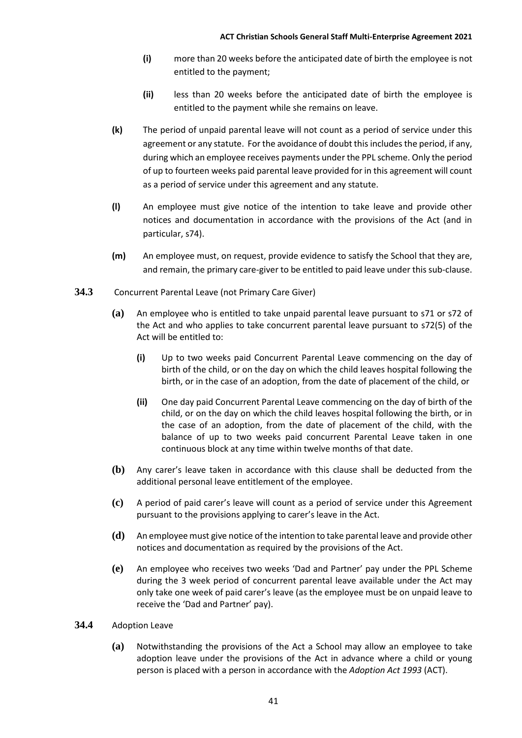- **(i)** more than 20 weeks before the anticipated date of birth the employee is not entitled to the payment;
- **(ii)** less than 20 weeks before the anticipated date of birth the employee is entitled to the payment while she remains on leave.

**(k)** The period of unpaid parental leave will not count as a period of service under this agreement or any statute. For the avoidance of doubt this includes the period, if any, during which an employee receives payments under the PPL scheme. Only the period of up to fourteen weeks paid parental leave provided for in this agreement will count as a period of service under this agreement and any statute.

**(l)** An employee must give notice of the intention to take leave and provide other notices and documentation in accordance with the provisions of the Act (and in particular, s74).

**(m)** An employee must, on request, provide evidence to satisfy the School that they are, and remain, the primary care-giver to be entitled to paid leave under this sub-clause.

**34.3** Concurrent Parental Leave (not Primary Care Giver)

**(a)** An employee who is entitled to take unpaid parental leave pursuant to s71 or s72 of the Act and who applies to take concurrent parental leave pursuant to s72(5) of the Act will be entitled to:

- **(i)** Up to two weeks paid Concurrent Parental Leave commencing on the day of birth of the child, or on the day on which the child leaves hospital following the birth, or in the case of an adoption, from the date of placement of the child, or
- **(ii)** One day paid Concurrent Parental Leave commencing on the day of birth of the child, or on the day on which the child leaves hospital following the birth, or in the case of an adoption, from the date of placement of the child, with the balance of up to two weeks paid concurrent Parental Leave taken in one continuous block at any time within twelve months of that date.

**(b)** Any carer's leave taken in accordance with this clause shall be deducted from the additional personal leave entitlement of the employee.

**(c)** A period of paid carer's leave will count as a period of service under this Agreement pursuant to the provisions applying to carer's leave in the Act.

**(d)** An employee must give notice of the intention to take parental leave and provide other notices and documentation as required by the provisions of the Act.

**(e)** An employee who receives two weeks 'Dad and Partner' pay under the PPL Scheme during the 3 week period of concurrent parental leave available under the Act may only take one week of paid carer's leave (as the employee must be on unpaid leave to receive the 'Dad and Partner' pay).

**34.4** Adoption Leave

**(a)** Notwithstanding the provisions of the Act a School may allow an employee to take adoption leave under the provisions of the Act in advance where a child or young person is placed with a person in accordance with the *Adoption Act 1993* (ACT).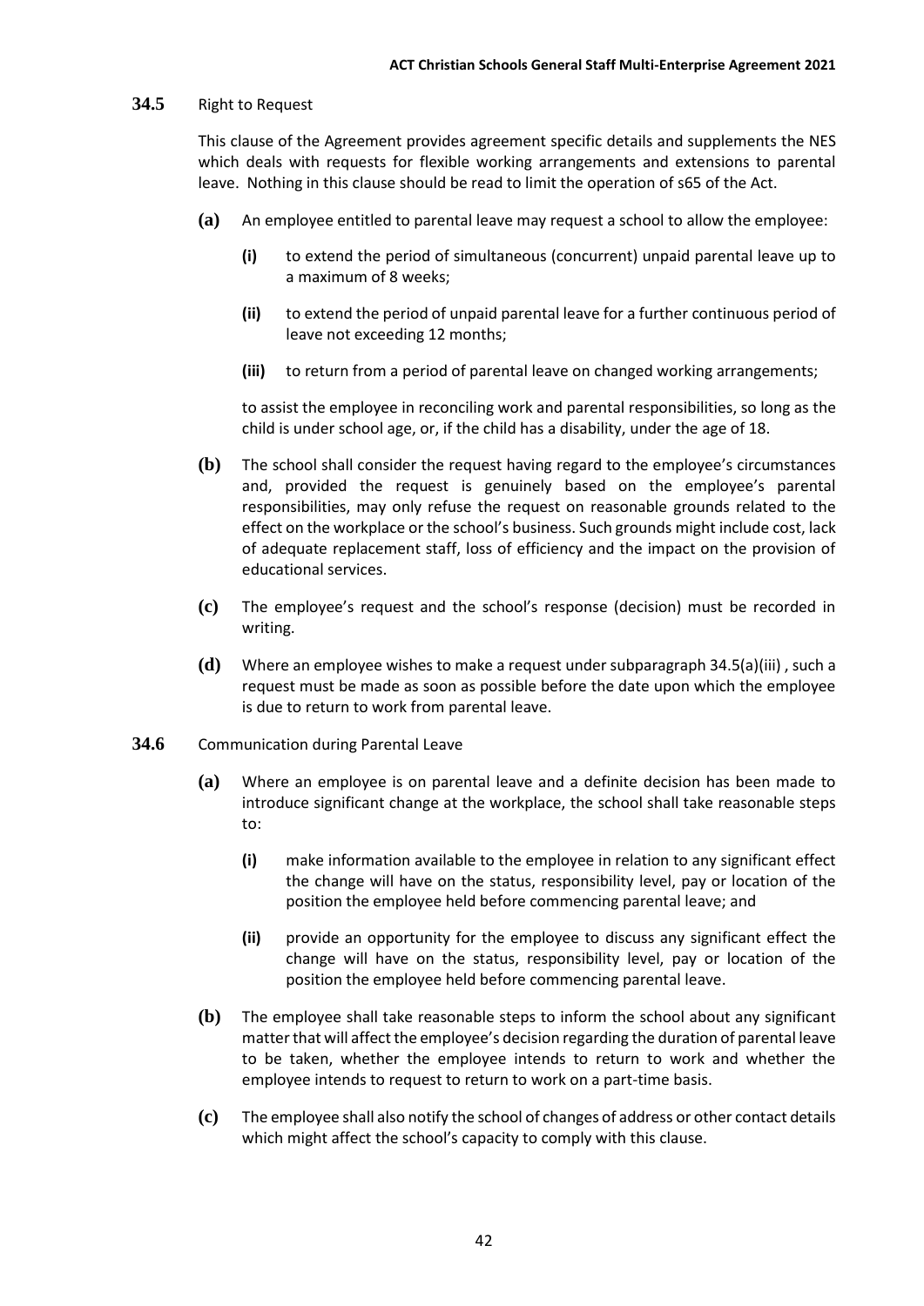**34.5** Right to Request

This clause of the Agreement provides agreement specific details and supplements the NES which deals with requests for flexible working arrangements and extensions to parental leave. Nothing in this clause should be read to limit the operation of s65 of the Act.

**(a)** An employee entitled to parental leave may request a school to allow the employee:

**(i)** to extend the period of simultaneous (concurrent) unpaid parental leave up to a maximum of 8 weeks;

**(ii)** to extend the period of unpaid parental leave for a further continuous period of leave not exceeding 12 months;

**(iii)** to return from a period of parental leave on changed working arrangements;

to assist the employee in reconciling work and parental responsibilities, so long as the child is under school age, or, if the child has a disability, under the age of 18.

**(b)** The school shall consider the request having regard to the employee's circumstances and, provided the request is genuinely based on the employee's parental responsibilities, may only refuse the request on reasonable grounds related to the effect on the workplace or the school's business. Such grounds might include cost, lack of adequate replacement staff, loss of efficiency and the impact on the provision of educational services.

**(c)** The employee's request and the school's response (decision) must be recorded in writing.

**(d)** Where an employee wishes to make a request under subparagraph 34.5(a)(iii) , such a request must be made as soon as possible before the date upon which the employee is due to return to work from parental leave.

**34.6** Communication during Parental Leave

**(a)** Where an employee is on parental leave and a definite decision has been made to introduce significant change at the workplace, the school shall take reasonable steps to:

**(i)** make information available to the employee in relation to any significant effect the change will have on the status, responsibility level, pay or location of the position the employee held before commencing parental leave; and

**(ii)** provide an opportunity for the employee to discuss any significant effect the change will have on the status, responsibility level, pay or location of the position the employee held before commencing parental leave.

**(b)** The employee shall take reasonable steps to inform the school about any significant matter that will affect the employee's decision regarding the duration of parental leave to be taken, whether the employee intends to return to work and whether the employee intends to request to return to work on a part-time basis.

**(c)** The employee shall also notify the school of changes of address or other contact details which might affect the school's capacity to comply with this clause.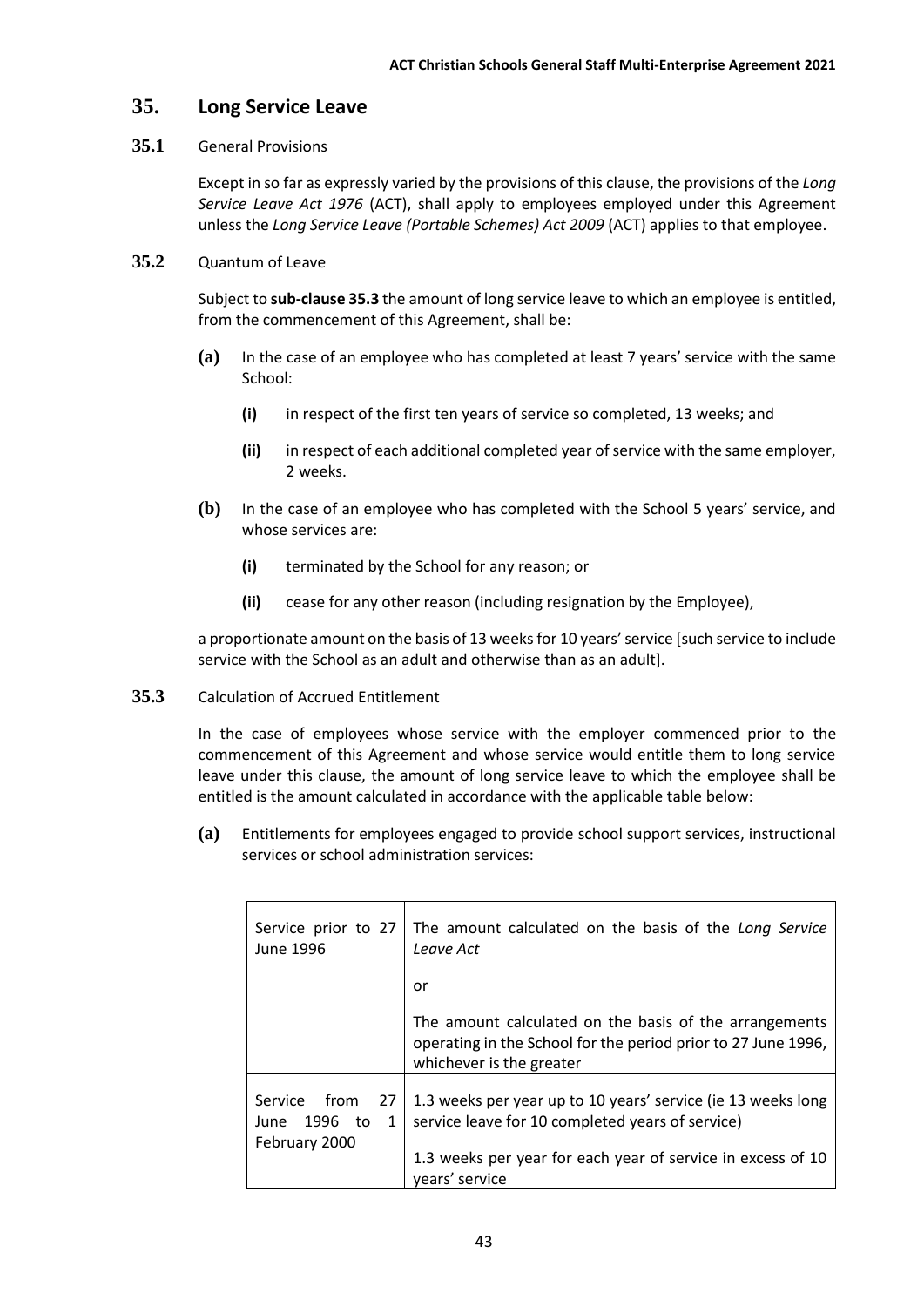## 35. Long Service Leave

**35.1** General Provisions

Except in so far as expressly varied by the provisions of this clause, the provisions of the *Long Service Leave Act 1976* (ACT), shall apply to employees employed under this Agreement unless the *Long Service Leave (Portable Schemes) Act 2009* (ACT) applies to that employee.

**35.2** Quantum of Leave

Subject to **sub-clause 35.3** the amount of long service leave to which an employee is entitled, from the commencement of this Agreement, shall be:

**(a)** In the case of an employee who has completed at least 7 years' service with the same School:

**(i)** in respect of the first ten years of service so completed, 13 weeks; and

**(ii)** in respect of each additional completed year of service with the same employer, 2 weeks.

**(b)** In the case of an employee who has completed with the School 5 years' service, and whose services are:

**(i)** terminated by the School for any reason; or

**(ii)** cease for any other reason (including resignation by the Employee),

a proportionate amount on the basis of 13 weeks for 10 years' service [such service to include service with the School as an adult and otherwise than as an adult].

**35.3** Calculation of Accrued Entitlement

In the case of employees whose service with the employer commenced prior to the commencement of this Agreement and whose service would entitle them to long service leave under this clause, the amount of long service leave to which the employee shall be entitled is the amount calculated in accordance with the applicable table below:

**(a)** Entitlements for employees engaged to provide school support services, instructional services or school administration services:

| | |
|---|---|
| Service prior to 27 June 1996 | The amount calculated on the basis of the *Long Service Leave Act*<br><br>or<br><br>The amount calculated on the basis of the arrangements operating in the School for the period prior to 27 June 1996, whichever is the greater |
| Service from 27 June 1996 to 1 February 2000 | 1.3 weeks per year up to 10 years' service (ie 13 weeks long service leave for 10 completed years of service)<br><br>1.3 weeks per year for each year of service in excess of 10 years' service |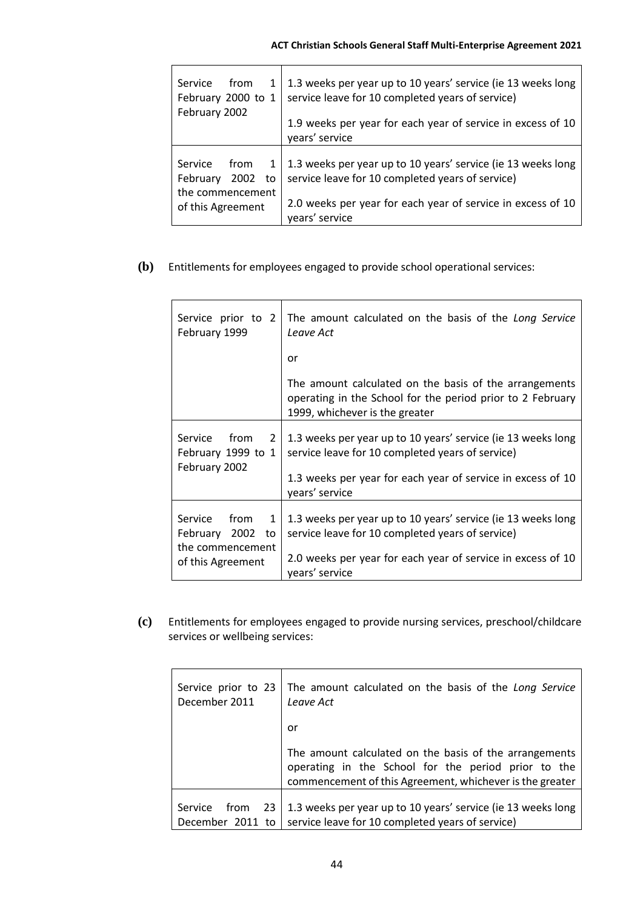| Service from 1 February 2000 to 1 February 2002 | 1.3 weeks per year up to 10 years' service (ie 13 weeks long service leave for 10 completed years of service)<br><br>1.9 weeks per year for each year of service in excess of 10 years' service |
|---|---|
| Service from 1 February 2002 to the commencement of this Agreement | 1.3 weeks per year up to 10 years' service (ie 13 weeks long service leave for 10 completed years of service)<br><br>2.0 weeks per year for each year of service in excess of 10 years' service |

**(b)** Entitlements for employees engaged to provide school operational services:

| Service prior to 2 February 1999 | The amount calculated on the basis of the *Long Service Leave Act*<br><br>or<br><br>The amount calculated on the basis of the arrangements operating in the School for the period prior to 2 February 1999, whichever is the greater |
|---|---|
| Service from 2 February 1999 to 1 February 2002 | 1.3 weeks per year up to 10 years' service (ie 13 weeks long service leave for 10 completed years of service)<br><br>1.3 weeks per year for each year of service in excess of 10 years' service |
| Service from 1 February 2002 to the commencement of this Agreement | 1.3 weeks per year up to 10 years' service (ie 13 weeks long service leave for 10 completed years of service)<br><br>2.0 weeks per year for each year of service in excess of 10 years' service |

**(c)** Entitlements for employees engaged to provide nursing services, preschool/childcare services or wellbeing services:

| Service prior to 23 December 2011 | The amount calculated on the basis of the *Long Service Leave Act*<br><br>or<br><br>The amount calculated on the basis of the arrangements operating in the School for the period prior to the commencement of this Agreement, whichever is the greater |
|---|---|
| Service from 23 December 2011 to | 1.3 weeks per year up to 10 years' service (ie 13 weeks long service leave for 10 completed years of service) |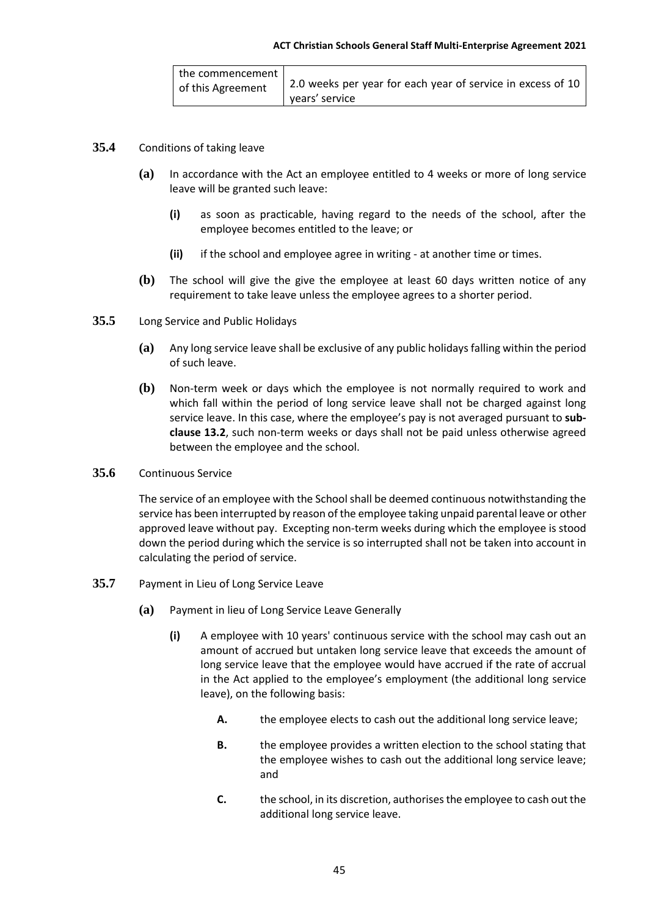| the commencement of this Agreement | 2.0 weeks per year for each year of service in excess of 10 years' service |
|---|---|

**35.4** Conditions of taking leave

**(a)** In accordance with the Act an employee entitled to 4 weeks or more of long service leave will be granted such leave:

**(i)** as soon as practicable, having regard to the needs of the school, after the employee becomes entitled to the leave; or

**(ii)** if the school and employee agree in writing - at another time or times.

**(b)** The school will give the give the employee at least 60 days written notice of any requirement to take leave unless the employee agrees to a shorter period.

**35.5** Long Service and Public Holidays

**(a)** Any long service leave shall be exclusive of any public holidays falling within the period of such leave.

**(b)** Non-term week or days which the employee is not normally required to work and which fall within the period of long service leave shall not be charged against long service leave. In this case, where the employee's pay is not averaged pursuant to **sub-clause 13.2**, such non-term weeks or days shall not be paid unless otherwise agreed between the employee and the school.

**35.6** Continuous Service

The service of an employee with the School shall be deemed continuous notwithstanding the service has been interrupted by reason of the employee taking unpaid parental leave or other approved leave without pay. Excepting non-term weeks during which the employee is stood down the period during which the service is so interrupted shall not be taken into account in calculating the period of service.

**35.7** Payment in Lieu of Long Service Leave

**(a)** Payment in lieu of Long Service Leave Generally

**(i)** A employee with 10 years' continuous service with the school may cash out an amount of accrued but untaken long service leave that exceeds the amount of long service leave that the employee would have accrued if the rate of accrual in the Act applied to the employee's employment (the additional long service leave), on the following basis:

**A.** the employee elects to cash out the additional long service leave;

**B.** the employee provides a written election to the school stating that the employee wishes to cash out the additional long service leave; and

**C.** the school, in its discretion, authorises the employee to cash out the additional long service leave.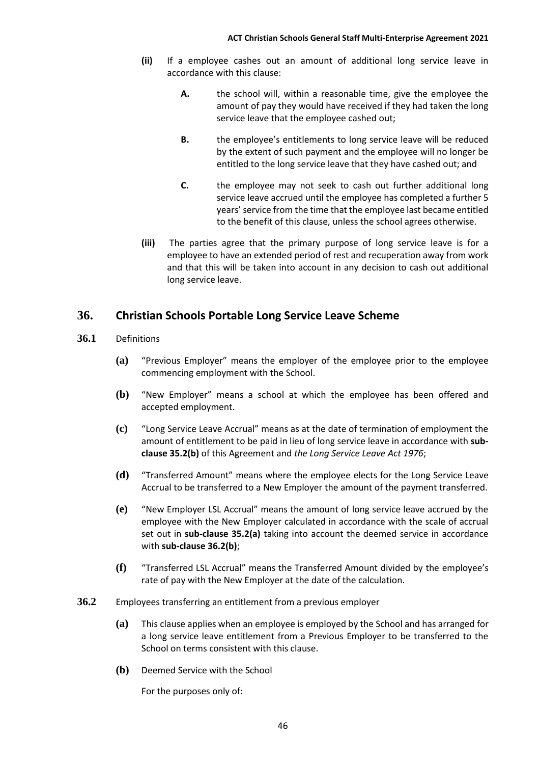**(ii)** If a employee cashes out an amount of additional long service leave in accordance with this clause:

**A.** the school will, within a reasonable time, give the employee the amount of pay they would have received if they had taken the long service leave that the employee cashed out;

**B.** the employee's entitlements to long service leave will be reduced by the extent of such payment and the employee will no longer be entitled to the long service leave that they have cashed out; and

**C.** the employee may not seek to cash out further additional long service leave accrued until the employee has completed a further 5 years' service from the time that the employee last became entitled to the benefit of this clause, unless the school agrees otherwise.

**(iii)** The parties agree that the primary purpose of long service leave is for a employee to have an extended period of rest and recuperation away from work and that this will be taken into account in any decision to cash out additional long service leave.

## 36. Christian Schools Portable Long Service Leave Scheme

**36.1** Definitions

**(a)** "Previous Employer" means the employer of the employee prior to the employee commencing employment with the School.

**(b)** "New Employer" means a school at which the employee has been offered and accepted employment.

**(c)** "Long Service Leave Accrual" means as at the date of termination of employment the amount of entitlement to be paid in lieu of long service leave in accordance with **sub-clause 35.2(b)** of this Agreement and *the Long Service Leave Act 1976*;

**(d)** "Transferred Amount" means where the employee elects for the Long Service Leave Accrual to be transferred to a New Employer the amount of the payment transferred.

**(e)** "New Employer LSL Accrual" means the amount of long service leave accrued by the employee with the New Employer calculated in accordance with the scale of accrual set out in **sub-clause 35.2(a)** taking into account the deemed service in accordance with **sub-clause 36.2(b)**;

**(f)** "Transferred LSL Accrual" means the Transferred Amount divided by the employee's rate of pay with the New Employer at the date of the calculation.

**36.2** Employees transferring an entitlement from a previous employer

**(a)** This clause applies when an employee is employed by the School and has arranged for a long service leave entitlement from a Previous Employer to be transferred to the School on terms consistent with this clause.

**(b)** Deemed Service with the School

For the purposes only of: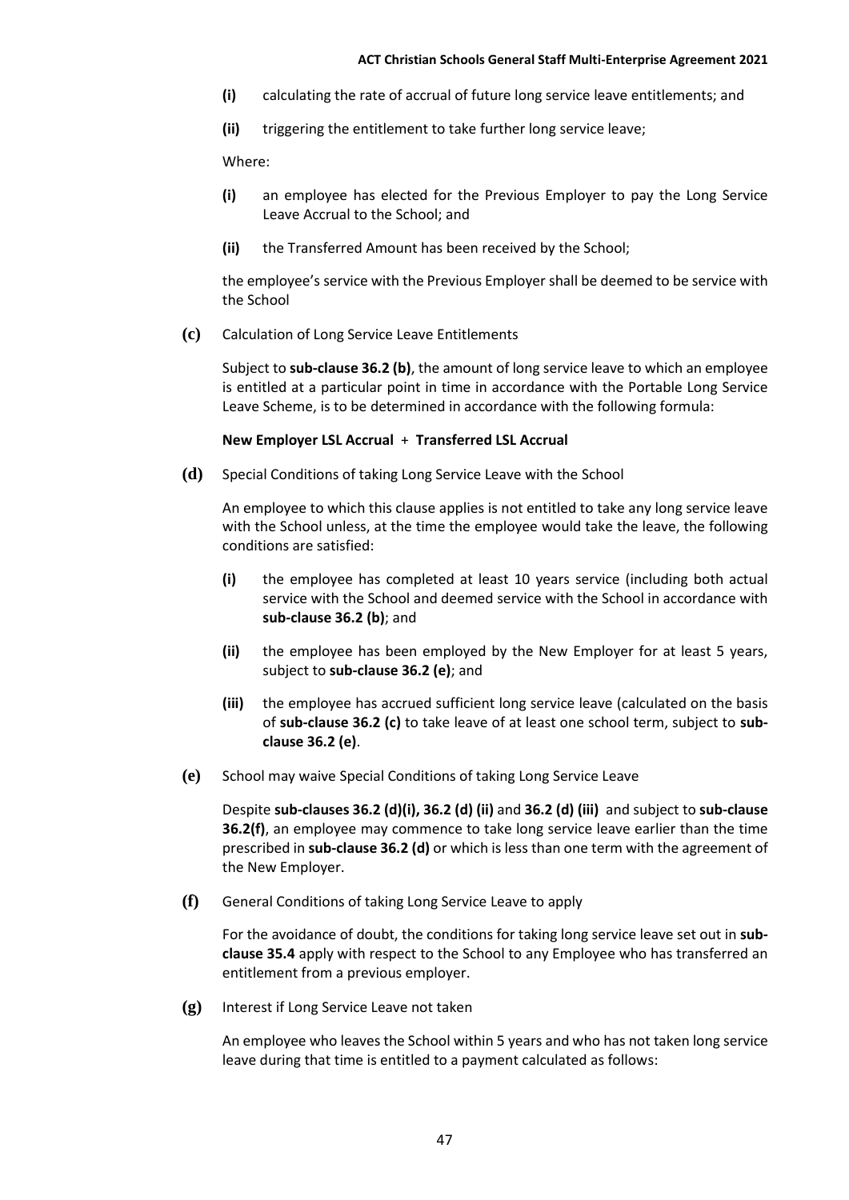- **(i)** calculating the rate of accrual of future long service leave entitlements; and
- **(ii)** triggering the entitlement to take further long service leave;

Where:

- **(i)** an employee has elected for the Previous Employer to pay the Long Service Leave Accrual to the School; and
- **(ii)** the Transferred Amount has been received by the School;

the employee's service with the Previous Employer shall be deemed to be service with the School

**(c)** Calculation of Long Service Leave Entitlements

Subject to **sub-clause 36.2 (b)**, the amount of long service leave to which an employee is entitled at a particular point in time in accordance with the Portable Long Service Leave Scheme, is to be determined in accordance with the following formula:

**New Employer LSL Accrual** + **Transferred LSL Accrual**

**(d)** Special Conditions of taking Long Service Leave with the School

An employee to which this clause applies is not entitled to take any long service leave with the School unless, at the time the employee would take the leave, the following conditions are satisfied:

- **(i)** the employee has completed at least 10 years service (including both actual service with the School and deemed service with the School in accordance with **sub-clause 36.2 (b)**; and
- **(ii)** the employee has been employed by the New Employer for at least 5 years, subject to **sub-clause 36.2 (e)**; and
- **(iii)** the employee has accrued sufficient long service leave (calculated on the basis of **sub-clause 36.2 (c)** to take leave of at least one school term, subject to **sub-clause 36.2 (e)**.

**(e)** School may waive Special Conditions of taking Long Service Leave

Despite **sub-clauses 36.2 (d)(i), 36.2 (d) (ii)** and **36.2 (d) (iii)** and subject to **sub-clause 36.2(f)**, an employee may commence to take long service leave earlier than the time prescribed in **sub-clause 36.2 (d)** or which is less than one term with the agreement of the New Employer.

**(f)** General Conditions of taking Long Service Leave to apply

For the avoidance of doubt, the conditions for taking long service leave set out in **sub-clause 35.4** apply with respect to the School to any Employee who has transferred an entitlement from a previous employer.

**(g)** Interest if Long Service Leave not taken

An employee who leaves the School within 5 years and who has not taken long service leave during that time is entitled to a payment calculated as follows: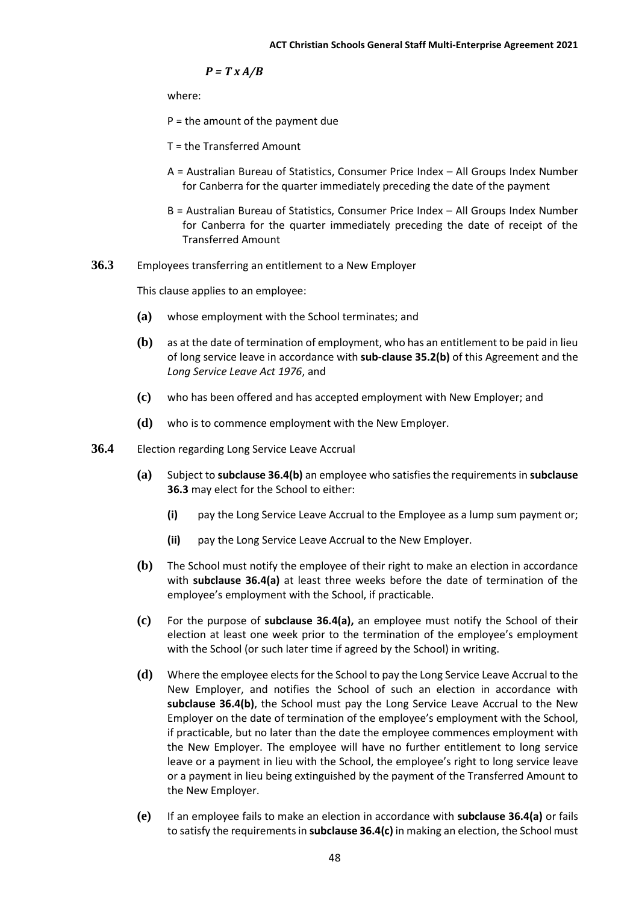$$P = T \times A/B$$

where:

P = the amount of the payment due

T = the Transferred Amount

A = Australian Bureau of Statistics, Consumer Price Index – All Groups Index Number for Canberra for the quarter immediately preceding the date of the payment

B = Australian Bureau of Statistics, Consumer Price Index – All Groups Index Number for Canberra for the quarter immediately preceding the date of receipt of the Transferred Amount

**36.3** Employees transferring an entitlement to a New Employer

This clause applies to an employee:

- **(a)** whose employment with the School terminates; and
- **(b)** as at the date of termination of employment, who has an entitlement to be paid in lieu of long service leave in accordance with **sub-clause 35.2(b)** of this Agreement and the *Long Service Leave Act 1976*, and
- **(c)** who has been offered and has accepted employment with New Employer; and
- **(d)** who is to commence employment with the New Employer.

**36.4** Election regarding Long Service Leave Accrual

- **(a)** Subject to **subclause 36.4(b)** an employee who satisfies the requirements in **subclause 36.3** may elect for the School to either:
  - **(i)** pay the Long Service Leave Accrual to the Employee as a lump sum payment or;
  - **(ii)** pay the Long Service Leave Accrual to the New Employer.
- **(b)** The School must notify the employee of their right to make an election in accordance with **subclause 36.4(a)** at least three weeks before the date of termination of the employee's employment with the School, if practicable.
- **(c)** For the purpose of **subclause 36.4(a),** an employee must notify the School of their election at least one week prior to the termination of the employee's employment with the School (or such later time if agreed by the School) in writing.
- **(d)** Where the employee elects for the School to pay the Long Service Leave Accrual to the New Employer, and notifies the School of such an election in accordance with **subclause 36.4(b)**, the School must pay the Long Service Leave Accrual to the New Employer on the date of termination of the employee's employment with the School, if practicable, but no later than the date the employee commences employment with the New Employer. The employee will have no further entitlement to long service leave or a payment in lieu with the School, the employee's right to long service leave or a payment in lieu being extinguished by the payment of the Transferred Amount to the New Employer.
- **(e)** If an employee fails to make an election in accordance with **subclause 36.4(a)** or fails to satisfy the requirements in **subclause 36.4(c)** in making an election, the School must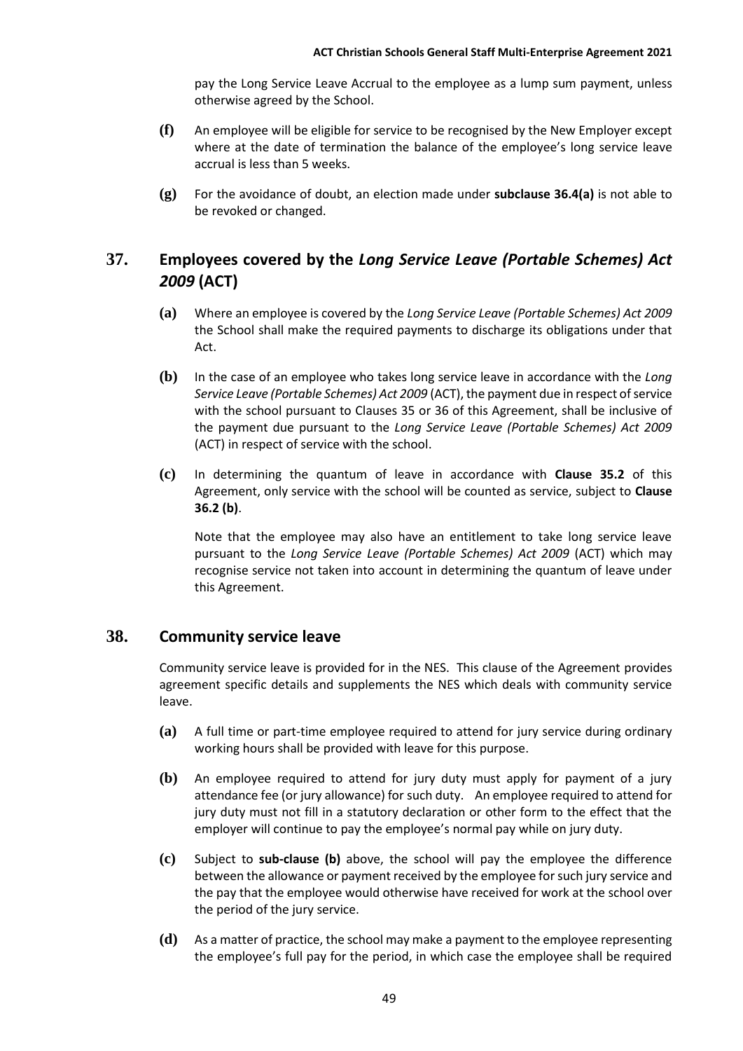pay the Long Service Leave Accrual to the employee as a lump sum payment, unless otherwise agreed by the School.

**(f)** An employee will be eligible for service to be recognised by the New Employer except where at the date of termination the balance of the employee's long service leave accrual is less than 5 weeks.

**(g)** For the avoidance of doubt, an election made under **subclause 36.4(a)** is not able to be revoked or changed.

## 37. Employees covered by the *Long Service Leave (Portable Schemes) Act 2009* (ACT)

**(a)** Where an employee is covered by the *Long Service Leave (Portable Schemes) Act 2009* the School shall make the required payments to discharge its obligations under that Act.

**(b)** In the case of an employee who takes long service leave in accordance with the *Long Service Leave (Portable Schemes) Act 2009* (ACT), the payment due in respect of service with the school pursuant to Clauses 35 or 36 of this Agreement, shall be inclusive of the payment due pursuant to the *Long Service Leave (Portable Schemes) Act 2009* (ACT) in respect of service with the school.

**(c)** In determining the quantum of leave in accordance with **Clause 35.2** of this Agreement, only service with the school will be counted as service, subject to **Clause 36.2 (b)**.

Note that the employee may also have an entitlement to take long service leave pursuant to the *Long Service Leave (Portable Schemes) Act 2009* (ACT) which may recognise service not taken into account in determining the quantum of leave under this Agreement.

## 38. Community service leave

Community service leave is provided for in the NES. This clause of the Agreement provides agreement specific details and supplements the NES which deals with community service leave.

**(a)** A full time or part-time employee required to attend for jury service during ordinary working hours shall be provided with leave for this purpose.

**(b)** An employee required to attend for jury duty must apply for payment of a jury attendance fee (or jury allowance) for such duty. An employee required to attend for jury duty must not fill in a statutory declaration or other form to the effect that the employer will continue to pay the employee's normal pay while on jury duty.

**(c)** Subject to **sub-clause (b)** above, the school will pay the employee the difference between the allowance or payment received by the employee for such jury service and the pay that the employee would otherwise have received for work at the school over the period of the jury service.

**(d)** As a matter of practice, the school may make a payment to the employee representing the employee's full pay for the period, in which case the employee shall be required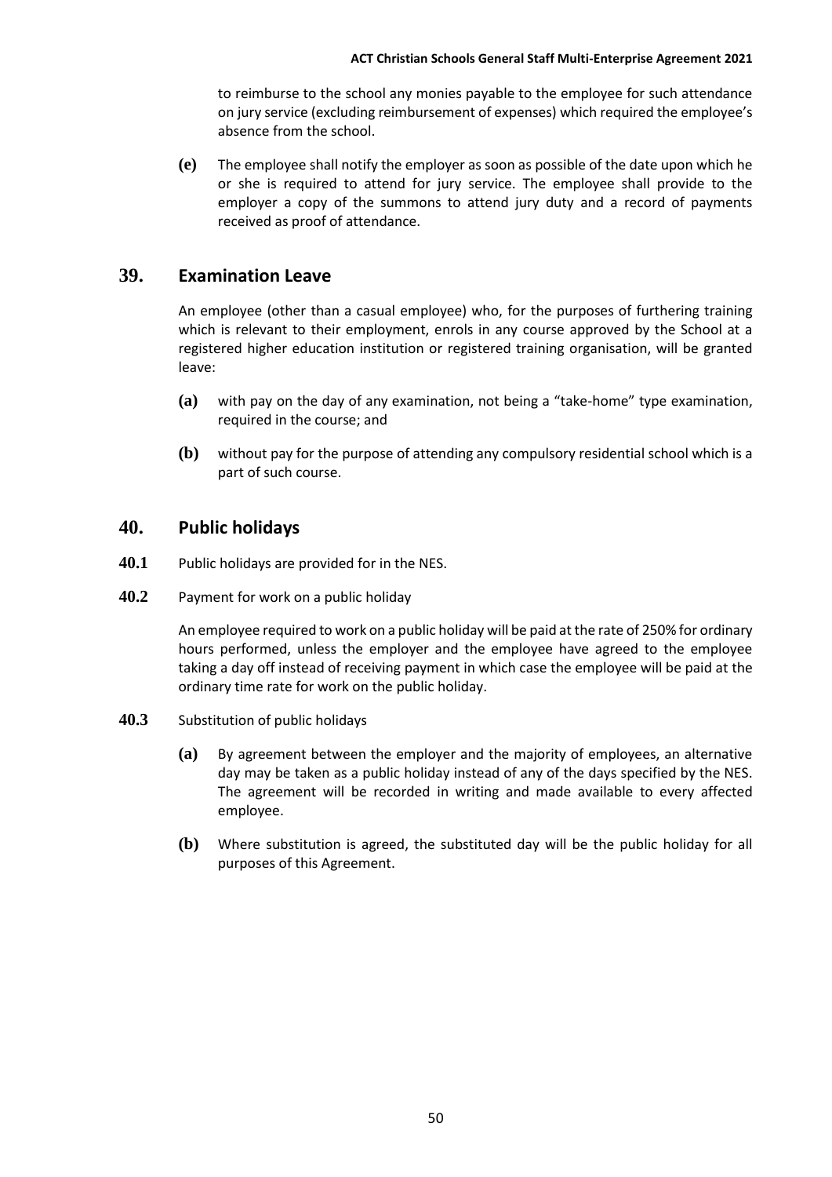to reimburse to the school any monies payable to the employee for such attendance on jury service (excluding reimbursement of expenses) which required the employee's absence from the school.

**(e)** The employee shall notify the employer as soon as possible of the date upon which he or she is required to attend for jury service. The employee shall provide to the employer a copy of the summons to attend jury duty and a record of payments received as proof of attendance.

## 39. Examination Leave

An employee (other than a casual employee) who, for the purposes of furthering training which is relevant to their employment, enrols in any course approved by the School at a registered higher education institution or registered training organisation, will be granted leave:

**(a)** with pay on the day of any examination, not being a "take-home" type examination, required in the course; and

**(b)** without pay for the purpose of attending any compulsory residential school which is a part of such course.

## 40. Public holidays

**40.1** Public holidays are provided for in the NES.

**40.2** Payment for work on a public holiday

An employee required to work on a public holiday will be paid at the rate of 250% for ordinary hours performed, unless the employer and the employee have agreed to the employee taking a day off instead of receiving payment in which case the employee will be paid at the ordinary time rate for work on the public holiday.

**40.3** Substitution of public holidays

**(a)** By agreement between the employer and the majority of employees, an alternative day may be taken as a public holiday instead of any of the days specified by the NES. The agreement will be recorded in writing and made available to every affected employee.

**(b)** Where substitution is agreed, the substituted day will be the public holiday for all purposes of this Agreement.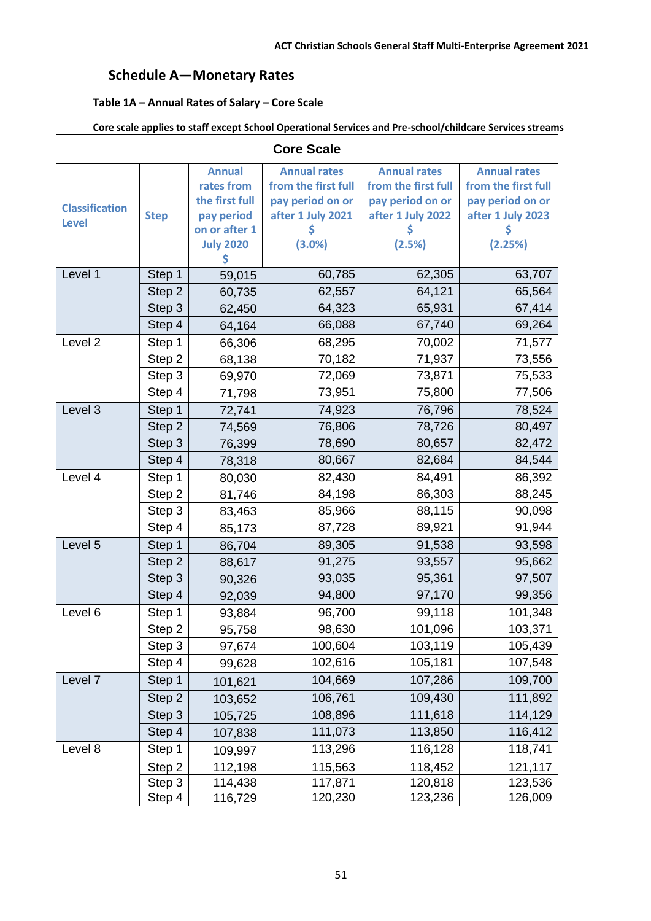## Schedule A—Monetary Rates

### Table 1A – Annual Rates of Salary – Core Scale

**Core scale applies to staff except School Operational Services and Pre-school/childcare Services streams**

| Core Scale | | | | | |
|---|---|---|---|---|---|
| **Classification Level** | **Step** | **Annual rates from the first full pay period on or after 1 July 2020 $** | **Annual rates from the first full pay period on or after 1 July 2021 $ (3.0%)** | **Annual rates from the first full pay period on or after 1 July 2022 $ (2.5%)** | **Annual rates from the first full pay period on or after 1 July 2023 $ (2.25%)** |
| Level 1 | Step 1 | 59,015 | 60,785 | 62,305 | 63,707 |
| | Step 2 | 60,735 | 62,557 | 64,121 | 65,564 |
| | Step 3 | 62,450 | 64,323 | 65,931 | 67,414 |
| | Step 4 | 64,164 | 66,088 | 67,740 | 69,264 |
| Level 2 | Step 1 | 66,306 | 68,295 | 70,002 | 71,577 |
| | Step 2 | 68,138 | 70,182 | 71,937 | 73,556 |
| | Step 3 | 69,970 | 72,069 | 73,871 | 75,533 |
| | Step 4 | 71,798 | 73,951 | 75,800 | 77,506 |
| Level 3 | Step 1 | 72,741 | 74,923 | 76,796 | 78,524 |
| | Step 2 | 74,569 | 76,806 | 78,726 | 80,497 |
| | Step 3 | 76,399 | 78,690 | 80,657 | 82,472 |
| | Step 4 | 78,318 | 80,667 | 82,684 | 84,544 |
| Level 4 | Step 1 | 80,030 | 82,430 | 84,491 | 86,392 |
| | Step 2 | 81,746 | 84,198 | 86,303 | 88,245 |
| | Step 3 | 83,463 | 85,966 | 88,115 | 90,098 |
| | Step 4 | 85,173 | 87,728 | 89,921 | 91,944 |
| Level 5 | Step 1 | 86,704 | 89,305 | 91,538 | 93,598 |
| | Step 2 | 88,617 | 91,275 | 93,557 | 95,662 |
| | Step 3 | 90,326 | 93,035 | 95,361 | 97,507 |
| | Step 4 | 92,039 | 94,800 | 97,170 | 99,356 |
| Level 6 | Step 1 | 93,884 | 96,700 | 99,118 | 101,348 |
| | Step 2 | 95,758 | 98,630 | 101,096 | 103,371 |
| | Step 3 | 97,674 | 100,604 | 103,119 | 105,439 |
| | Step 4 | 99,628 | 102,616 | 105,181 | 107,548 |
| Level 7 | Step 1 | 101,621 | 104,669 | 107,286 | 109,700 |
| | Step 2 | 103,652 | 106,761 | 109,430 | 111,892 |
| | Step 3 | 105,725 | 108,896 | 111,618 | 114,129 |
| | Step 4 | 107,838 | 111,073 | 113,850 | 116,412 |
| Level 8 | Step 1 | 109,997 | 113,296 | 116,128 | 118,741 |
| | Step 2 | 112,198 | 115,563 | 118,452 | 121,117 |
| | Step 3 | 114,438 | 117,871 | 120,818 | 123,536 |
| | Step 4 | 116,729 | 120,230 | 123,236 | 126,009 |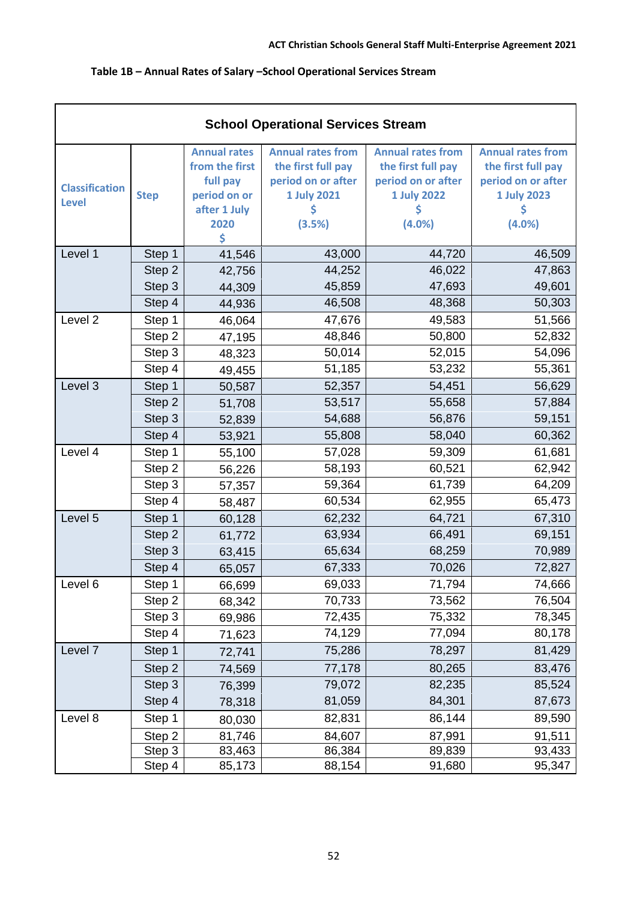**Table 1B – Annual Rates of Salary –School Operational Services Stream**

| School Operational Services Stream | | | | | |
|---|---|---|---|---|---|
| Classification Level | Step | Annual rates from the first full pay period on or after 1 July 2020 $ | Annual rates from the first full pay period on or after 1 July 2021 $ (3.5%) | Annual rates from the first full pay period on or after 1 July 2022 $ (4.0%) | Annual rates from the first full pay period on or after 1 July 2023 $ (4.0%) |
| Level 1 | Step 1 | 41,546 | 43,000 | 44,720 | 46,509 |
| | Step 2 | 42,756 | 44,252 | 46,022 | 47,863 |
| | Step 3 | 44,309 | 45,859 | 47,693 | 49,601 |
| | Step 4 | 44,936 | 46,508 | 48,368 | 50,303 |
| Level 2 | Step 1 | 46,064 | 47,676 | 49,583 | 51,566 |
| | Step 2 | 47,195 | 48,846 | 50,800 | 52,832 |
| | Step 3 | 48,323 | 50,014 | 52,015 | 54,096 |
| | Step 4 | 49,455 | 51,185 | 53,232 | 55,361 |
| Level 3 | Step 1 | 50,587 | 52,357 | 54,451 | 56,629 |
| | Step 2 | 51,708 | 53,517 | 55,658 | 57,884 |
| | Step 3 | 52,839 | 54,688 | 56,876 | 59,151 |
| | Step 4 | 53,921 | 55,808 | 58,040 | 60,362 |
| Level 4 | Step 1 | 55,100 | 57,028 | 59,309 | 61,681 |
| | Step 2 | 56,226 | 58,193 | 60,521 | 62,942 |
| | Step 3 | 57,357 | 59,364 | 61,739 | 64,209 |
| | Step 4 | 58,487 | 60,534 | 62,955 | 65,473 |
| Level 5 | Step 1 | 60,128 | 62,232 | 64,721 | 67,310 |
| | Step 2 | 61,772 | 63,934 | 66,491 | 69,151 |
| | Step 3 | 63,415 | 65,634 | 68,259 | 70,989 |
| | Step 4 | 65,057 | 67,333 | 70,026 | 72,827 |
| Level 6 | Step 1 | 66,699 | 69,033 | 71,794 | 74,666 |
| | Step 2 | 68,342 | 70,733 | 73,562 | 76,504 |
| | Step 3 | 69,986 | 72,435 | 75,332 | 78,345 |
| | Step 4 | 71,623 | 74,129 | 77,094 | 80,178 |
| Level 7 | Step 1 | 72,741 | 75,286 | 78,297 | 81,429 |
| | Step 2 | 74,569 | 77,178 | 80,265 | 83,476 |
| | Step 3 | 76,399 | 79,072 | 82,235 | 85,524 |
| | Step 4 | 78,318 | 81,059 | 84,301 | 87,673 |
| Level 8 | Step 1 | 80,030 | 82,831 | 86,144 | 89,590 |
| | Step 2 | 81,746 | 84,607 | 87,991 | 91,511 |
| | Step 3 | 83,463 | 86,384 | 89,839 | 93,433 |
| | Step 4 | 85,173 | 88,154 | 91,680 | 95,347 |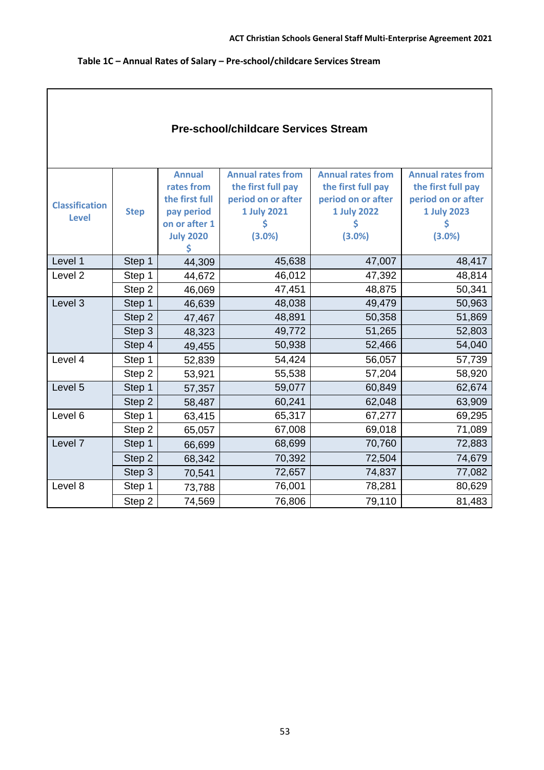**Table 1C – Annual Rates of Salary – Pre-school/childcare Services Stream**

| Pre-school/childcare Services Stream | | | | | |
|---|---|---|---|---|---|
| **Classification Level** | **Step** | **Annual rates from the first full pay period on or after 1 July 2020 $** | **Annual rates from the first full pay period on or after 1 July 2021 $ (3.0%)** | **Annual rates from the first full pay period on or after 1 July 2022 $ (3.0%)** | **Annual rates from the first full pay period on or after 1 July 2023 $ (3.0%)** |
| Level 1 | Step 1 | 44,309 | 45,638 | 47,007 | 48,417 |
| Level 2 | Step 1 | 44,672 | 46,012 | 47,392 | 48,814 |
| | Step 2 | 46,069 | 47,451 | 48,875 | 50,341 |
| Level 3 | Step 1 | 46,639 | 48,038 | 49,479 | 50,963 |
| | Step 2 | 47,467 | 48,891 | 50,358 | 51,869 |
| | Step 3 | 48,323 | 49,772 | 51,265 | 52,803 |
| | Step 4 | 49,455 | 50,938 | 52,466 | 54,040 |
| Level 4 | Step 1 | 52,839 | 54,424 | 56,057 | 57,739 |
| | Step 2 | 53,921 | 55,538 | 57,204 | 58,920 |
| Level 5 | Step 1 | 57,357 | 59,077 | 60,849 | 62,674 |
| | Step 2 | 58,487 | 60,241 | 62,048 | 63,909 |
| Level 6 | Step 1 | 63,415 | 65,317 | 67,277 | 69,295 |
| | Step 2 | 65,057 | 67,008 | 69,018 | 71,089 |
| Level 7 | Step 1 | 66,699 | 68,699 | 70,760 | 72,883 |
| | Step 2 | 68,342 | 70,392 | 72,504 | 74,679 |
| | Step 3 | 70,541 | 72,657 | 74,837 | 77,082 |
| Level 8 | Step 1 | 73,788 | 76,001 | 78,281 | 80,629 |
| | Step 2 | 74,569 | 76,806 | 79,110 | 81,483 |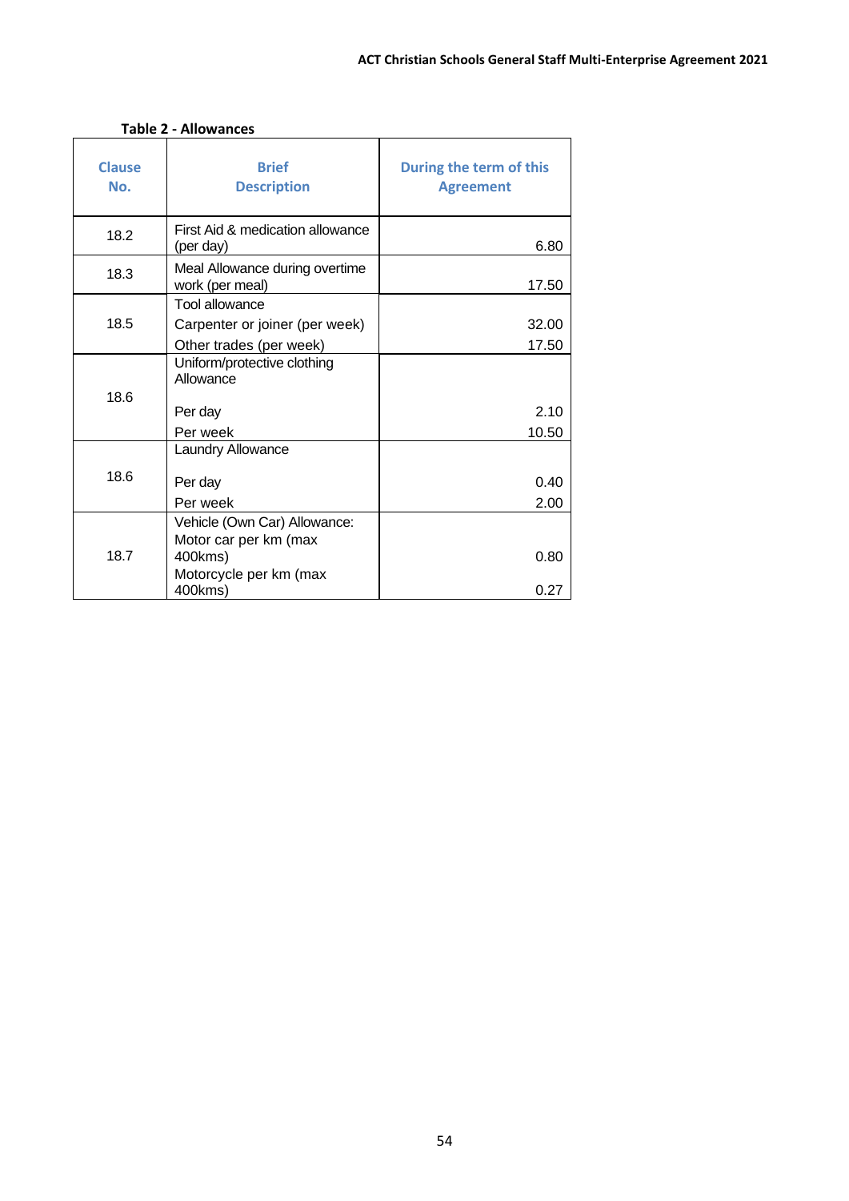**Table 2 - Allowances**

| Clause No. | Brief Description | During the term of this Agreement |
|---|---|---|
| 18.2 | First Aid & medication allowance (per day) | 6.80 |
| 18.3 | Meal Allowance during overtime work (per meal) | 17.50 |
| 18.5 | Tool allowance | |
| | Carpenter or joiner (per week) | 32.00 |
| | Other trades (per week) | 17.50 |
| 18.6 | Uniform/protective clothing Allowance | |
| | Per day | 2.10 |
| | Per week | 10.50 |
| 18.6 | Laundry Allowance | |
| | Per day | 0.40 |
| | Per week | 2.00 |
| 18.7 | Vehicle (Own Car) Allowance: | |
| | Motor car per km (max 400kms) | 0.80 |
| | Motorcycle per km (max 400kms) | 0.27 |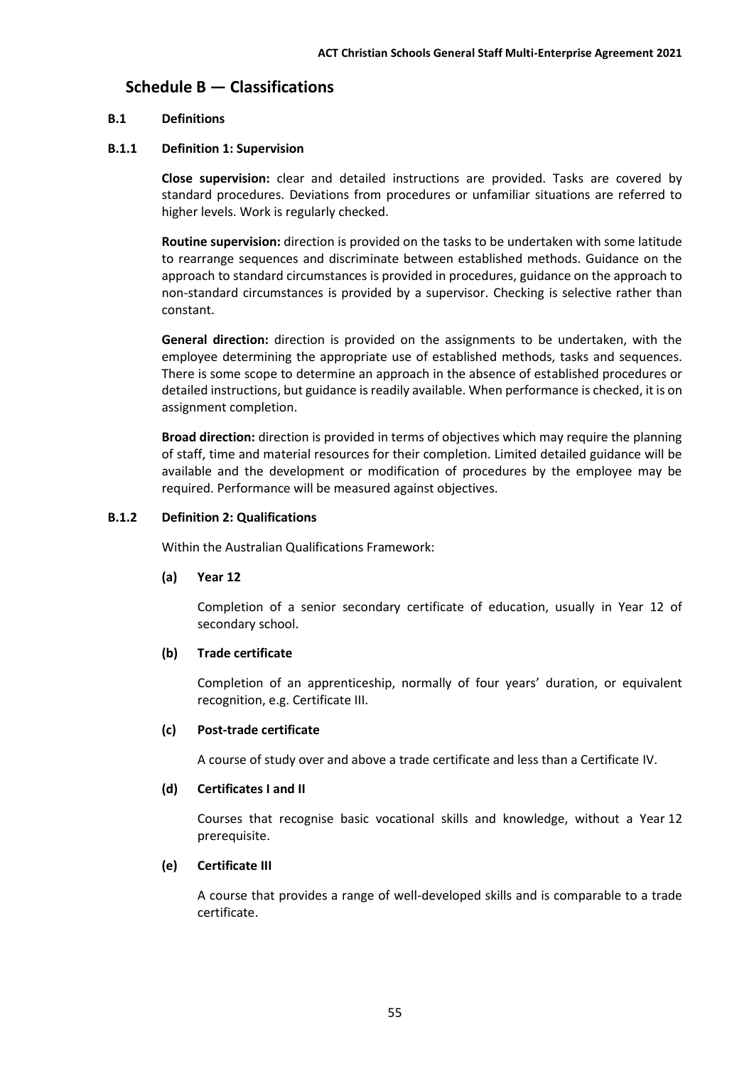# Schedule B — Classifications

## B.1 Definitions

### B.1.1 Definition 1: Supervision

**Close supervision:** clear and detailed instructions are provided. Tasks are covered by standard procedures. Deviations from procedures or unfamiliar situations are referred to higher levels. Work is regularly checked.

**Routine supervision:** direction is provided on the tasks to be undertaken with some latitude to rearrange sequences and discriminate between established methods. Guidance on the approach to standard circumstances is provided in procedures, guidance on the approach to non-standard circumstances is provided by a supervisor. Checking is selective rather than constant.

**General direction:** direction is provided on the assignments to be undertaken, with the employee determining the appropriate use of established methods, tasks and sequences. There is some scope to determine an approach in the absence of established procedures or detailed instructions, but guidance is readily available. When performance is checked, it is on assignment completion.

**Broad direction:** direction is provided in terms of objectives which may require the planning of staff, time and material resources for their completion. Limited detailed guidance will be available and the development or modification of procedures by the employee may be required. Performance will be measured against objectives.

### B.1.2 Definition 2: Qualifications

Within the Australian Qualifications Framework:

**(a) Year 12**

Completion of a senior secondary certificate of education, usually in Year 12 of secondary school.

**(b) Trade certificate**

Completion of an apprenticeship, normally of four years' duration, or equivalent recognition, e.g. Certificate III.

**(c) Post-trade certificate**

A course of study over and above a trade certificate and less than a Certificate IV.

**(d) Certificates I and II**

Courses that recognise basic vocational skills and knowledge, without a Year 12 prerequisite.

**(e) Certificate III**

A course that provides a range of well-developed skills and is comparable to a trade certificate.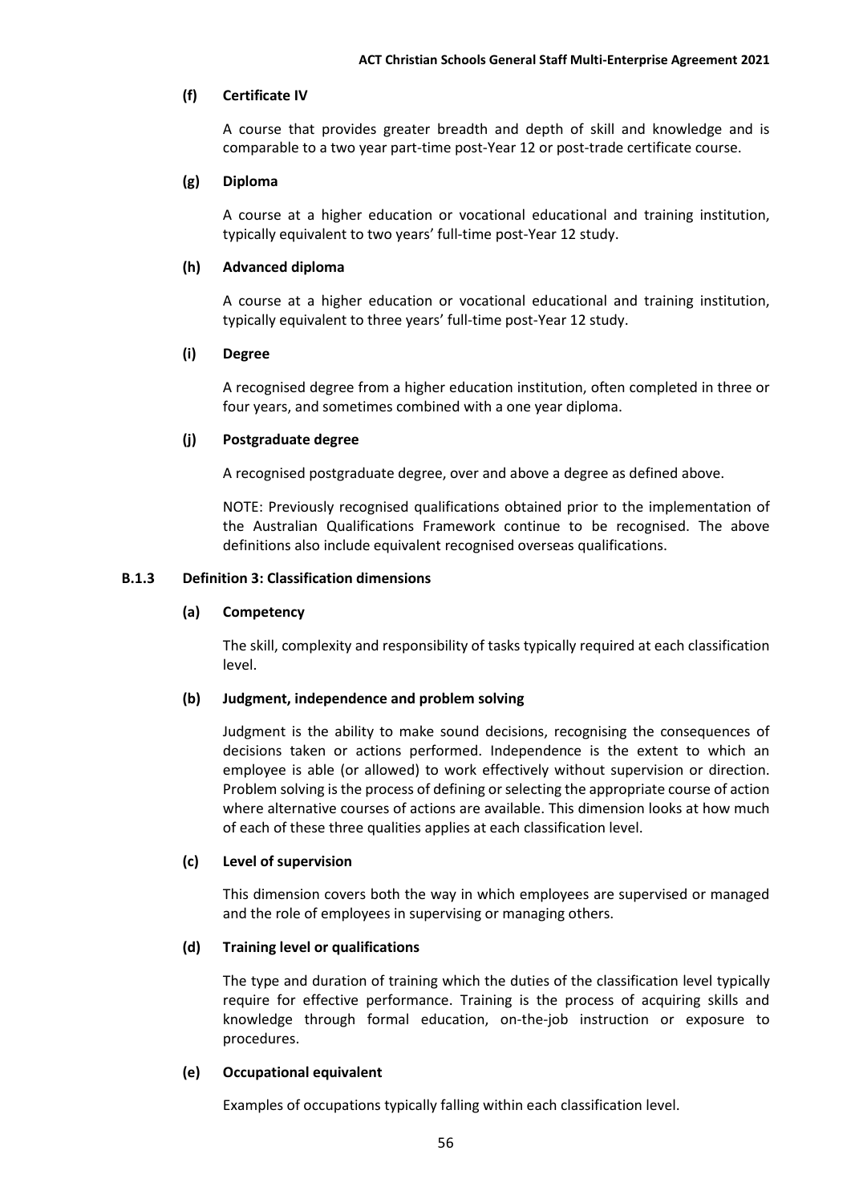#### (f) Certificate IV

A course that provides greater breadth and depth of skill and knowledge and is comparable to a two year part-time post-Year 12 or post-trade certificate course.

#### (g) Diploma

A course at a higher education or vocational educational and training institution, typically equivalent to two years' full-time post-Year 12 study.

#### (h) Advanced diploma

A course at a higher education or vocational educational and training institution, typically equivalent to three years' full-time post-Year 12 study.

#### (i) Degree

A recognised degree from a higher education institution, often completed in three or four years, and sometimes combined with a one year diploma.

#### (j) Postgraduate degree

A recognised postgraduate degree, over and above a degree as defined above.

NOTE: Previously recognised qualifications obtained prior to the implementation of the Australian Qualifications Framework continue to be recognised. The above definitions also include equivalent recognised overseas qualifications.

### B.1.3 Definition 3: Classification dimensions

#### (a) Competency

The skill, complexity and responsibility of tasks typically required at each classification level.

#### (b) Judgment, independence and problem solving

Judgment is the ability to make sound decisions, recognising the consequences of decisions taken or actions performed. Independence is the extent to which an employee is able (or allowed) to work effectively without supervision or direction. Problem solving is the process of defining or selecting the appropriate course of action where alternative courses of actions are available. This dimension looks at how much of each of these three qualities applies at each classification level.

#### (c) Level of supervision

This dimension covers both the way in which employees are supervised or managed and the role of employees in supervising or managing others.

#### (d) Training level or qualifications

The type and duration of training which the duties of the classification level typically require for effective performance. Training is the process of acquiring skills and knowledge through formal education, on-the-job instruction or exposure to procedures.

#### (e) Occupational equivalent

Examples of occupations typically falling within each classification level.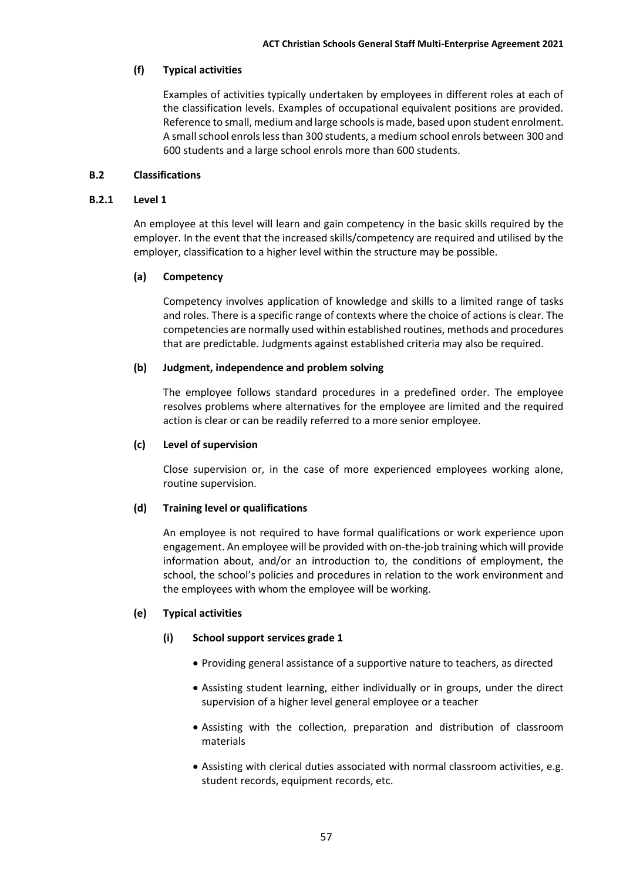#### (f) Typical activities

Examples of activities typically undertaken by employees in different roles at each of the classification levels. Examples of occupational equivalent positions are provided. Reference to small, medium and large schools is made, based upon student enrolment. A small school enrols less than 300 students, a medium school enrols between 300 and 600 students and a large school enrols more than 600 students.

## B.2 Classifications

### B.2.1 Level 1

An employee at this level will learn and gain competency in the basic skills required by the employer. In the event that the increased skills/competency are required and utilised by the employer, classification to a higher level within the structure may be possible.

#### (a) Competency

Competency involves application of knowledge and skills to a limited range of tasks and roles. There is a specific range of contexts where the choice of actions is clear. The competencies are normally used within established routines, methods and procedures that are predictable. Judgments against established criteria may also be required.

#### (b) Judgment, independence and problem solving

The employee follows standard procedures in a predefined order. The employee resolves problems where alternatives for the employee are limited and the required action is clear or can be readily referred to a more senior employee.

#### (c) Level of supervision

Close supervision or, in the case of more experienced employees working alone, routine supervision.

#### (d) Training level or qualifications

An employee is not required to have formal qualifications or work experience upon engagement. An employee will be provided with on-the-job training which will provide information about, and/or an introduction to, the conditions of employment, the school, the school's policies and procedures in relation to the work environment and the employees with whom the employee will be working.

#### (e) Typical activities

##### (i) School support services grade 1

- Providing general assistance of a supportive nature to teachers, as directed
- Assisting student learning, either individually or in groups, under the direct supervision of a higher level general employee or a teacher
- Assisting with the collection, preparation and distribution of classroom materials
- Assisting with clerical duties associated with normal classroom activities, e.g. student records, equipment records, etc.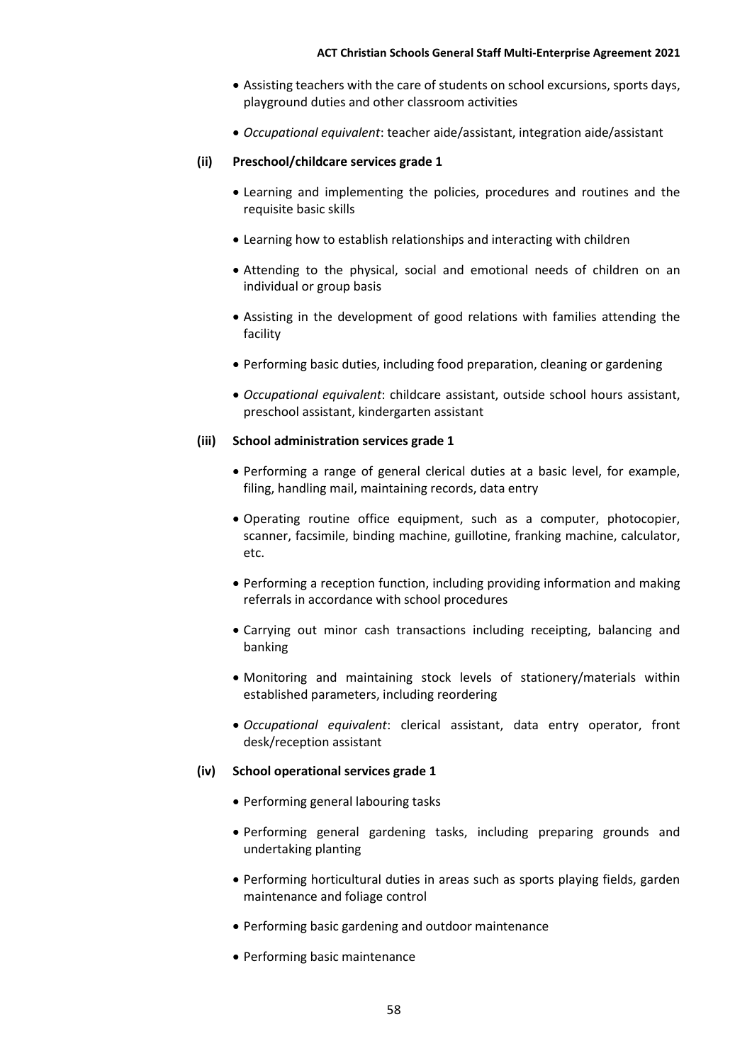- Assisting teachers with the care of students on school excursions, sports days, playground duties and other classroom activities
- *Occupational equivalent*: teacher aide/assistant, integration aide/assistant

**(ii) Preschool/childcare services grade 1**

- Learning and implementing the policies, procedures and routines and the requisite basic skills
- Learning how to establish relationships and interacting with children
- Attending to the physical, social and emotional needs of children on an individual or group basis
- Assisting in the development of good relations with families attending the facility
- Performing basic duties, including food preparation, cleaning or gardening
- *Occupational equivalent*: childcare assistant, outside school hours assistant, preschool assistant, kindergarten assistant

**(iii) School administration services grade 1**

- Performing a range of general clerical duties at a basic level, for example, filing, handling mail, maintaining records, data entry
- Operating routine office equipment, such as a computer, photocopier, scanner, facsimile, binding machine, guillotine, franking machine, calculator, etc.
- Performing a reception function, including providing information and making referrals in accordance with school procedures
- Carrying out minor cash transactions including receipting, balancing and banking
- Monitoring and maintaining stock levels of stationery/materials within established parameters, including reordering
- *Occupational equivalent*: clerical assistant, data entry operator, front desk/reception assistant

**(iv) School operational services grade 1**

- Performing general labouring tasks
- Performing general gardening tasks, including preparing grounds and undertaking planting
- Performing horticultural duties in areas such as sports playing fields, garden maintenance and foliage control
- Performing basic gardening and outdoor maintenance
- Performing basic maintenance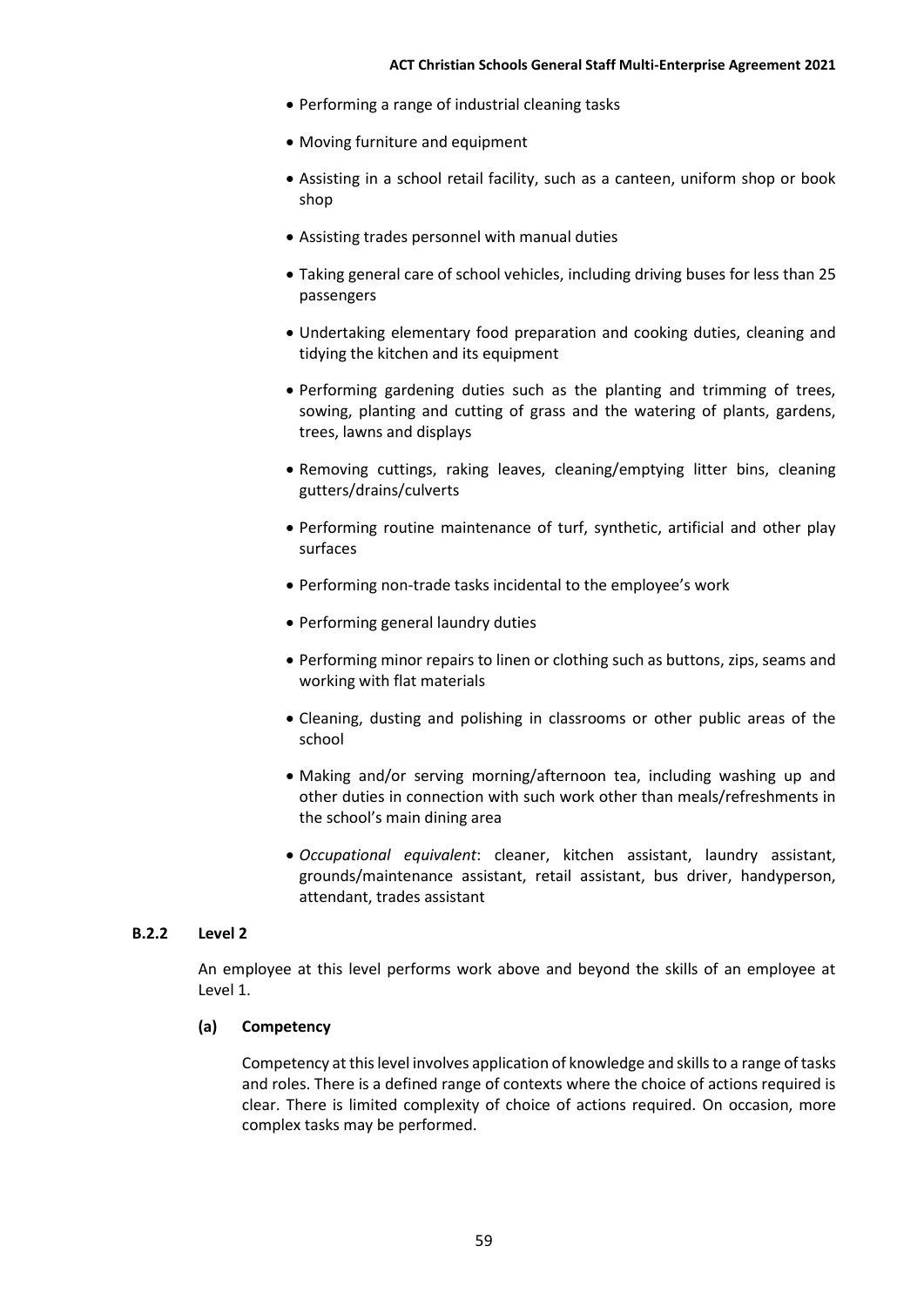- Performing a range of industrial cleaning tasks
- Moving furniture and equipment
- Assisting in a school retail facility, such as a canteen, uniform shop or book shop
- Assisting trades personnel with manual duties
- Taking general care of school vehicles, including driving buses for less than 25 passengers
- Undertaking elementary food preparation and cooking duties, cleaning and tidying the kitchen and its equipment
- Performing gardening duties such as the planting and trimming of trees, sowing, planting and cutting of grass and the watering of plants, gardens, trees, lawns and displays
- Removing cuttings, raking leaves, cleaning/emptying litter bins, cleaning gutters/drains/culverts
- Performing routine maintenance of turf, synthetic, artificial and other play surfaces
- Performing non-trade tasks incidental to the employee's work
- Performing general laundry duties
- Performing minor repairs to linen or clothing such as buttons, zips, seams and working with flat materials
- Cleaning, dusting and polishing in classrooms or other public areas of the school
- Making and/or serving morning/afternoon tea, including washing up and other duties in connection with such work other than meals/refreshments in the school's main dining area
- *Occupational equivalent*: cleaner, kitchen assistant, laundry assistant, grounds/maintenance assistant, retail assistant, bus driver, handyperson, attendant, trades assistant

### B.2.2 Level 2

An employee at this level performs work above and beyond the skills of an employee at Level 1.

**(a) Competency**

Competency at this level involves application of knowledge and skills to a range of tasks and roles. There is a defined range of contexts where the choice of actions required is clear. There is limited complexity of choice of actions required. On occasion, more complex tasks may be performed.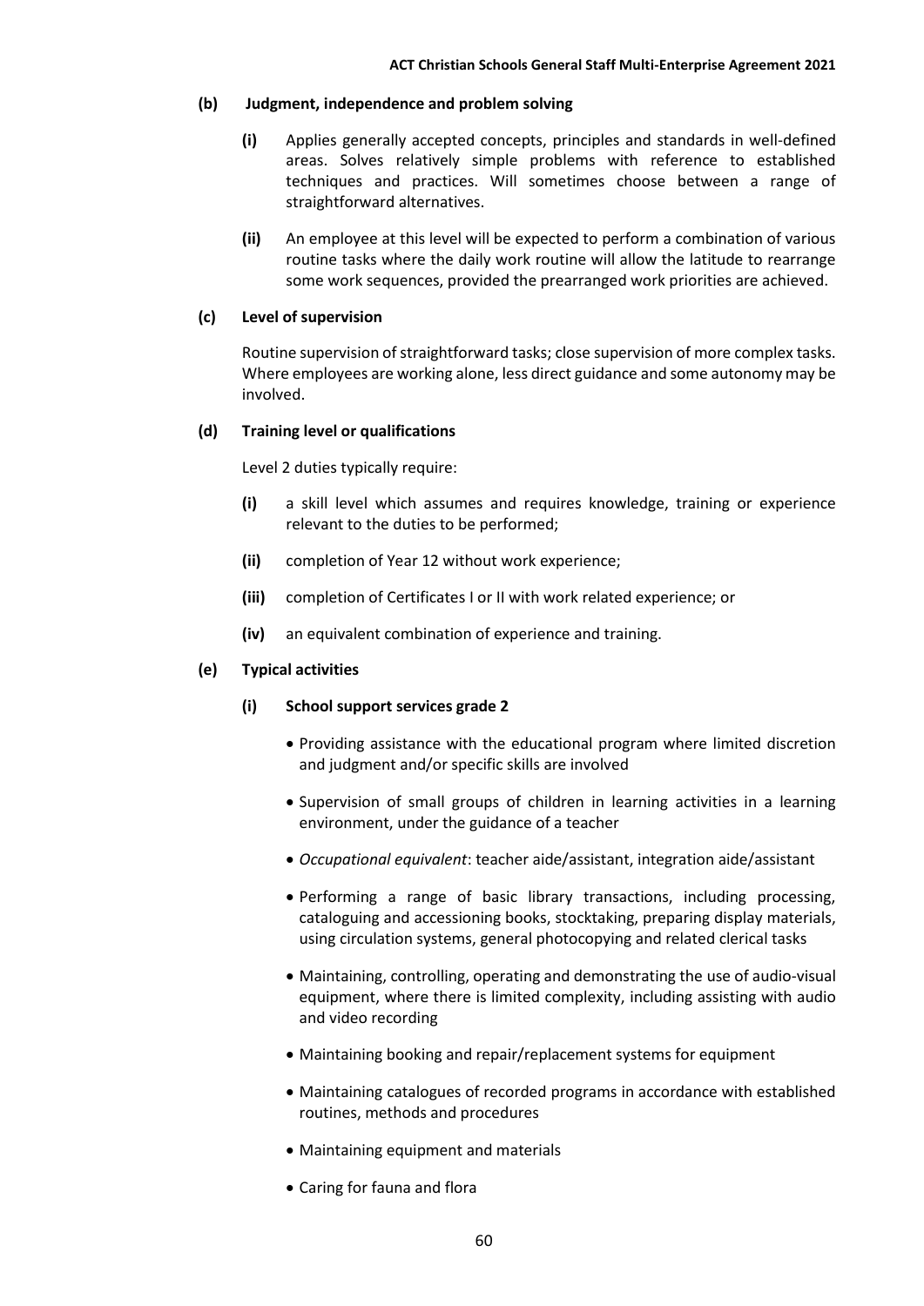**(b) Judgment, independence and problem solving**

**(i)** Applies generally accepted concepts, principles and standards in well-defined areas. Solves relatively simple problems with reference to established techniques and practices. Will sometimes choose between a range of straightforward alternatives.

**(ii)** An employee at this level will be expected to perform a combination of various routine tasks where the daily work routine will allow the latitude to rearrange some work sequences, provided the prearranged work priorities are achieved.

**(c) Level of supervision**

Routine supervision of straightforward tasks; close supervision of more complex tasks. Where employees are working alone, less direct guidance and some autonomy may be involved.

**(d) Training level or qualifications**

Level 2 duties typically require:

**(i)** a skill level which assumes and requires knowledge, training or experience relevant to the duties to be performed;

**(ii)** completion of Year 12 without work experience;

**(iii)** completion of Certificates I or II with work related experience; or

**(iv)** an equivalent combination of experience and training.

**(e) Typical activities**

**(i) School support services grade 2**

- Providing assistance with the educational program where limited discretion and judgment and/or specific skills are involved
- Supervision of small groups of children in learning activities in a learning environment, under the guidance of a teacher
- *Occupational equivalent*: teacher aide/assistant, integration aide/assistant
- Performing a range of basic library transactions, including processing, cataloguing and accessioning books, stocktaking, preparing display materials, using circulation systems, general photocopying and related clerical tasks
- Maintaining, controlling, operating and demonstrating the use of audio-visual equipment, where there is limited complexity, including assisting with audio and video recording
- Maintaining booking and repair/replacement systems for equipment
- Maintaining catalogues of recorded programs in accordance with established routines, methods and procedures
- Maintaining equipment and materials
- Caring for fauna and flora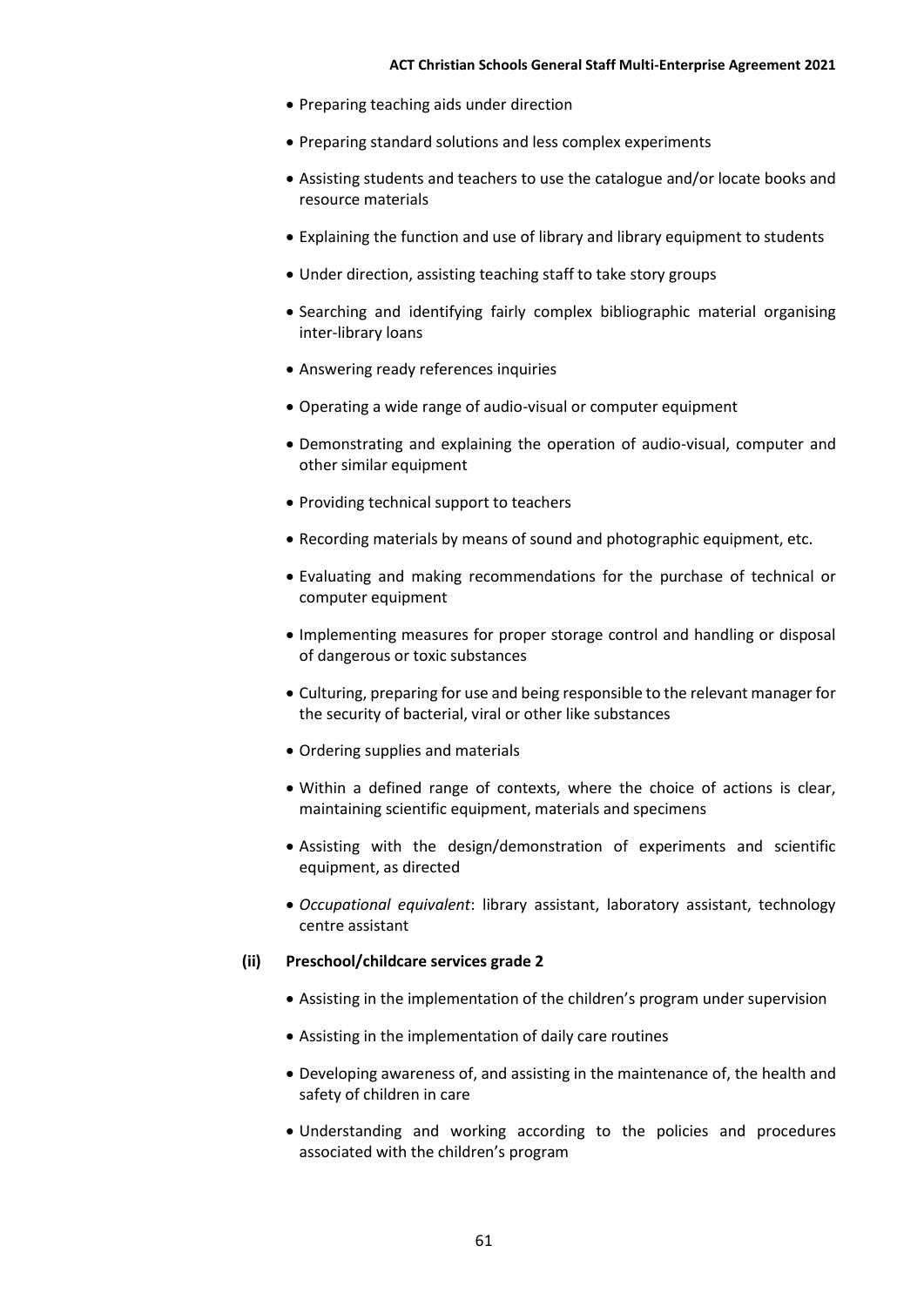- Preparing teaching aids under direction
- Preparing standard solutions and less complex experiments
- Assisting students and teachers to use the catalogue and/or locate books and resource materials
- Explaining the function and use of library and library equipment to students
- Under direction, assisting teaching staff to take story groups
- Searching and identifying fairly complex bibliographic material organising inter-library loans
- Answering ready references inquiries
- Operating a wide range of audio-visual or computer equipment
- Demonstrating and explaining the operation of audio-visual, computer and other similar equipment
- Providing technical support to teachers
- Recording materials by means of sound and photographic equipment, etc.
- Evaluating and making recommendations for the purchase of technical or computer equipment
- Implementing measures for proper storage control and handling or disposal of dangerous or toxic substances
- Culturing, preparing for use and being responsible to the relevant manager for the security of bacterial, viral or other like substances
- Ordering supplies and materials
- Within a defined range of contexts, where the choice of actions is clear, maintaining scientific equipment, materials and specimens
- Assisting with the design/demonstration of experiments and scientific equipment, as directed
- *Occupational equivalent*: library assistant, laboratory assistant, technology centre assistant

**(ii) Preschool/childcare services grade 2**

- Assisting in the implementation of the children's program under supervision
- Assisting in the implementation of daily care routines
- Developing awareness of, and assisting in the maintenance of, the health and safety of children in care
- Understanding and working according to the policies and procedures associated with the children's program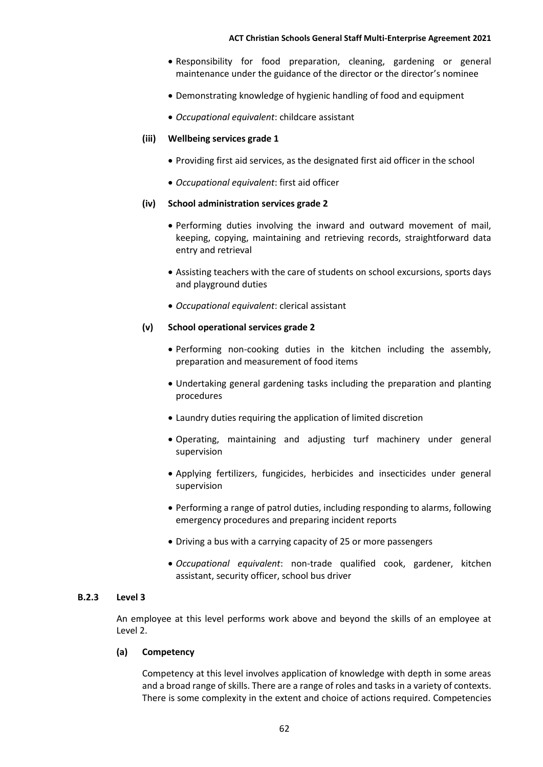- Responsibility for food preparation, cleaning, gardening or general maintenance under the guidance of the director or the director's nominee
- Demonstrating knowledge of hygienic handling of food and equipment
- *Occupational equivalent*: childcare assistant

**(iii) Wellbeing services grade 1**

- Providing first aid services, as the designated first aid officer in the school
- *Occupational equivalent*: first aid officer

**(iv) School administration services grade 2**

- Performing duties involving the inward and outward movement of mail, keeping, copying, maintaining and retrieving records, straightforward data entry and retrieval
- Assisting teachers with the care of students on school excursions, sports days and playground duties
- *Occupational equivalent*: clerical assistant

**(v) School operational services grade 2**

- Performing non-cooking duties in the kitchen including the assembly, preparation and measurement of food items
- Undertaking general gardening tasks including the preparation and planting procedures
- Laundry duties requiring the application of limited discretion
- Operating, maintaining and adjusting turf machinery under general supervision
- Applying fertilizers, fungicides, herbicides and insecticides under general supervision
- Performing a range of patrol duties, including responding to alarms, following emergency procedures and preparing incident reports
- Driving a bus with a carrying capacity of 25 or more passengers
- *Occupational equivalent*: non-trade qualified cook, gardener, kitchen assistant, security officer, school bus driver

### B.2.3 Level 3

An employee at this level performs work above and beyond the skills of an employee at Level 2.

**(a) Competency**

Competency at this level involves application of knowledge with depth in some areas and a broad range of skills. There are a range of roles and tasks in a variety of contexts. There is some complexity in the extent and choice of actions required. Competencies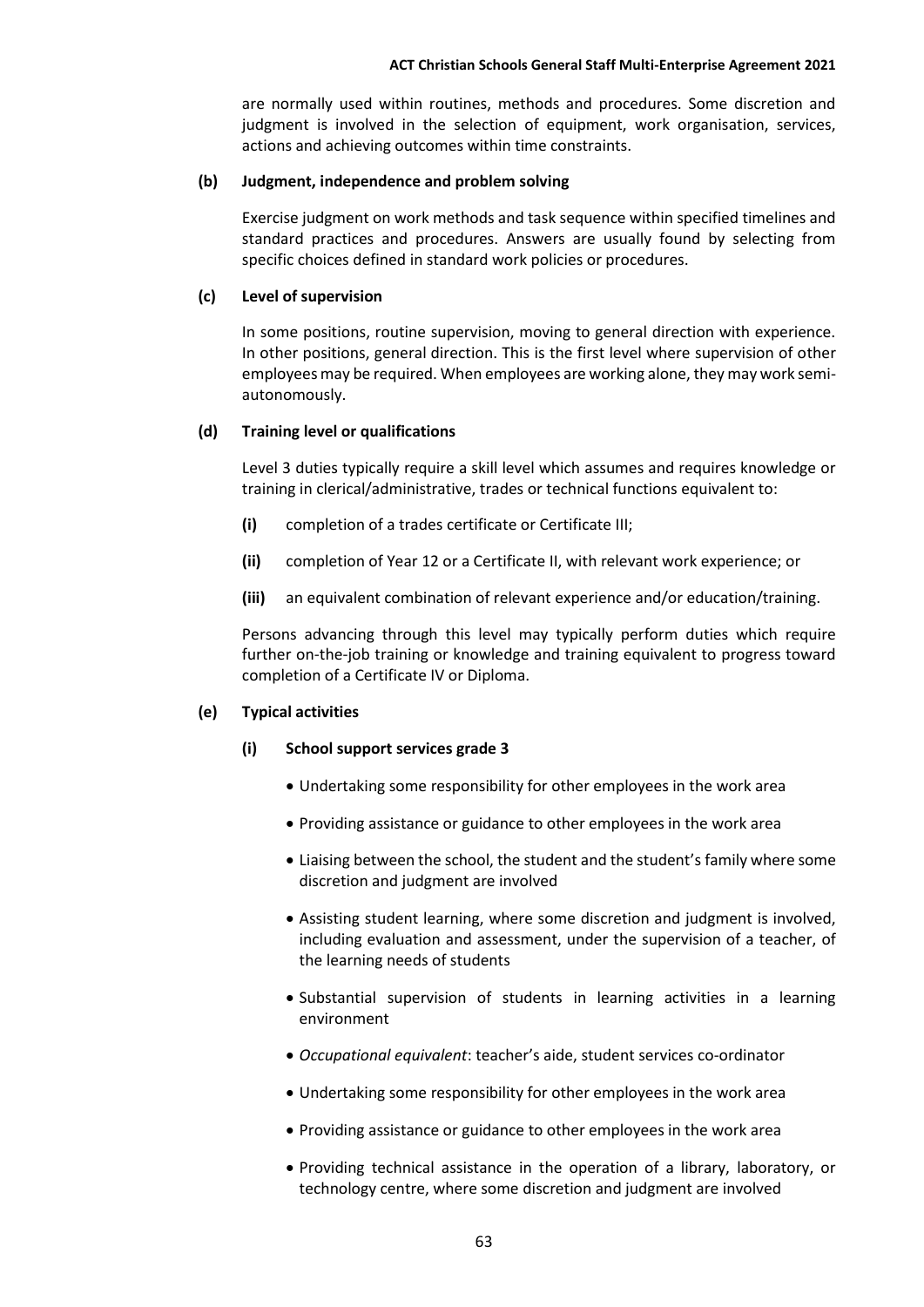are normally used within routines, methods and procedures. Some discretion and judgment is involved in the selection of equipment, work organisation, services, actions and achieving outcomes within time constraints.

**(b) Judgment, independence and problem solving**

Exercise judgment on work methods and task sequence within specified timelines and standard practices and procedures. Answers are usually found by selecting from specific choices defined in standard work policies or procedures.

**(c) Level of supervision**

In some positions, routine supervision, moving to general direction with experience. In other positions, general direction. This is the first level where supervision of other employees may be required. When employees are working alone, they may work semi-autonomously.

**(d) Training level or qualifications**

Level 3 duties typically require a skill level which assumes and requires knowledge or training in clerical/administrative, trades or technical functions equivalent to:

**(i)** completion of a trades certificate or Certificate III;

**(ii)** completion of Year 12 or a Certificate II, with relevant work experience; or

**(iii)** an equivalent combination of relevant experience and/or education/training.

Persons advancing through this level may typically perform duties which require further on-the-job training or knowledge and training equivalent to progress toward completion of a Certificate IV or Diploma.

**(e) Typical activities**

**(i) School support services grade 3**

- Undertaking some responsibility for other employees in the work area
- Providing assistance or guidance to other employees in the work area
- Liaising between the school, the student and the student's family where some discretion and judgment are involved
- Assisting student learning, where some discretion and judgment is involved, including evaluation and assessment, under the supervision of a teacher, of the learning needs of students
- Substantial supervision of students in learning activities in a learning environment
- *Occupational equivalent*: teacher's aide, student services co-ordinator
- Undertaking some responsibility for other employees in the work area
- Providing assistance or guidance to other employees in the work area
- Providing technical assistance in the operation of a library, laboratory, or technology centre, where some discretion and judgment are involved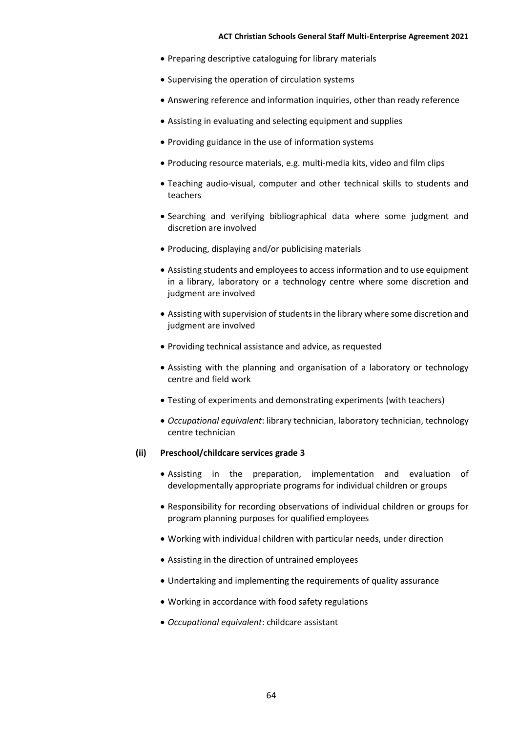- Preparing descriptive cataloguing for library materials
- Supervising the operation of circulation systems
- Answering reference and information inquiries, other than ready reference
- Assisting in evaluating and selecting equipment and supplies
- Providing guidance in the use of information systems
- Producing resource materials, e.g. multi-media kits, video and film clips
- Teaching audio-visual, computer and other technical skills to students and teachers
- Searching and verifying bibliographical data where some judgment and discretion are involved
- Producing, displaying and/or publicising materials
- Assisting students and employees to access information and to use equipment in a library, laboratory or a technology centre where some discretion and judgment are involved
- Assisting with supervision of students in the library where some discretion and judgment are involved
- Providing technical assistance and advice, as requested
- Assisting with the planning and organisation of a laboratory or technology centre and field work
- Testing of experiments and demonstrating experiments (with teachers)
- *Occupational equivalent*: library technician, laboratory technician, technology centre technician

**(ii) Preschool/childcare services grade 3**

- Assisting in the preparation, implementation and evaluation of developmentally appropriate programs for individual children or groups
- Responsibility for recording observations of individual children or groups for program planning purposes for qualified employees
- Working with individual children with particular needs, under direction
- Assisting in the direction of untrained employees
- Undertaking and implementing the requirements of quality assurance
- Working in accordance with food safety regulations
- *Occupational equivalent*: childcare assistant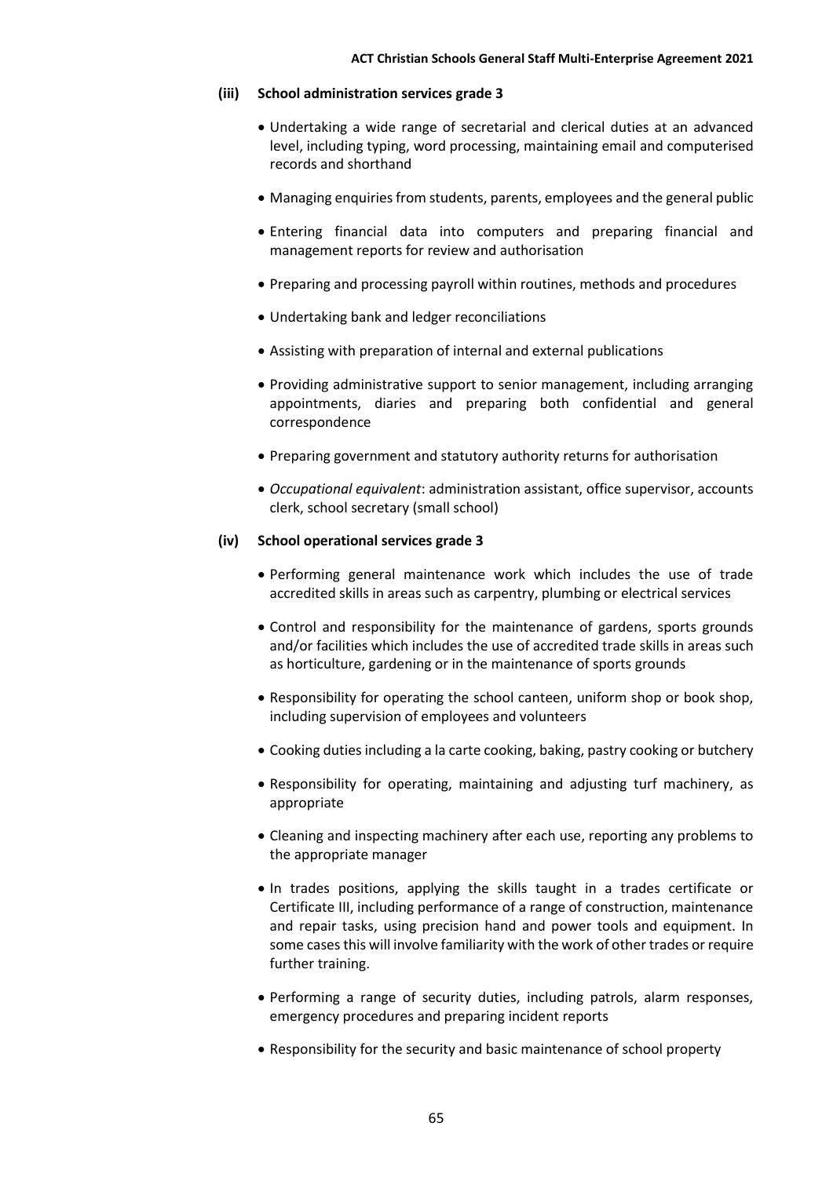**(iii) School administration services grade 3**

- Undertaking a wide range of secretarial and clerical duties at an advanced level, including typing, word processing, maintaining email and computerised records and shorthand
- Managing enquiries from students, parents, employees and the general public
- Entering financial data into computers and preparing financial and management reports for review and authorisation
- Preparing and processing payroll within routines, methods and procedures
- Undertaking bank and ledger reconciliations
- Assisting with preparation of internal and external publications
- Providing administrative support to senior management, including arranging appointments, diaries and preparing both confidential and general correspondence
- Preparing government and statutory authority returns for authorisation
- *Occupational equivalent*: administration assistant, office supervisor, accounts clerk, school secretary (small school)

**(iv) School operational services grade 3**

- Performing general maintenance work which includes the use of trade accredited skills in areas such as carpentry, plumbing or electrical services
- Control and responsibility for the maintenance of gardens, sports grounds and/or facilities which includes the use of accredited trade skills in areas such as horticulture, gardening or in the maintenance of sports grounds
- Responsibility for operating the school canteen, uniform shop or book shop, including supervision of employees and volunteers
- Cooking duties including a la carte cooking, baking, pastry cooking or butchery
- Responsibility for operating, maintaining and adjusting turf machinery, as appropriate
- Cleaning and inspecting machinery after each use, reporting any problems to the appropriate manager
- In trades positions, applying the skills taught in a trades certificate or Certificate III, including performance of a range of construction, maintenance and repair tasks, using precision hand and power tools and equipment. In some cases this will involve familiarity with the work of other trades or require further training.
- Performing a range of security duties, including patrols, alarm responses, emergency procedures and preparing incident reports
- Responsibility for the security and basic maintenance of school property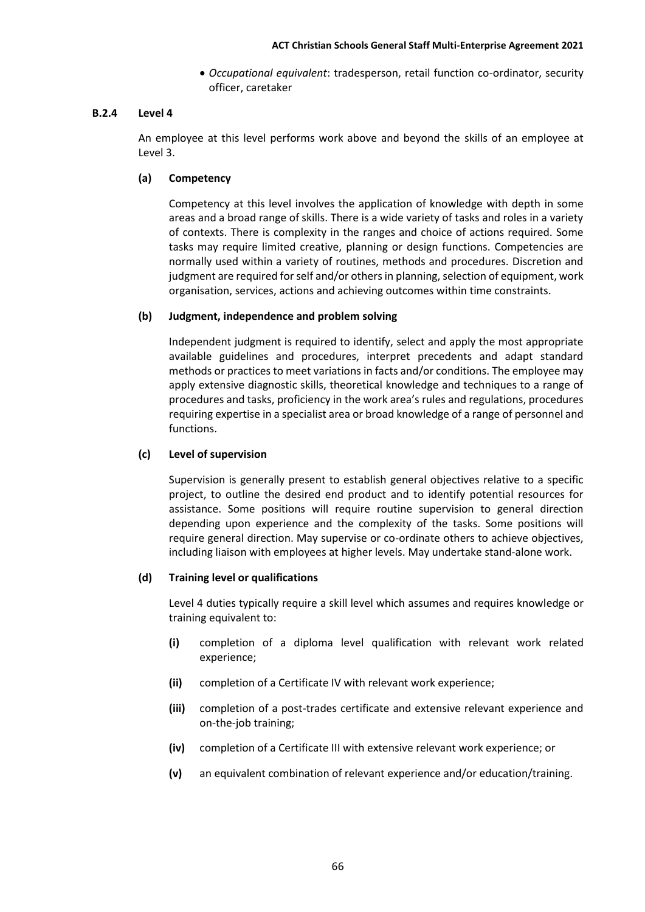- *Occupational equivalent*: tradesperson, retail function co-ordinator, security officer, caretaker

### B.2.4 Level 4

An employee at this level performs work above and beyond the skills of an employee at Level 3.

#### (a) Competency

Competency at this level involves the application of knowledge with depth in some areas and a broad range of skills. There is a wide variety of tasks and roles in a variety of contexts. There is complexity in the ranges and choice of actions required. Some tasks may require limited creative, planning or design functions. Competencies are normally used within a variety of routines, methods and procedures. Discretion and judgment are required for self and/or others in planning, selection of equipment, work organisation, services, actions and achieving outcomes within time constraints.

#### (b) Judgment, independence and problem solving

Independent judgment is required to identify, select and apply the most appropriate available guidelines and procedures, interpret precedents and adapt standard methods or practices to meet variations in facts and/or conditions. The employee may apply extensive diagnostic skills, theoretical knowledge and techniques to a range of procedures and tasks, proficiency in the work area's rules and regulations, procedures requiring expertise in a specialist area or broad knowledge of a range of personnel and functions.

#### (c) Level of supervision

Supervision is generally present to establish general objectives relative to a specific project, to outline the desired end product and to identify potential resources for assistance. Some positions will require routine supervision to general direction depending upon experience and the complexity of the tasks. Some positions will require general direction. May supervise or co-ordinate others to achieve objectives, including liaison with employees at higher levels. May undertake stand-alone work.

#### (d) Training level or qualifications

Level 4 duties typically require a skill level which assumes and requires knowledge or training equivalent to:

- **(i)** completion of a diploma level qualification with relevant work related experience;
- **(ii)** completion of a Certificate IV with relevant work experience;
- **(iii)** completion of a post-trades certificate and extensive relevant experience and on-the-job training;
- **(iv)** completion of a Certificate III with extensive relevant work experience; or
- **(v)** an equivalent combination of relevant experience and/or education/training.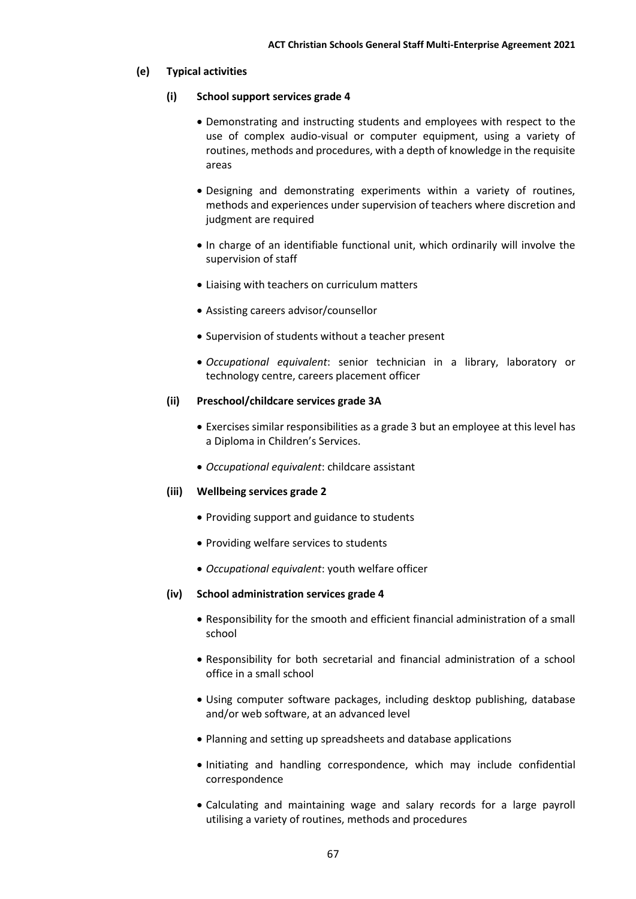**(e) Typical activities**

**(i) School support services grade 4**

- Demonstrating and instructing students and employees with respect to the use of complex audio-visual or computer equipment, using a variety of routines, methods and procedures, with a depth of knowledge in the requisite areas
- Designing and demonstrating experiments within a variety of routines, methods and experiences under supervision of teachers where discretion and judgment are required
- In charge of an identifiable functional unit, which ordinarily will involve the supervision of staff
- Liaising with teachers on curriculum matters
- Assisting careers advisor/counsellor
- Supervision of students without a teacher present
- *Occupational equivalent*: senior technician in a library, laboratory or technology centre, careers placement officer

**(ii) Preschool/childcare services grade 3A**

- Exercises similar responsibilities as a grade 3 but an employee at this level has a Diploma in Children's Services.
- *Occupational equivalent*: childcare assistant

**(iii) Wellbeing services grade 2**

- Providing support and guidance to students
- Providing welfare services to students
- *Occupational equivalent*: youth welfare officer

**(iv) School administration services grade 4**

- Responsibility for the smooth and efficient financial administration of a small school
- Responsibility for both secretarial and financial administration of a school office in a small school
- Using computer software packages, including desktop publishing, database and/or web software, at an advanced level
- Planning and setting up spreadsheets and database applications
- Initiating and handling correspondence, which may include confidential correspondence
- Calculating and maintaining wage and salary records for a large payroll utilising a variety of routines, methods and procedures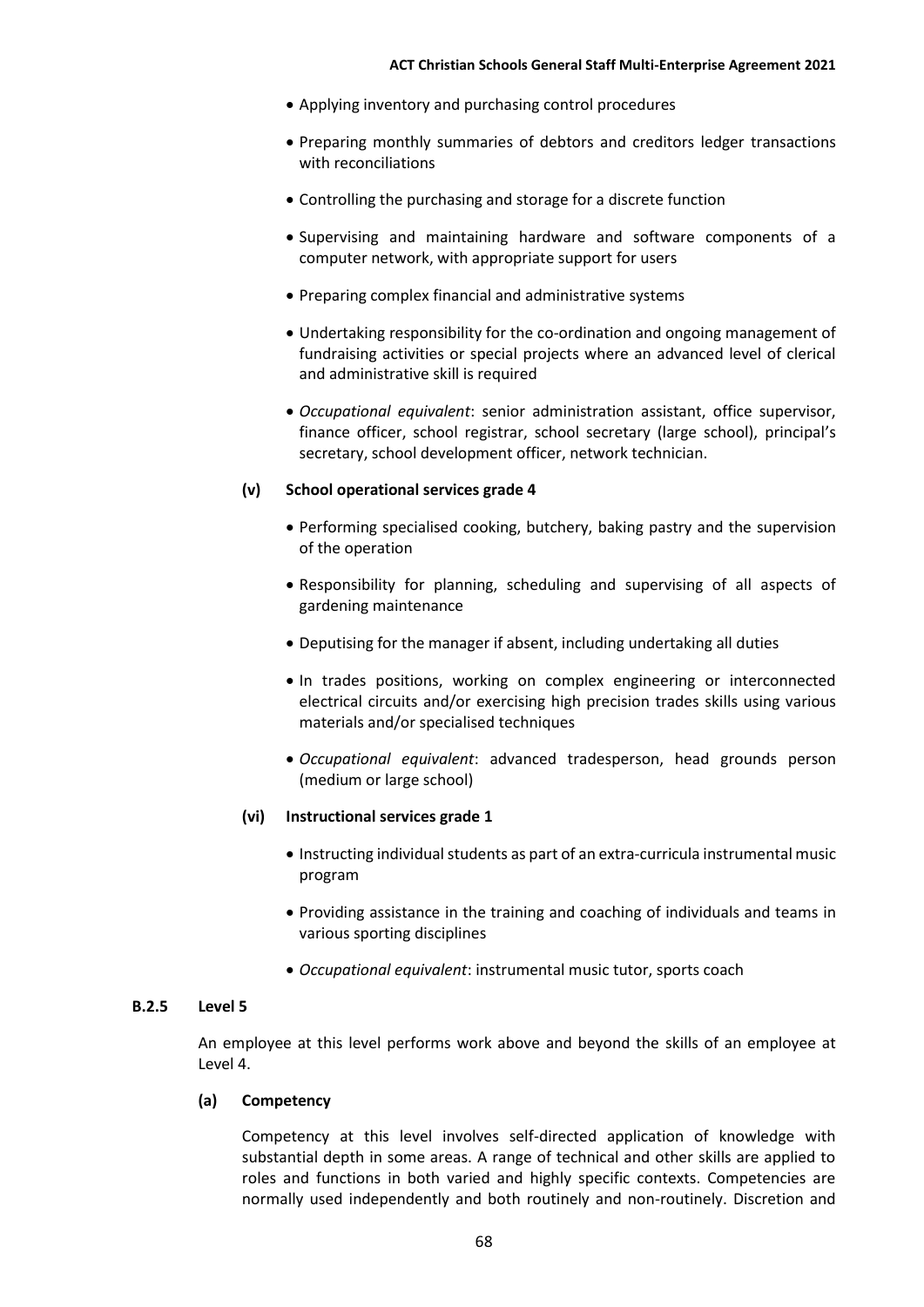- Applying inventory and purchasing control procedures
- Preparing monthly summaries of debtors and creditors ledger transactions with reconciliations
- Controlling the purchasing and storage for a discrete function
- Supervising and maintaining hardware and software components of a computer network, with appropriate support for users
- Preparing complex financial and administrative systems
- Undertaking responsibility for the co-ordination and ongoing management of fundraising activities or special projects where an advanced level of clerical and administrative skill is required
- *Occupational equivalent*: senior administration assistant, office supervisor, finance officer, school registrar, school secretary (large school), principal's secretary, school development officer, network technician.

**(v) School operational services grade 4**

- Performing specialised cooking, butchery, baking pastry and the supervision of the operation
- Responsibility for planning, scheduling and supervising of all aspects of gardening maintenance
- Deputising for the manager if absent, including undertaking all duties
- In trades positions, working on complex engineering or interconnected electrical circuits and/or exercising high precision trades skills using various materials and/or specialised techniques
- *Occupational equivalent*: advanced tradesperson, head grounds person (medium or large school)

**(vi) Instructional services grade 1**

- Instructing individual students as part of an extra-curricula instrumental music program
- Providing assistance in the training and coaching of individuals and teams in various sporting disciplines
- *Occupational equivalent*: instrumental music tutor, sports coach

### B.2.5 Level 5

An employee at this level performs work above and beyond the skills of an employee at Level 4.

**(a) Competency**

Competency at this level involves self-directed application of knowledge with substantial depth in some areas. A range of technical and other skills are applied to roles and functions in both varied and highly specific contexts. Competencies are normally used independently and both routinely and non-routinely. Discretion and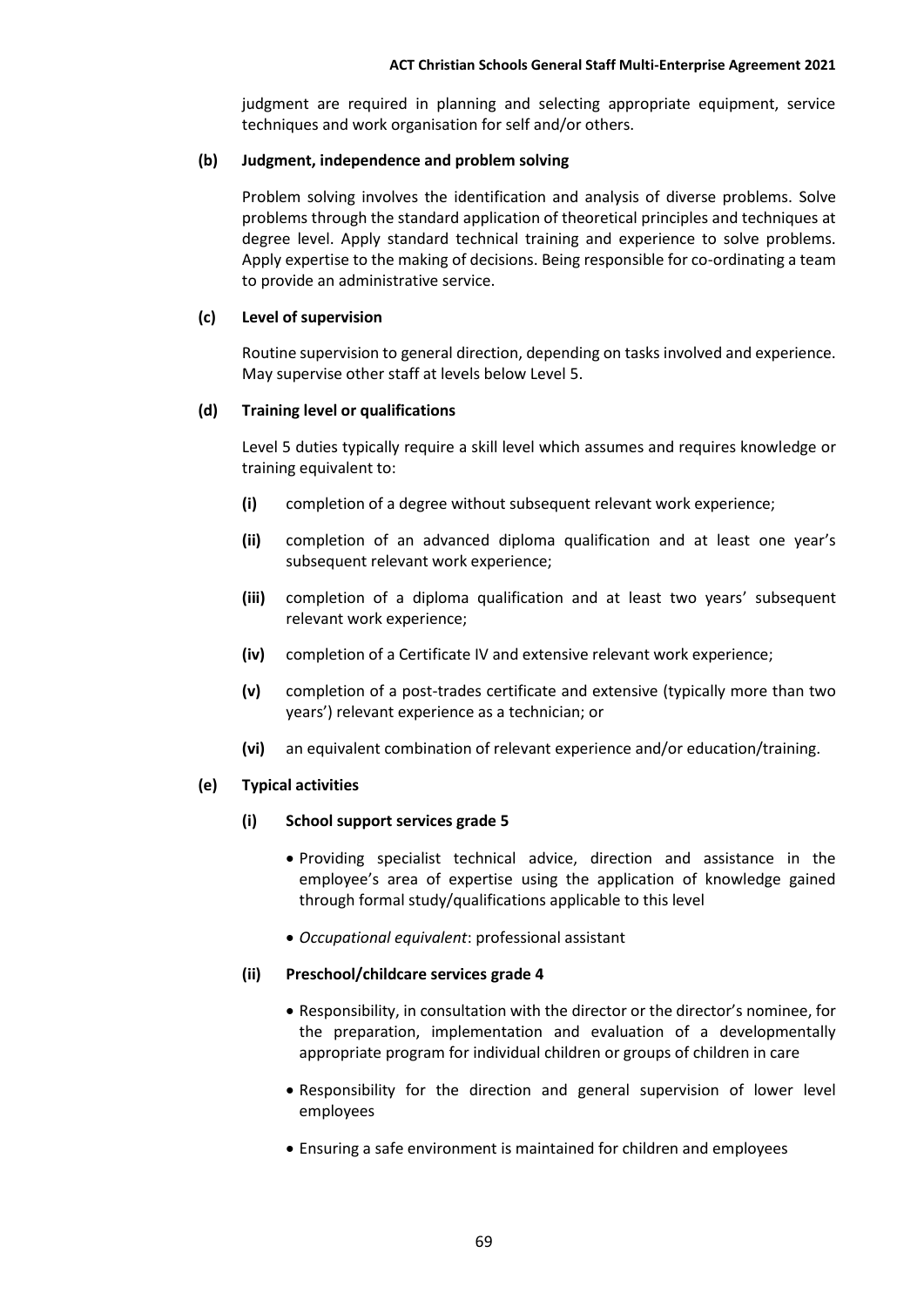judgment are required in planning and selecting appropriate equipment, service techniques and work organisation for self and/or others.

**(b) Judgment, independence and problem solving**

Problem solving involves the identification and analysis of diverse problems. Solve problems through the standard application of theoretical principles and techniques at degree level. Apply standard technical training and experience to solve problems. Apply expertise to the making of decisions. Being responsible for co-ordinating a team to provide an administrative service.

**(c) Level of supervision**

Routine supervision to general direction, depending on tasks involved and experience. May supervise other staff at levels below Level 5.

**(d) Training level or qualifications**

Level 5 duties typically require a skill level which assumes and requires knowledge or training equivalent to:

**(i)** completion of a degree without subsequent relevant work experience;

**(ii)** completion of an advanced diploma qualification and at least one year's subsequent relevant work experience;

**(iii)** completion of a diploma qualification and at least two years' subsequent relevant work experience;

**(iv)** completion of a Certificate IV and extensive relevant work experience;

**(v)** completion of a post-trades certificate and extensive (typically more than two years') relevant experience as a technician; or

**(vi)** an equivalent combination of relevant experience and/or education/training.

**(e) Typical activities**

**(i) School support services grade 5**

- Providing specialist technical advice, direction and assistance in the employee's area of expertise using the application of knowledge gained through formal study/qualifications applicable to this level
- *Occupational equivalent*: professional assistant

**(ii) Preschool/childcare services grade 4**

- Responsibility, in consultation with the director or the director's nominee, for the preparation, implementation and evaluation of a developmentally appropriate program for individual children or groups of children in care
- Responsibility for the direction and general supervision of lower level employees
- Ensuring a safe environment is maintained for children and employees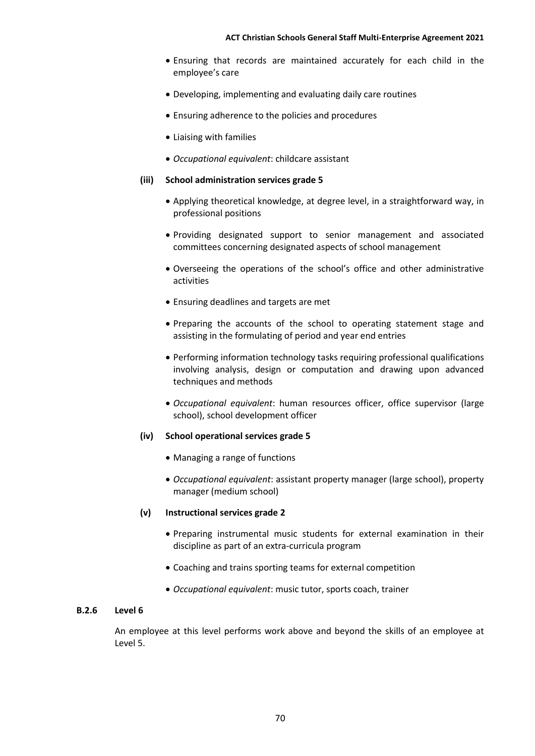- Ensuring that records are maintained accurately for each child in the employee's care
- Developing, implementing and evaluating daily care routines
- Ensuring adherence to the policies and procedures
- Liaising with families
- *Occupational equivalent*: childcare assistant

**(iii) School administration services grade 5**

- Applying theoretical knowledge, at degree level, in a straightforward way, in professional positions
- Providing designated support to senior management and associated committees concerning designated aspects of school management
- Overseeing the operations of the school's office and other administrative activities
- Ensuring deadlines and targets are met
- Preparing the accounts of the school to operating statement stage and assisting in the formulating of period and year end entries
- Performing information technology tasks requiring professional qualifications involving analysis, design or computation and drawing upon advanced techniques and methods
- *Occupational equivalent*: human resources officer, office supervisor (large school), school development officer

**(iv) School operational services grade 5**

- Managing a range of functions
- *Occupational equivalent*: assistant property manager (large school), property manager (medium school)

**(v) Instructional services grade 2**

- Preparing instrumental music students for external examination in their discipline as part of an extra-curricula program
- Coaching and trains sporting teams for external competition
- *Occupational equivalent*: music tutor, sports coach, trainer

### B.2.6 Level 6

An employee at this level performs work above and beyond the skills of an employee at Level 5.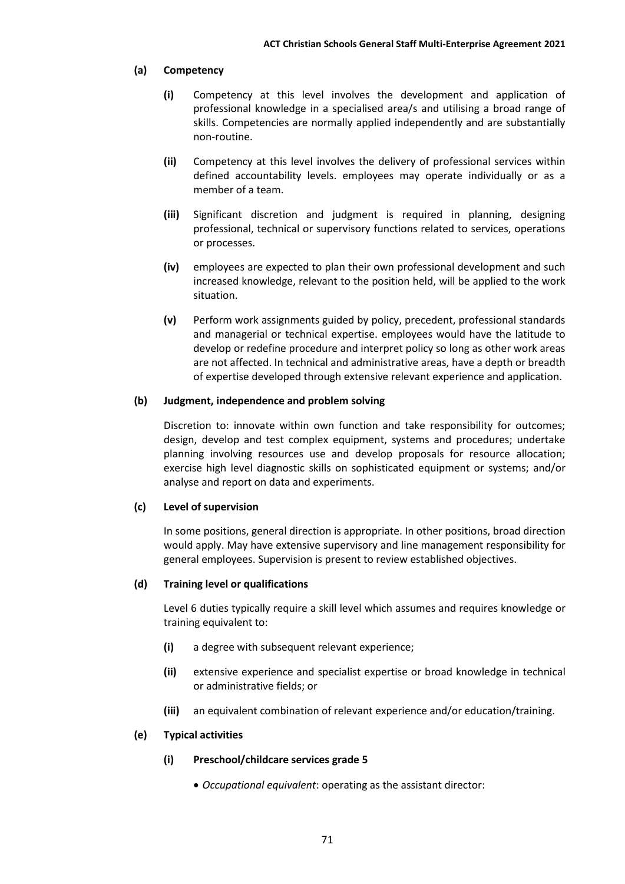**(a) Competency**

**(i)** Competency at this level involves the development and application of professional knowledge in a specialised area/s and utilising a broad range of skills. Competencies are normally applied independently and are substantially non-routine.

**(ii)** Competency at this level involves the delivery of professional services within defined accountability levels. employees may operate individually or as a member of a team.

**(iii)** Significant discretion and judgment is required in planning, designing professional, technical or supervisory functions related to services, operations or processes.

**(iv)** employees are expected to plan their own professional development and such increased knowledge, relevant to the position held, will be applied to the work situation.

**(v)** Perform work assignments guided by policy, precedent, professional standards and managerial or technical expertise. employees would have the latitude to develop or redefine procedure and interpret policy so long as other work areas are not affected. In technical and administrative areas, have a depth or breadth of expertise developed through extensive relevant experience and application.

**(b) Judgment, independence and problem solving**

Discretion to: innovate within own function and take responsibility for outcomes; design, develop and test complex equipment, systems and procedures; undertake planning involving resources use and develop proposals for resource allocation; exercise high level diagnostic skills on sophisticated equipment or systems; and/or analyse and report on data and experiments.

**(c) Level of supervision**

In some positions, general direction is appropriate. In other positions, broad direction would apply. May have extensive supervisory and line management responsibility for general employees. Supervision is present to review established objectives.

**(d) Training level or qualifications**

Level 6 duties typically require a skill level which assumes and requires knowledge or training equivalent to:

**(i)** a degree with subsequent relevant experience;

**(ii)** extensive experience and specialist expertise or broad knowledge in technical or administrative fields; or

**(iii)** an equivalent combination of relevant experience and/or education/training.

**(e) Typical activities**

**(i) Preschool/childcare services grade 5**

- *Occupational equivalent*: operating as the assistant director: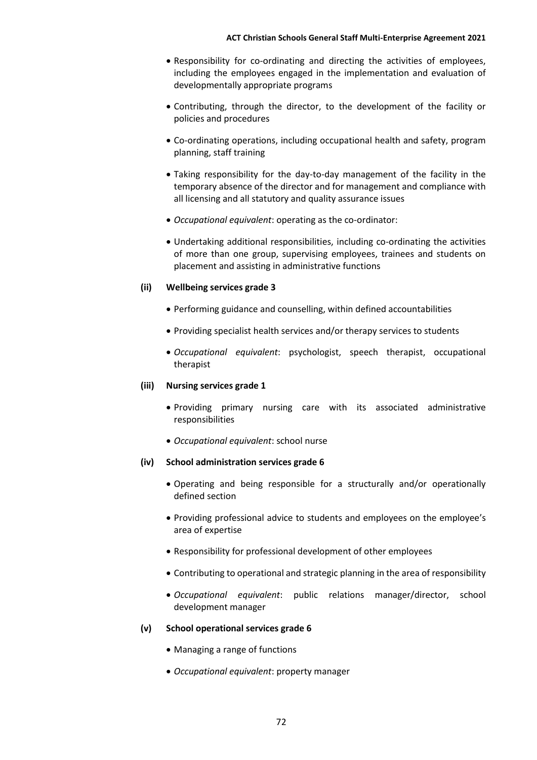- Responsibility for co-ordinating and directing the activities of employees, including the employees engaged in the implementation and evaluation of developmentally appropriate programs
- Contributing, through the director, to the development of the facility or policies and procedures
- Co-ordinating operations, including occupational health and safety, program planning, staff training
- Taking responsibility for the day-to-day management of the facility in the temporary absence of the director and for management and compliance with all licensing and all statutory and quality assurance issues
- *Occupational equivalent*: operating as the co-ordinator:
- Undertaking additional responsibilities, including co-ordinating the activities of more than one group, supervising employees, trainees and students on placement and assisting in administrative functions

**(ii) Wellbeing services grade 3**

- Performing guidance and counselling, within defined accountabilities
- Providing specialist health services and/or therapy services to students
- *Occupational equivalent*: psychologist, speech therapist, occupational therapist

**(iii) Nursing services grade 1**

- Providing primary nursing care with its associated administrative responsibilities
- *Occupational equivalent*: school nurse

**(iv) School administration services grade 6**

- Operating and being responsible for a structurally and/or operationally defined section
- Providing professional advice to students and employees on the employee's area of expertise
- Responsibility for professional development of other employees
- Contributing to operational and strategic planning in the area of responsibility
- *Occupational equivalent*: public relations manager/director, school development manager

**(v) School operational services grade 6**

- Managing a range of functions
- *Occupational equivalent*: property manager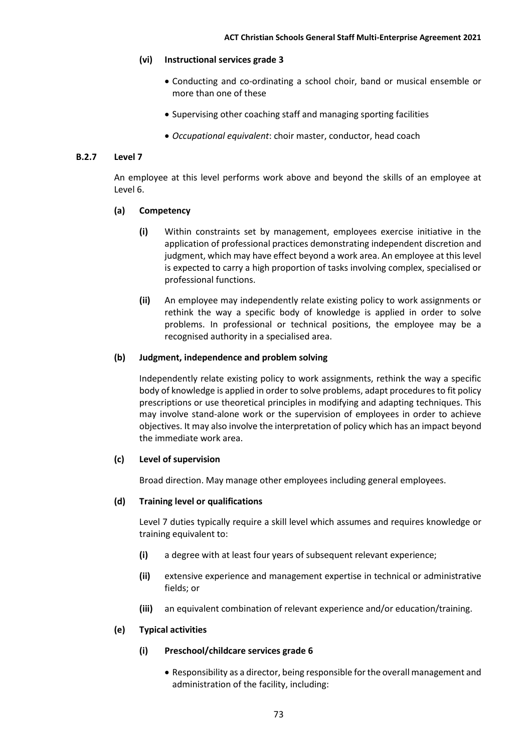**(vi) Instructional services grade 3**

- Conducting and co-ordinating a school choir, band or musical ensemble or more than one of these
- Supervising other coaching staff and managing sporting facilities
- *Occupational equivalent*: choir master, conductor, head coach

### B.2.7 Level 7

An employee at this level performs work above and beyond the skills of an employee at Level 6.

**(a) Competency**

**(i)** Within constraints set by management, employees exercise initiative in the application of professional practices demonstrating independent discretion and judgment, which may have effect beyond a work area. An employee at this level is expected to carry a high proportion of tasks involving complex, specialised or professional functions.

**(ii)** An employee may independently relate existing policy to work assignments or rethink the way a specific body of knowledge is applied in order to solve problems. In professional or technical positions, the employee may be a recognised authority in a specialised area.

**(b) Judgment, independence and problem solving**

Independently relate existing policy to work assignments, rethink the way a specific body of knowledge is applied in order to solve problems, adapt procedures to fit policy prescriptions or use theoretical principles in modifying and adapting techniques. This may involve stand-alone work or the supervision of employees in order to achieve objectives. It may also involve the interpretation of policy which has an impact beyond the immediate work area.

**(c) Level of supervision**

Broad direction. May manage other employees including general employees.

**(d) Training level or qualifications**

Level 7 duties typically require a skill level which assumes and requires knowledge or training equivalent to:

**(i)** a degree with at least four years of subsequent relevant experience;

**(ii)** extensive experience and management expertise in technical or administrative fields; or

**(iii)** an equivalent combination of relevant experience and/or education/training.

**(e) Typical activities**

**(i) Preschool/childcare services grade 6**

- Responsibility as a director, being responsible for the overall management and administration of the facility, including: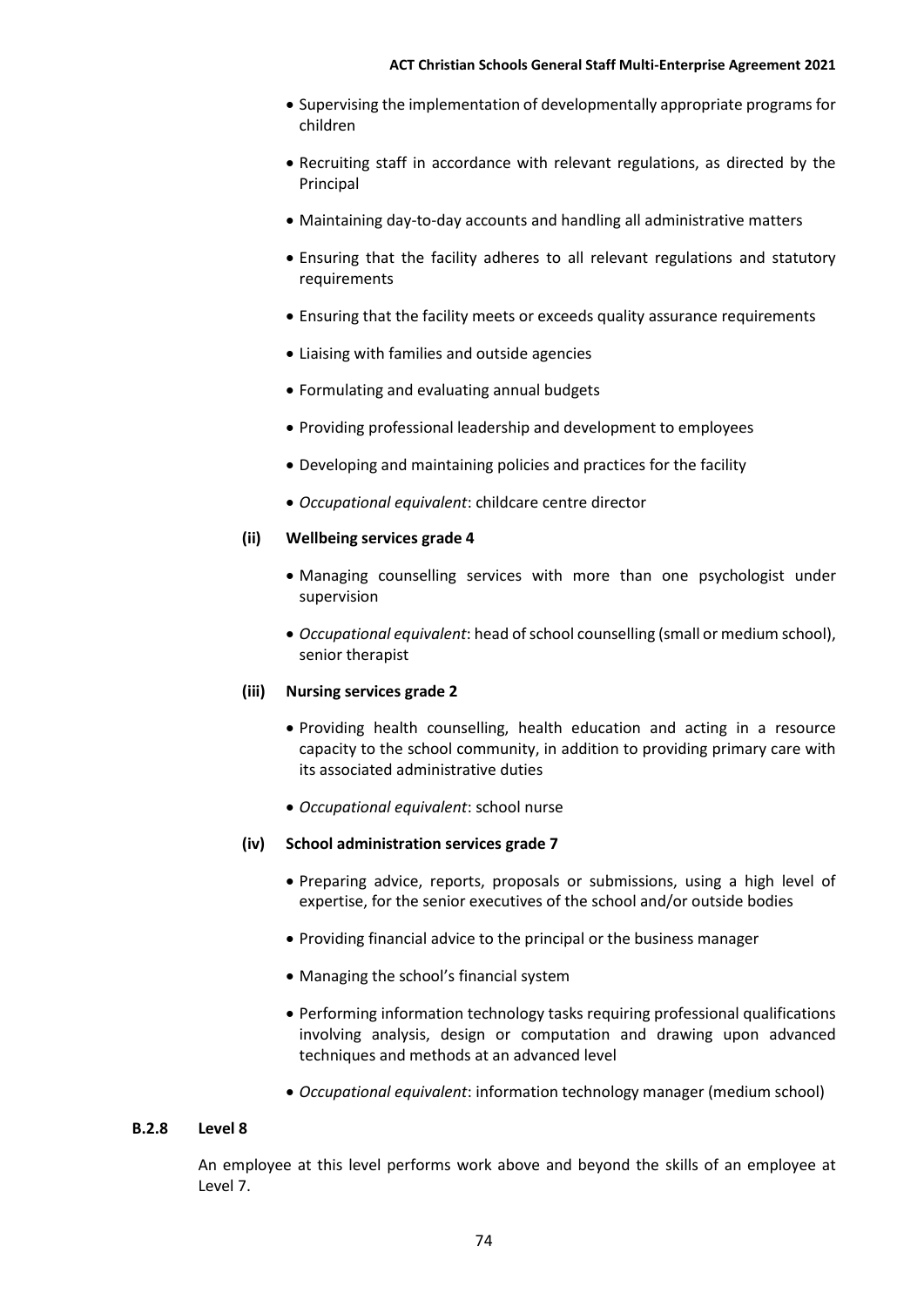- Supervising the implementation of developmentally appropriate programs for children
- Recruiting staff in accordance with relevant regulations, as directed by the Principal
- Maintaining day-to-day accounts and handling all administrative matters
- Ensuring that the facility adheres to all relevant regulations and statutory requirements
- Ensuring that the facility meets or exceeds quality assurance requirements
- Liaising with families and outside agencies
- Formulating and evaluating annual budgets
- Providing professional leadership and development to employees
- Developing and maintaining policies and practices for the facility
- *Occupational equivalent*: childcare centre director

**(ii) Wellbeing services grade 4**

- Managing counselling services with more than one psychologist under supervision
- *Occupational equivalent*: head of school counselling (small or medium school), senior therapist

**(iii) Nursing services grade 2**

- Providing health counselling, health education and acting in a resource capacity to the school community, in addition to providing primary care with its associated administrative duties
- *Occupational equivalent*: school nurse

**(iv) School administration services grade 7**

- Preparing advice, reports, proposals or submissions, using a high level of expertise, for the senior executives of the school and/or outside bodies
- Providing financial advice to the principal or the business manager
- Managing the school's financial system
- Performing information technology tasks requiring professional qualifications involving analysis, design or computation and drawing upon advanced techniques and methods at an advanced level
- *Occupational equivalent*: information technology manager (medium school)

### B.2.8 Level 8

An employee at this level performs work above and beyond the skills of an employee at Level 7.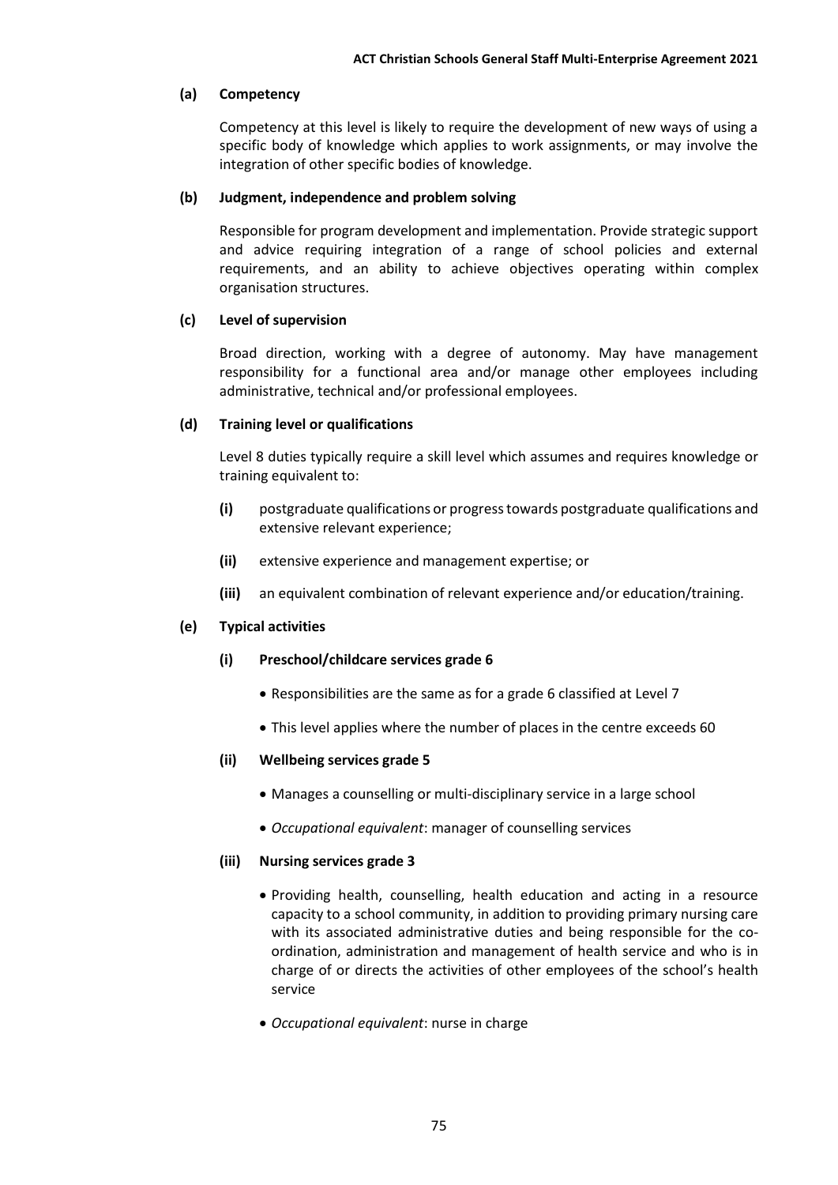**(a) Competency**

Competency at this level is likely to require the development of new ways of using a specific body of knowledge which applies to work assignments, or may involve the integration of other specific bodies of knowledge.

**(b) Judgment, independence and problem solving**

Responsible for program development and implementation. Provide strategic support and advice requiring integration of a range of school policies and external requirements, and an ability to achieve objectives operating within complex organisation structures.

**(c) Level of supervision**

Broad direction, working with a degree of autonomy. May have management responsibility for a functional area and/or manage other employees including administrative, technical and/or professional employees.

**(d) Training level or qualifications**

Level 8 duties typically require a skill level which assumes and requires knowledge or training equivalent to:

**(i)** postgraduate qualifications or progress towards postgraduate qualifications and extensive relevant experience;

**(ii)** extensive experience and management expertise; or

**(iii)** an equivalent combination of relevant experience and/or education/training.

**(e) Typical activities**

**(i) Preschool/childcare services grade 6**

- Responsibilities are the same as for a grade 6 classified at Level 7
- This level applies where the number of places in the centre exceeds 60

**(ii) Wellbeing services grade 5**

- Manages a counselling or multi-disciplinary service in a large school
- *Occupational equivalent*: manager of counselling services

**(iii) Nursing services grade 3**

- Providing health, counselling, health education and acting in a resource capacity to a school community, in addition to providing primary nursing care with its associated administrative duties and being responsible for the co-ordination, administration and management of health service and who is in charge of or directs the activities of other employees of the school's health service
- *Occupational equivalent*: nurse in charge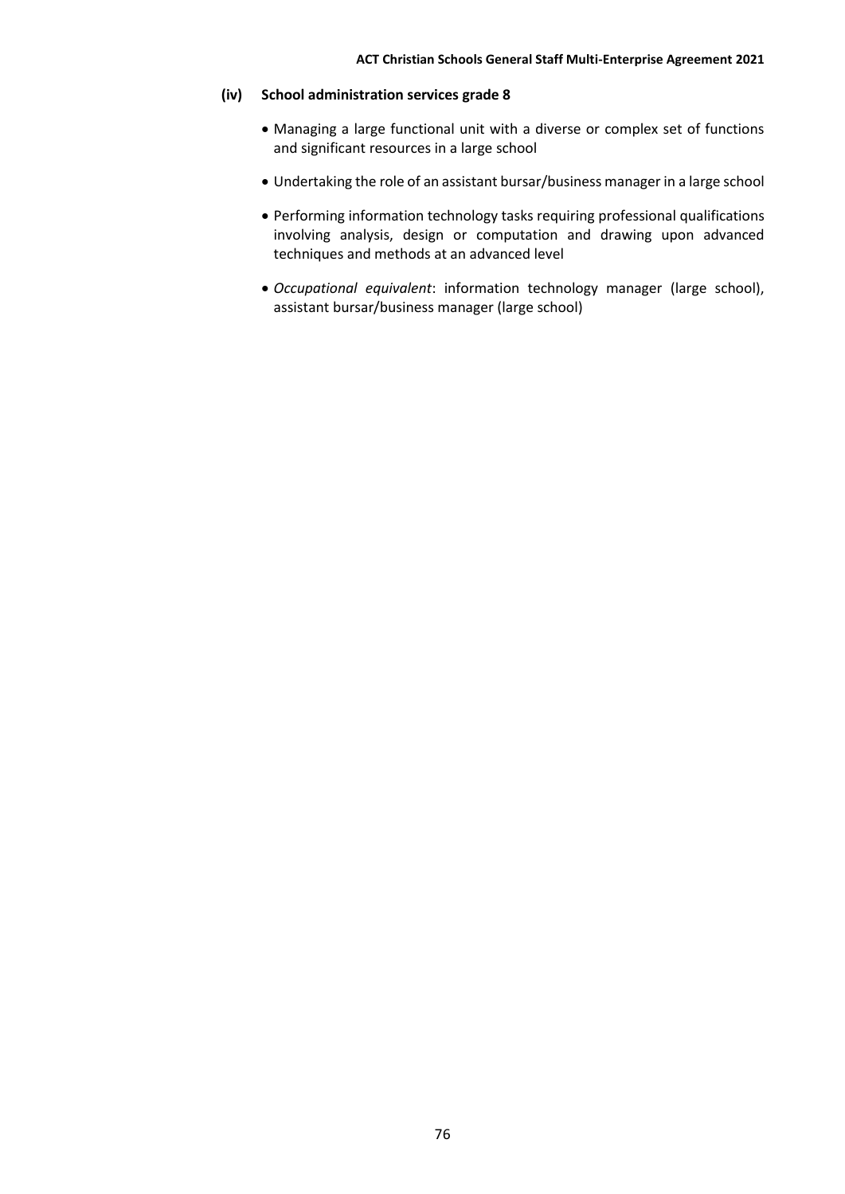#### (iv) School administration services grade 8

- Managing a large functional unit with a diverse or complex set of functions and significant resources in a large school
- Undertaking the role of an assistant bursar/business manager in a large school
- Performing information technology tasks requiring professional qualifications involving analysis, design or computation and drawing upon advanced techniques and methods at an advanced level
- *Occupational equivalent*: information technology manager (large school), assistant bursar/business manager (large school)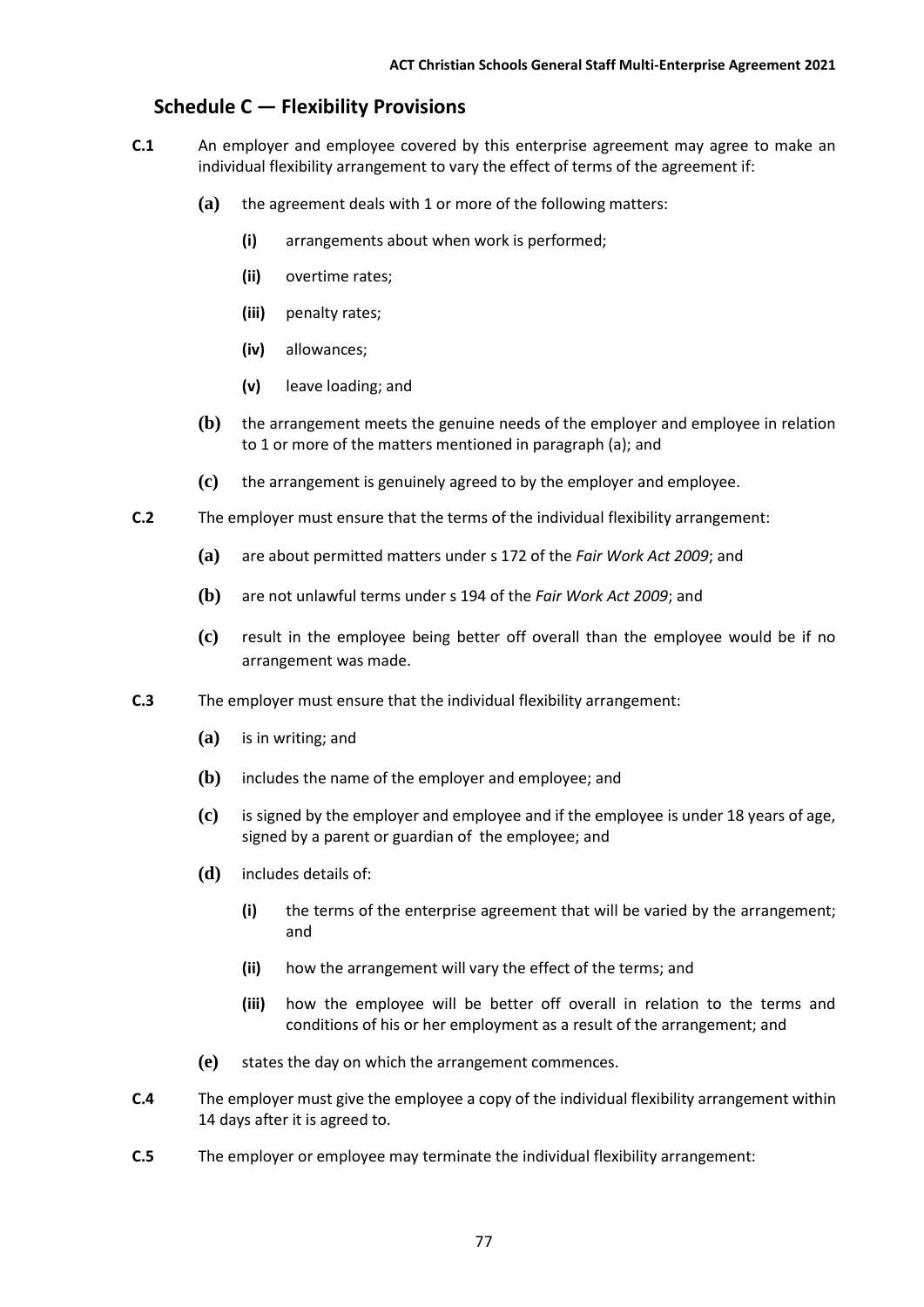## Schedule C — Flexibility Provisions

**C.1** An employer and employee covered by this enterprise agreement may agree to make an individual flexibility arrangement to vary the effect of terms of the agreement if:

- **(a)** the agreement deals with 1 or more of the following matters:
  - **(i)** arrangements about when work is performed;
  - **(ii)** overtime rates;
  - **(iii)** penalty rates;
  - **(iv)** allowances;
  - **(v)** leave loading; and
- **(b)** the arrangement meets the genuine needs of the employer and employee in relation to 1 or more of the matters mentioned in paragraph (a); and
- **(c)** the arrangement is genuinely agreed to by the employer and employee.

**C.2** The employer must ensure that the terms of the individual flexibility arrangement:

- **(a)** are about permitted matters under s 172 of the *Fair Work Act 2009*; and
- **(b)** are not unlawful terms under s 194 of the *Fair Work Act 2009*; and
- **(c)** result in the employee being better off overall than the employee would be if no arrangement was made.

**C.3** The employer must ensure that the individual flexibility arrangement:

- **(a)** is in writing; and
- **(b)** includes the name of the employer and employee; and
- **(c)** is signed by the employer and employee and if the employee is under 18 years of age, signed by a parent or guardian of the employee; and
- **(d)** includes details of:
  - **(i)** the terms of the enterprise agreement that will be varied by the arrangement; and
  - **(ii)** how the arrangement will vary the effect of the terms; and
  - **(iii)** how the employee will be better off overall in relation to the terms and conditions of his or her employment as a result of the arrangement; and
- **(e)** states the day on which the arrangement commences.

**C.4** The employer must give the employee a copy of the individual flexibility arrangement within 14 days after it is agreed to.

**C.5** The employer or employee may terminate the individual flexibility arrangement: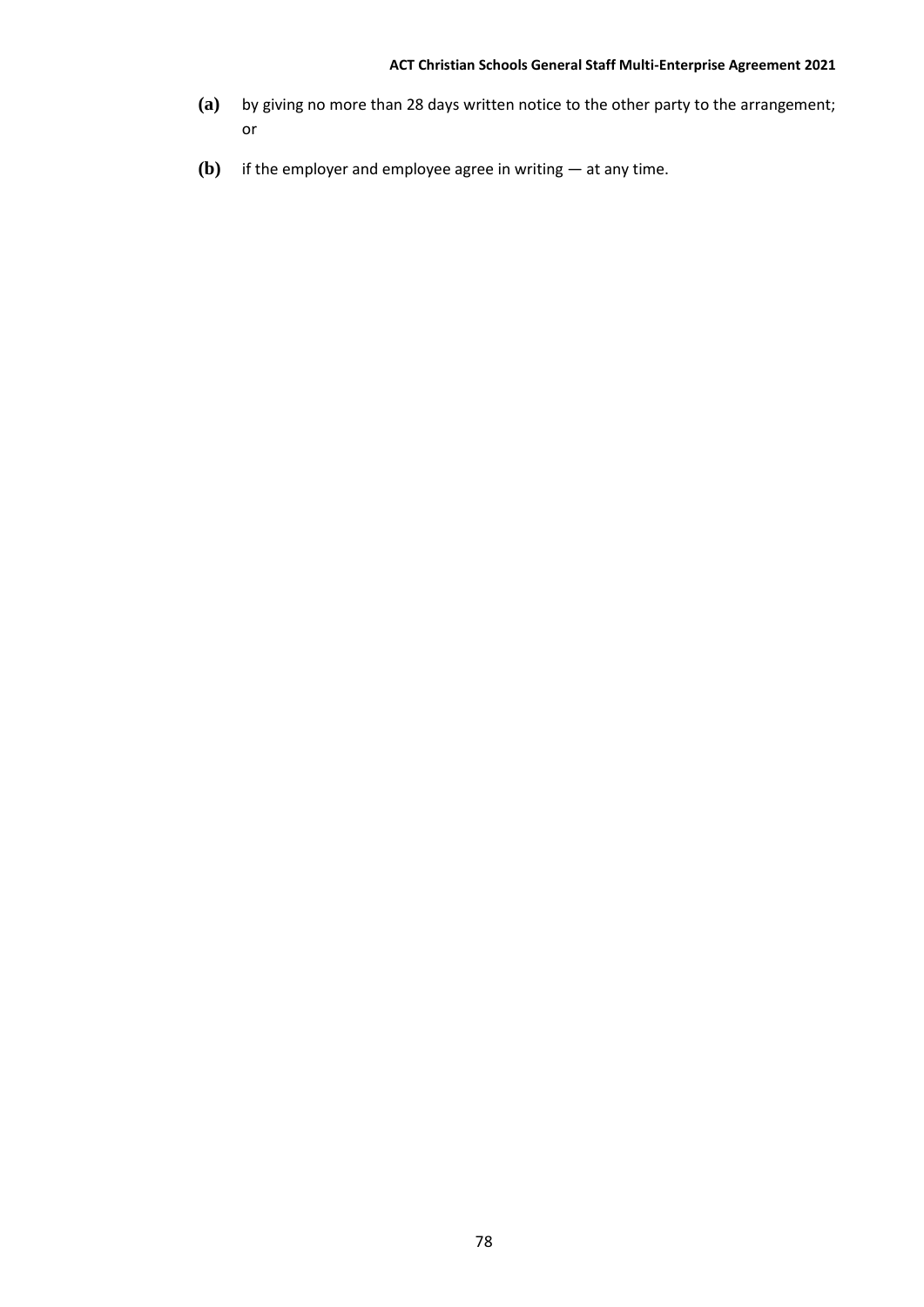**(a)** by giving no more than 28 days written notice to the other party to the arrangement; or

**(b)** if the employer and employee agree in writing — at any time.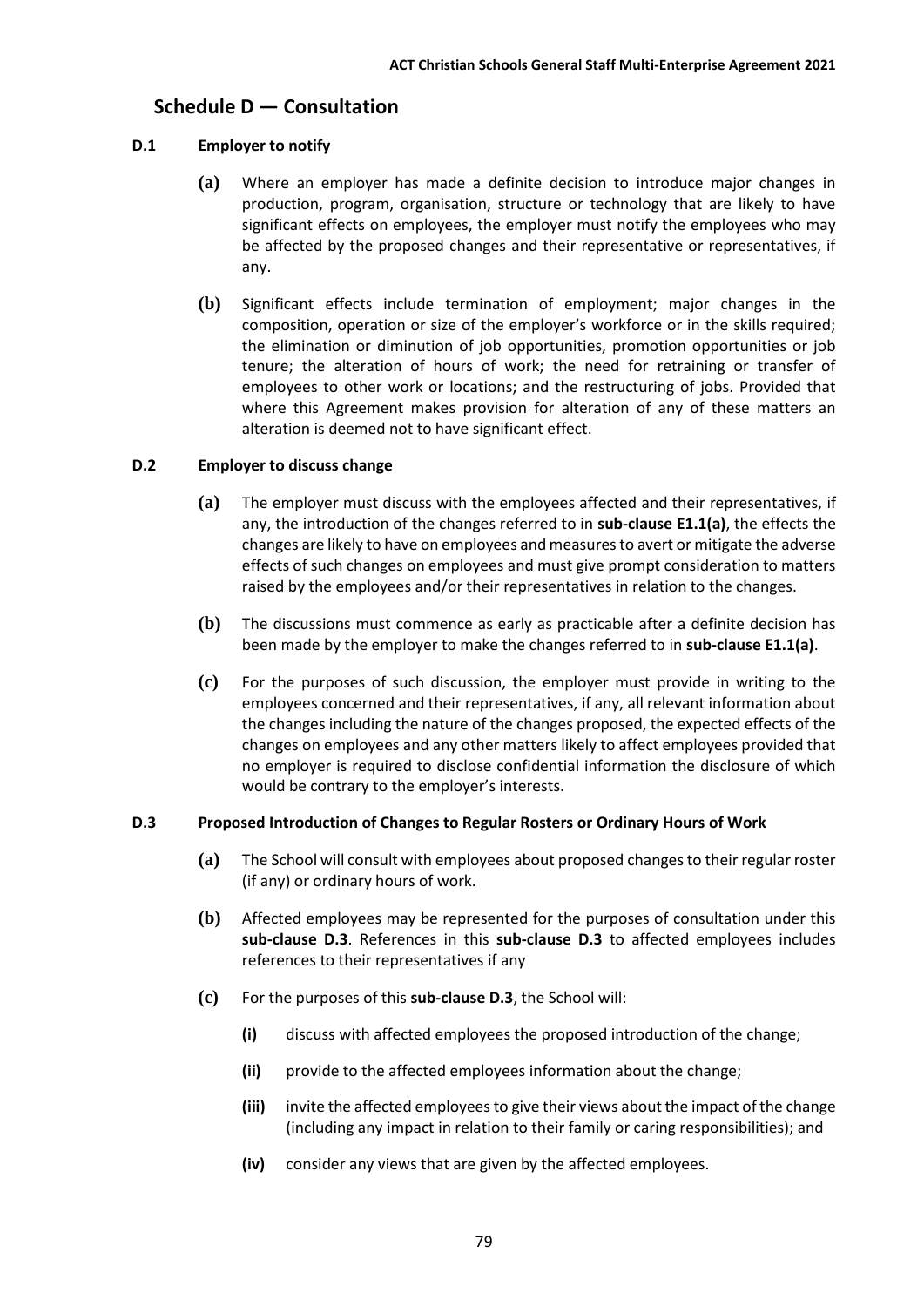## Schedule D — Consultation

### D.1 Employer to notify

**(a)** Where an employer has made a definite decision to introduce major changes in production, program, organisation, structure or technology that are likely to have significant effects on employees, the employer must notify the employees who may be affected by the proposed changes and their representative or representatives, if any.

**(b)** Significant effects include termination of employment; major changes in the composition, operation or size of the employer's workforce or in the skills required; the elimination or diminution of job opportunities, promotion opportunities or job tenure; the alteration of hours of work; the need for retraining or transfer of employees to other work or locations; and the restructuring of jobs. Provided that where this Agreement makes provision for alteration of any of these matters an alteration is deemed not to have significant effect.

### D.2 Employer to discuss change

**(a)** The employer must discuss with the employees affected and their representatives, if any, the introduction of the changes referred to in **sub-clause E1.1(a)**, the effects the changes are likely to have on employees and measures to avert or mitigate the adverse effects of such changes on employees and must give prompt consideration to matters raised by the employees and/or their representatives in relation to the changes.

**(b)** The discussions must commence as early as practicable after a definite decision has been made by the employer to make the changes referred to in **sub-clause E1.1(a)**.

**(c)** For the purposes of such discussion, the employer must provide in writing to the employees concerned and their representatives, if any, all relevant information about the changes including the nature of the changes proposed, the expected effects of the changes on employees and any other matters likely to affect employees provided that no employer is required to disclose confidential information the disclosure of which would be contrary to the employer's interests.

### D.3 Proposed Introduction of Changes to Regular Rosters or Ordinary Hours of Work

**(a)** The School will consult with employees about proposed changes to their regular roster (if any) or ordinary hours of work.

**(b)** Affected employees may be represented for the purposes of consultation under this **sub-clause D.3**. References in this **sub-clause D.3** to affected employees includes references to their representatives if any

**(c)** For the purposes of this **sub-clause D.3**, the School will:

- **(i)** discuss with affected employees the proposed introduction of the change;
- **(ii)** provide to the affected employees information about the change;
- **(iii)** invite the affected employees to give their views about the impact of the change (including any impact in relation to their family or caring responsibilities); and
- **(iv)** consider any views that are given by the affected employees.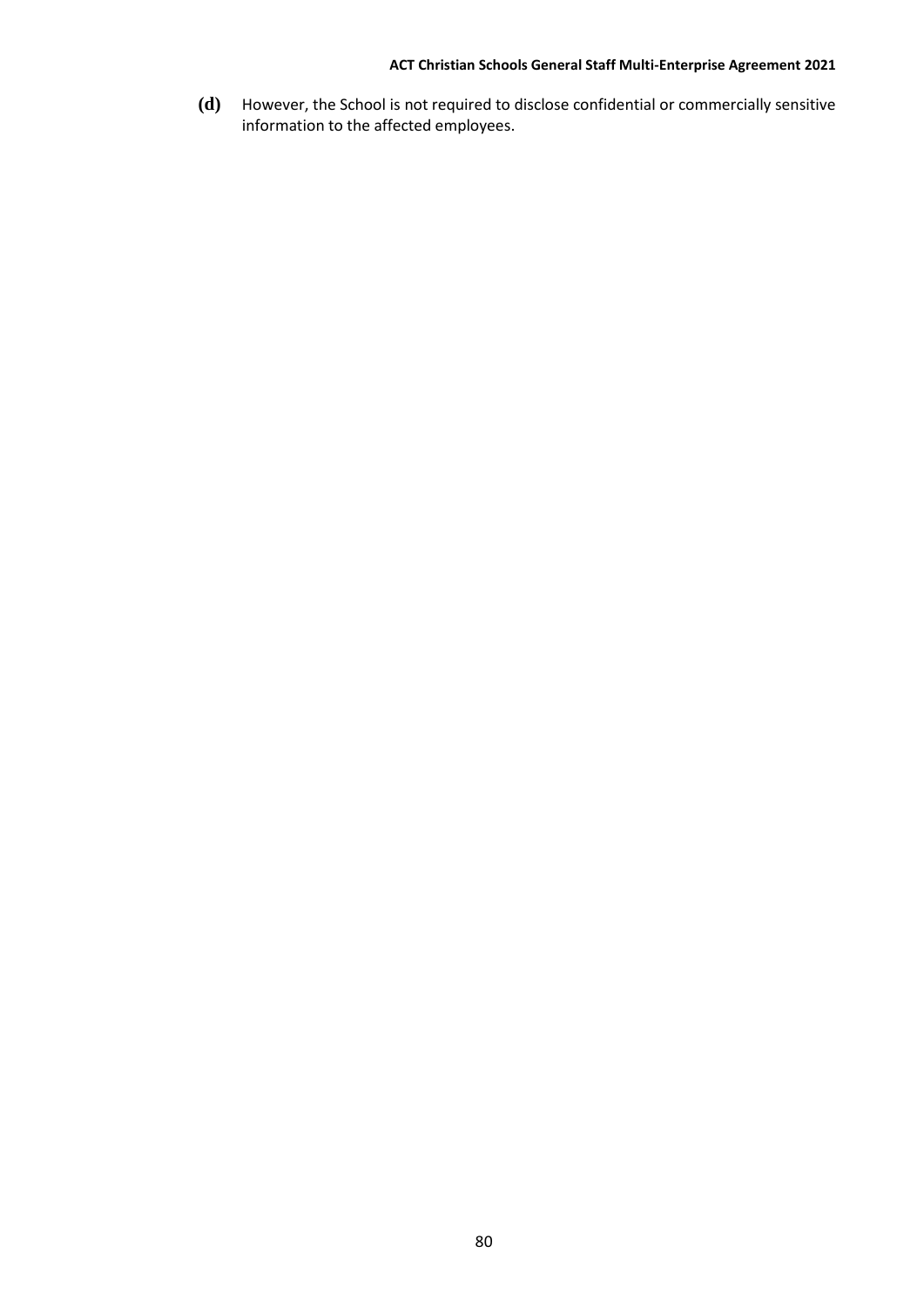**(d)** However, the School is not required to disclose confidential or commercially sensitive information to the affected employees.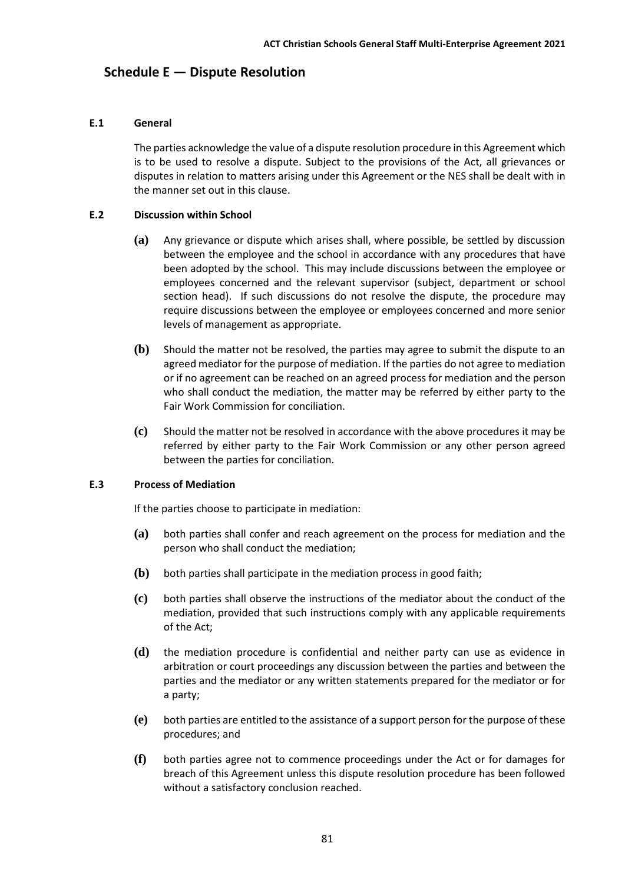## Schedule E — Dispute Resolution

### E.1 General

The parties acknowledge the value of a dispute resolution procedure in this Agreement which is to be used to resolve a dispute. Subject to the provisions of the Act, all grievances or disputes in relation to matters arising under this Agreement or the NES shall be dealt with in the manner set out in this clause.

### E.2 Discussion within School

**(a)** Any grievance or dispute which arises shall, where possible, be settled by discussion between the employee and the school in accordance with any procedures that have been adopted by the school. This may include discussions between the employee or employees concerned and the relevant supervisor (subject, department or school section head). If such discussions do not resolve the dispute, the procedure may require discussions between the employee or employees concerned and more senior levels of management as appropriate.

**(b)** Should the matter not be resolved, the parties may agree to submit the dispute to an agreed mediator for the purpose of mediation. If the parties do not agree to mediation or if no agreement can be reached on an agreed process for mediation and the person who shall conduct the mediation, the matter may be referred by either party to the Fair Work Commission for conciliation.

**(c)** Should the matter not be resolved in accordance with the above procedures it may be referred by either party to the Fair Work Commission or any other person agreed between the parties for conciliation.

### E.3 Process of Mediation

If the parties choose to participate in mediation:

**(a)** both parties shall confer and reach agreement on the process for mediation and the person who shall conduct the mediation;

**(b)** both parties shall participate in the mediation process in good faith;

**(c)** both parties shall observe the instructions of the mediator about the conduct of the mediation, provided that such instructions comply with any applicable requirements of the Act;

**(d)** the mediation procedure is confidential and neither party can use as evidence in arbitration or court proceedings any discussion between the parties and between the parties and the mediator or any written statements prepared for the mediator or for a party;

**(e)** both parties are entitled to the assistance of a support person for the purpose of these procedures; and

**(f)** both parties agree not to commence proceedings under the Act or for damages for breach of this Agreement unless this dispute resolution procedure has been followed without a satisfactory conclusion reached.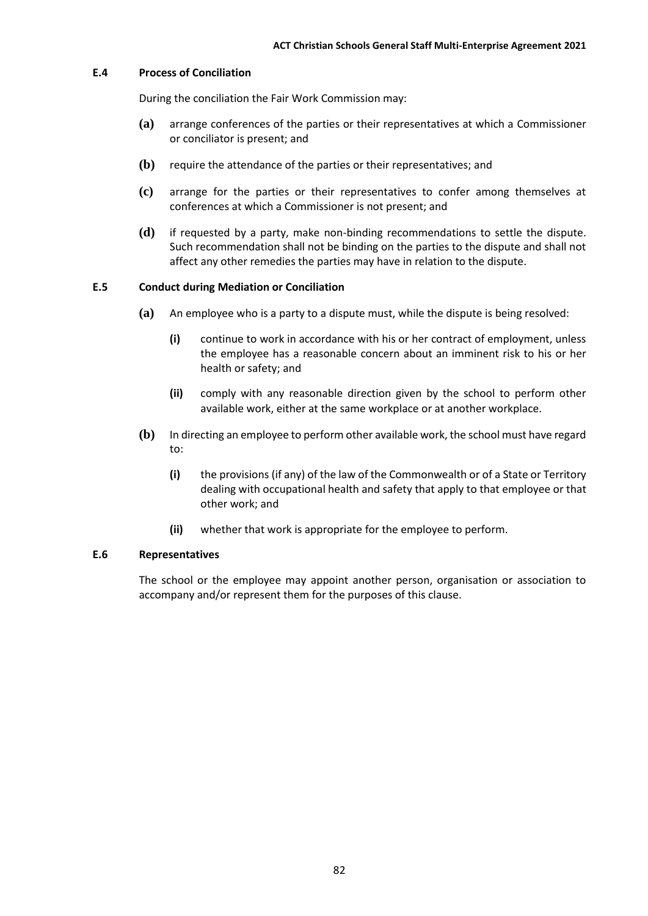### E.4 Process of Conciliation

During the conciliation the Fair Work Commission may:

**(a)** arrange conferences of the parties or their representatives at which a Commissioner or conciliator is present; and

**(b)** require the attendance of the parties or their representatives; and

**(c)** arrange for the parties or their representatives to confer among themselves at conferences at which a Commissioner is not present; and

**(d)** if requested by a party, make non-binding recommendations to settle the dispute. Such recommendation shall not be binding on the parties to the dispute and shall not affect any other remedies the parties may have in relation to the dispute.

### E.5 Conduct during Mediation or Conciliation

**(a)** An employee who is a party to a dispute must, while the dispute is being resolved:

- **(i)** continue to work in accordance with his or her contract of employment, unless the employee has a reasonable concern about an imminent risk to his or her health or safety; and
- **(ii)** comply with any reasonable direction given by the school to perform other available work, either at the same workplace or at another workplace.

**(b)** In directing an employee to perform other available work, the school must have regard to:

- **(i)** the provisions (if any) of the law of the Commonwealth or of a State or Territory dealing with occupational health and safety that apply to that employee or that other work; and
- **(ii)** whether that work is appropriate for the employee to perform.

### E.6 Representatives

The school or the employee may appoint another person, organisation or association to accompany and/or represent them for the purposes of this clause.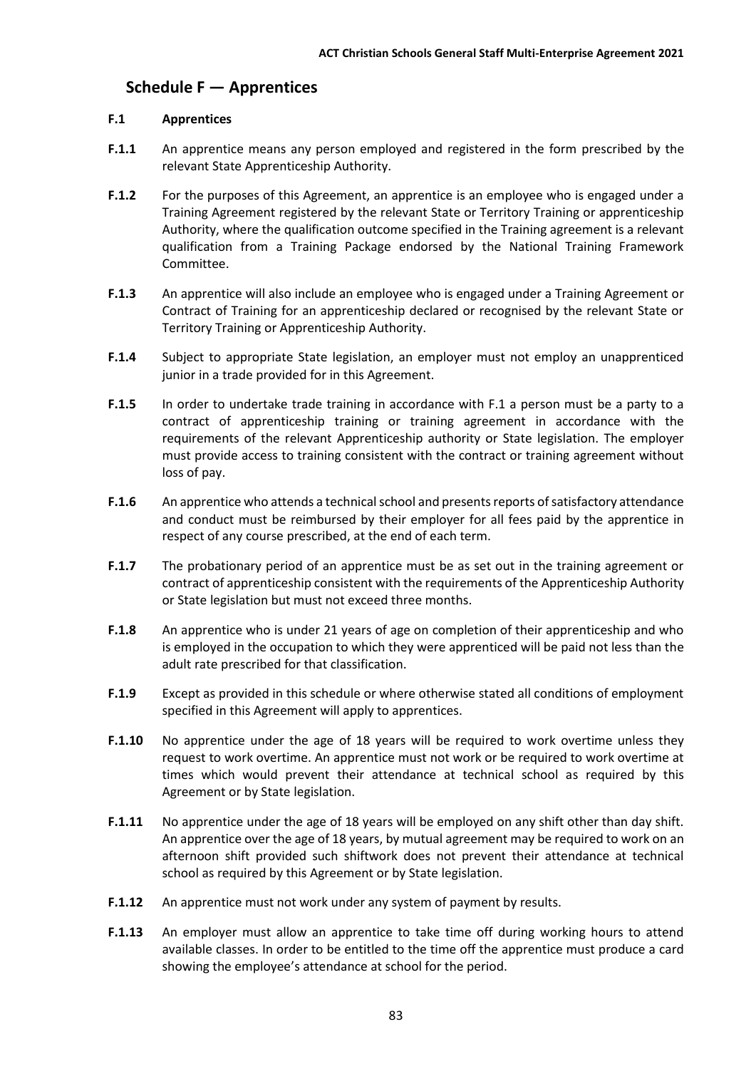## Schedule F — Apprentices

**F.1 Apprentices**

**F.1.1** An apprentice means any person employed and registered in the form prescribed by the relevant State Apprenticeship Authority.

**F.1.2** For the purposes of this Agreement, an apprentice is an employee who is engaged under a Training Agreement registered by the relevant State or Territory Training or apprenticeship Authority, where the qualification outcome specified in the Training agreement is a relevant qualification from a Training Package endorsed by the National Training Framework Committee.

**F.1.3** An apprentice will also include an employee who is engaged under a Training Agreement or Contract of Training for an apprenticeship declared or recognised by the relevant State or Territory Training or Apprenticeship Authority.

**F.1.4** Subject to appropriate State legislation, an employer must not employ an unapprenticed junior in a trade provided for in this Agreement.

**F.1.5** In order to undertake trade training in accordance with F.1 a person must be a party to a contract of apprenticeship training or training agreement in accordance with the requirements of the relevant Apprenticeship authority or State legislation. The employer must provide access to training consistent with the contract or training agreement without loss of pay.

**F.1.6** An apprentice who attends a technical school and presents reports of satisfactory attendance and conduct must be reimbursed by their employer for all fees paid by the apprentice in respect of any course prescribed, at the end of each term.

**F.1.7** The probationary period of an apprentice must be as set out in the training agreement or contract of apprenticeship consistent with the requirements of the Apprenticeship Authority or State legislation but must not exceed three months.

**F.1.8** An apprentice who is under 21 years of age on completion of their apprenticeship and who is employed in the occupation to which they were apprenticed will be paid not less than the adult rate prescribed for that classification.

**F.1.9** Except as provided in this schedule or where otherwise stated all conditions of employment specified in this Agreement will apply to apprentices.

**F.1.10** No apprentice under the age of 18 years will be required to work overtime unless they request to work overtime. An apprentice must not work or be required to work overtime at times which would prevent their attendance at technical school as required by this Agreement or by State legislation.

**F.1.11** No apprentice under the age of 18 years will be employed on any shift other than day shift. An apprentice over the age of 18 years, by mutual agreement may be required to work on an afternoon shift provided such shiftwork does not prevent their attendance at technical school as required by this Agreement or by State legislation.

**F.1.12** An apprentice must not work under any system of payment by results.

**F.1.13** An employer must allow an apprentice to take time off during working hours to attend available classes. In order to be entitled to the time off the apprentice must produce a card showing the employee's attendance at school for the period.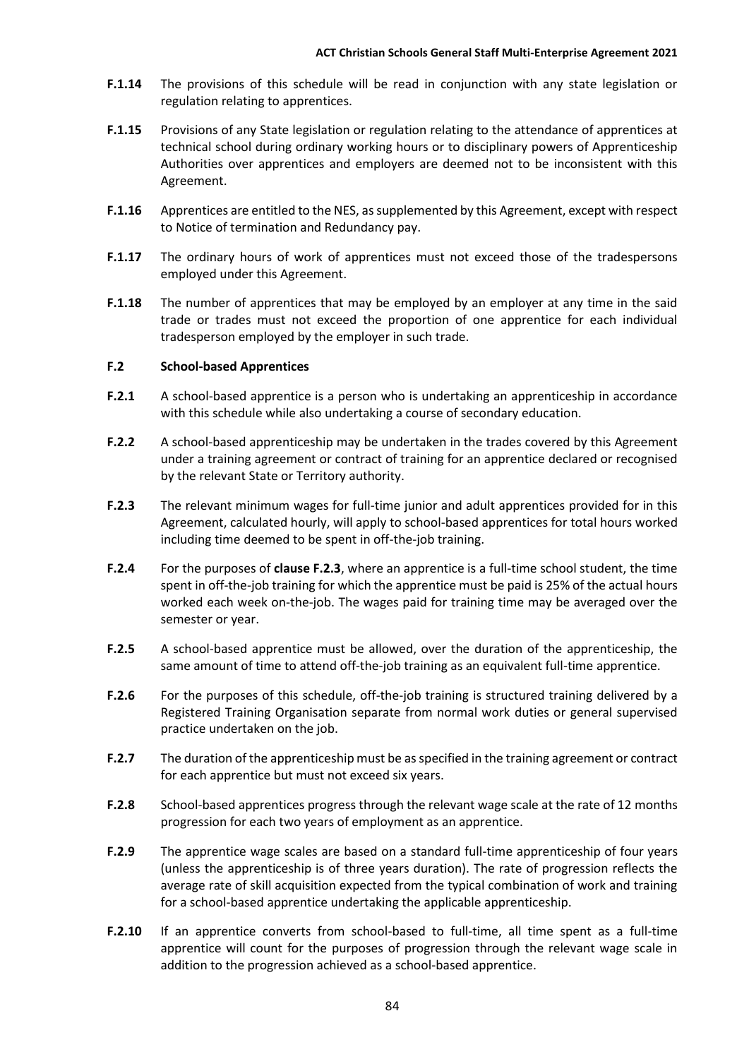**F.1.14** The provisions of this schedule will be read in conjunction with any state legislation or regulation relating to apprentices.

**F.1.15** Provisions of any State legislation or regulation relating to the attendance of apprentices at technical school during ordinary working hours or to disciplinary powers of Apprenticeship Authorities over apprentices and employers are deemed not to be inconsistent with this Agreement.

**F.1.16** Apprentices are entitled to the NES, as supplemented by this Agreement, except with respect to Notice of termination and Redundancy pay.

**F.1.17** The ordinary hours of work of apprentices must not exceed those of the tradespersons employed under this Agreement.

**F.1.18** The number of apprentices that may be employed by an employer at any time in the said trade or trades must not exceed the proportion of one apprentice for each individual tradesperson employed by the employer in such trade.

### F.2 School-based Apprentices

**F.2.1** A school-based apprentice is a person who is undertaking an apprenticeship in accordance with this schedule while also undertaking a course of secondary education.

**F.2.2** A school-based apprenticeship may be undertaken in the trades covered by this Agreement under a training agreement or contract of training for an apprentice declared or recognised by the relevant State or Territory authority.

**F.2.3** The relevant minimum wages for full-time junior and adult apprentices provided for in this Agreement, calculated hourly, will apply to school-based apprentices for total hours worked including time deemed to be spent in off-the-job training.

**F.2.4** For the purposes of **clause F.2.3**, where an apprentice is a full-time school student, the time spent in off-the-job training for which the apprentice must be paid is 25% of the actual hours worked each week on-the-job. The wages paid for training time may be averaged over the semester or year.

**F.2.5** A school-based apprentice must be allowed, over the duration of the apprenticeship, the same amount of time to attend off-the-job training as an equivalent full-time apprentice.

**F.2.6** For the purposes of this schedule, off-the-job training is structured training delivered by a Registered Training Organisation separate from normal work duties or general supervised practice undertaken on the job.

**F.2.7** The duration of the apprenticeship must be as specified in the training agreement or contract for each apprentice but must not exceed six years.

**F.2.8** School-based apprentices progress through the relevant wage scale at the rate of 12 months progression for each two years of employment as an apprentice.

**F.2.9** The apprentice wage scales are based on a standard full-time apprenticeship of four years (unless the apprenticeship is of three years duration). The rate of progression reflects the average rate of skill acquisition expected from the typical combination of work and training for a school-based apprentice undertaking the applicable apprenticeship.

**F.2.10** If an apprentice converts from school-based to full-time, all time spent as a full-time apprentice will count for the purposes of progression through the relevant wage scale in addition to the progression achieved as a school-based apprentice.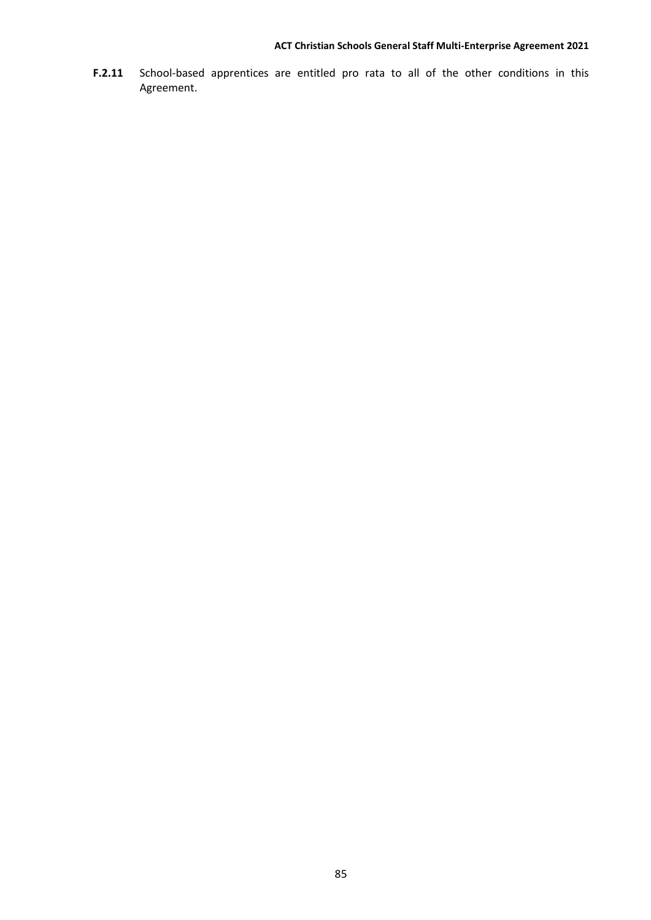**F.2.11** School-based apprentices are entitled pro rata to all of the other conditions in this Agreement.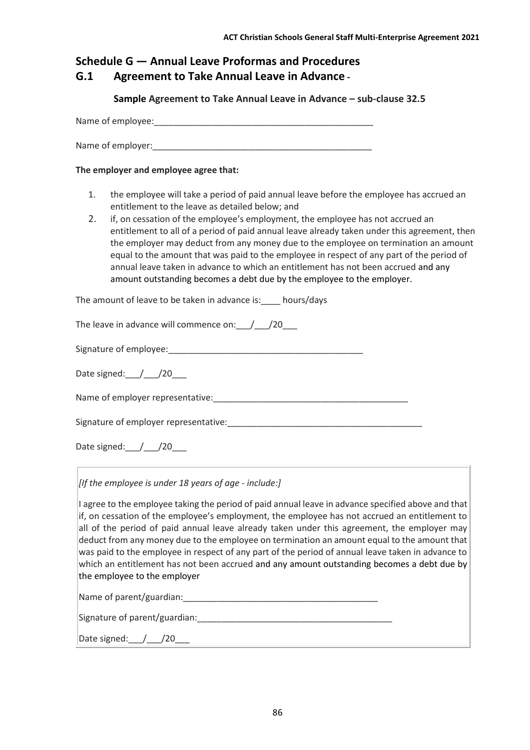## Schedule G — Annual Leave Proformas and Procedures

## G.1 Agreement to Take Annual Leave in Advance -

**Sample Agreement to Take Annual Leave in Advance – sub-clause 32.5**

Name of employee:______________________________________________

Name of employer:______________________________________________

**The employer and employee agree that:**

1. the employee will take a period of paid annual leave before the employee has accrued an entitlement to the leave as detailed below; and
2. if, on cessation of the employee's employment, the employee has not accrued an entitlement to all of a period of paid annual leave already taken under this agreement, then the employer may deduct from any money due to the employee on termination an amount equal to the amount that was paid to the employee in respect of any part of the period of annual leave taken in advance to which an entitlement has not been accrued and any amount outstanding becomes a debt due by the employee to the employer.

The amount of leave to be taken in advance is:____ hours/days

The leave in advance will commence on:___/___/20___

Signature of employee:________________________________________

Date signed:___/___/20___

Name of employer representative:_________________________________________

Signature of employer representative:_________________________________________

Date signed:___/___/20___

*[If the employee is under 18 years of age - include:]*

I agree to the employee taking the period of paid annual leave in advance specified above and that if, on cessation of the employee's employment, the employee has not accrued an entitlement to all of the period of paid annual leave already taken under this agreement, the employer may deduct from any money due to the employee on termination an amount equal to the amount that was paid to the employee in respect of any part of the period of annual leave taken in advance to which an entitlement has not been accrued and any amount outstanding becomes a debt due by the employee to the employer

Name of parent/guardian:_________________________________________

Signature of parent/guardian:_________________________________________

Date signed:___/___/20___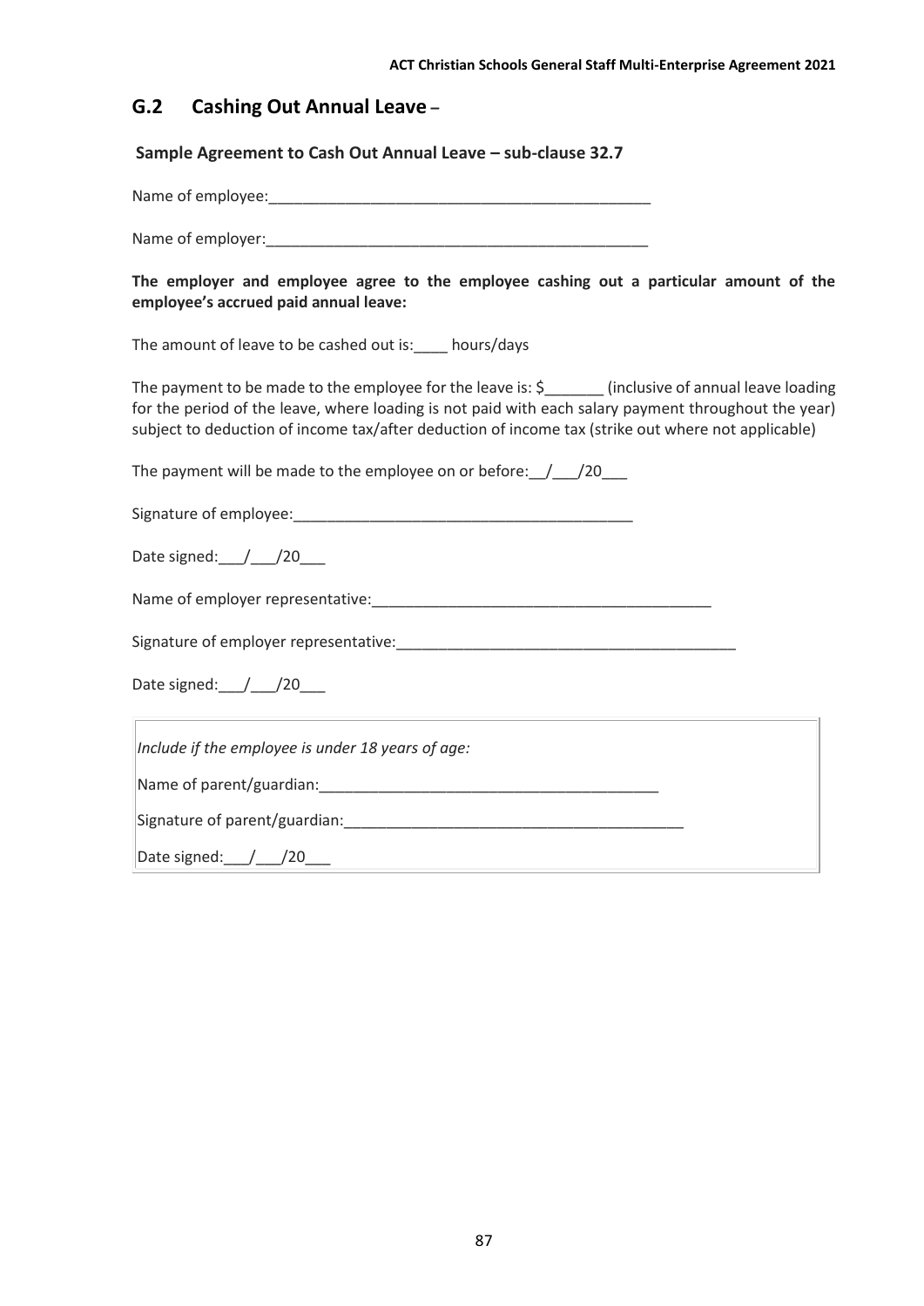## G.2 Cashing Out Annual Leave –

**Sample Agreement to Cash Out Annual Leave – sub-clause 32.7**

Name of employee:_____________________________________________

Name of employer:_____________________________________________

**The employer and employee agree to the employee cashing out a particular amount of the employee's accrued paid annual leave:**

The amount of leave to be cashed out is:____ hours/days

The payment to be made to the employee for the leave is: $_______ (inclusive of annual leave loading for the period of the leave, where loading is not paid with each salary payment throughout the year) subject to deduction of income tax/after deduction of income tax (strike out where not applicable)

The payment will be made to the employee on or before:__/___/20___

Signature of employee:________________________________________

Date signed:___/___/20___

Name of employer representative:________________________________________

Signature of employer representative:________________________________________

Date signed:___/___/20___

*Include if the employee is under 18 years of age:*

Name of parent/guardian:________________________________________

Signature of parent/guardian:________________________________________

Date signed:___/___/20___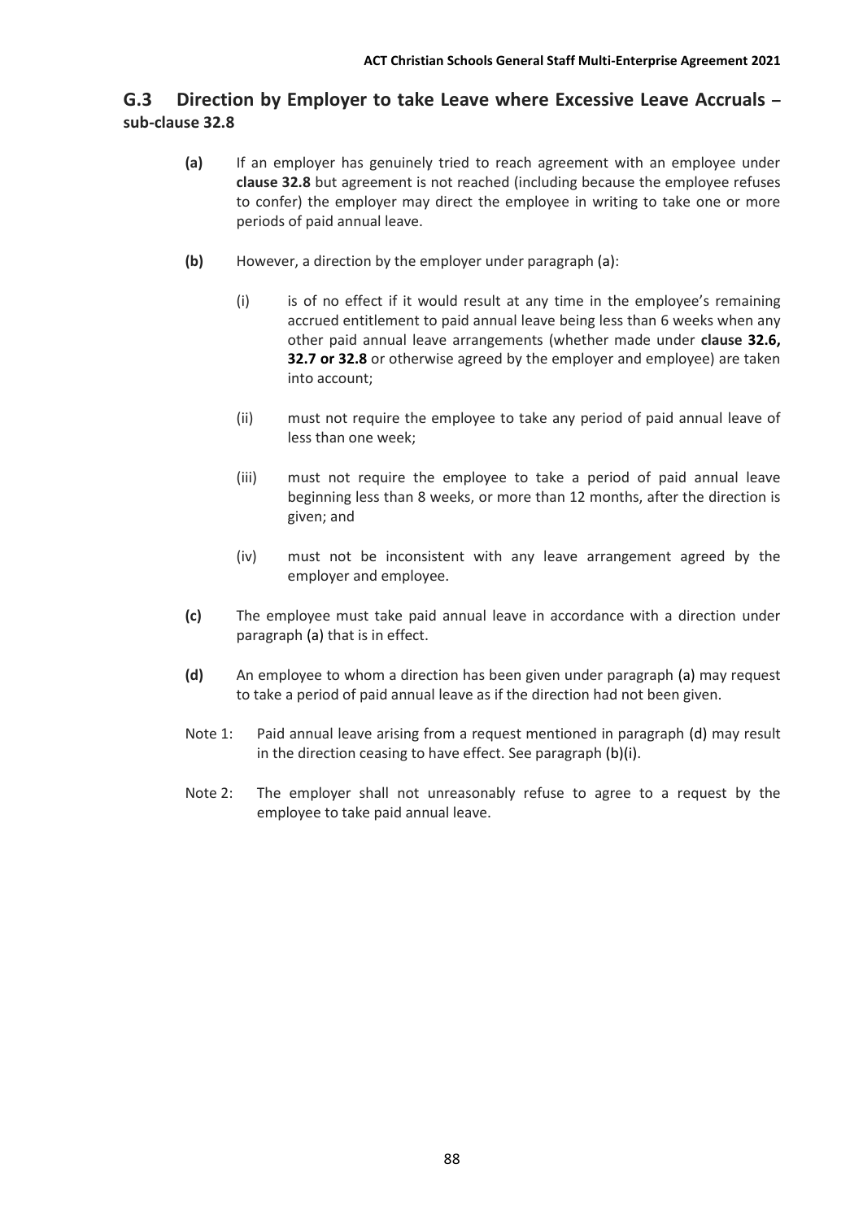## G.3 Direction by Employer to take Leave where Excessive Leave Accruals – sub-clause 32.8

**(a)** If an employer has genuinely tried to reach agreement with an employee under **clause 32.8** but agreement is not reached (including because the employee refuses to confer) the employer may direct the employee in writing to take one or more periods of paid annual leave.

**(b)** However, a direction by the employer under paragraph (a):

(i) is of no effect if it would result at any time in the employee's remaining accrued entitlement to paid annual leave being less than 6 weeks when any other paid annual leave arrangements (whether made under **clause 32.6, 32.7 or 32.8** or otherwise agreed by the employer and employee) are taken into account;

(ii) must not require the employee to take any period of paid annual leave of less than one week;

(iii) must not require the employee to take a period of paid annual leave beginning less than 8 weeks, or more than 12 months, after the direction is given; and

(iv) must not be inconsistent with any leave arrangement agreed by the employer and employee.

**(c)** The employee must take paid annual leave in accordance with a direction under paragraph (a) that is in effect.

**(d)** An employee to whom a direction has been given under paragraph (a) may request to take a period of paid annual leave as if the direction had not been given.

Note 1: Paid annual leave arising from a request mentioned in paragraph (d) may result in the direction ceasing to have effect. See paragraph (b)(i).

Note 2: The employer shall not unreasonably refuse to agree to a request by the employee to take paid annual leave.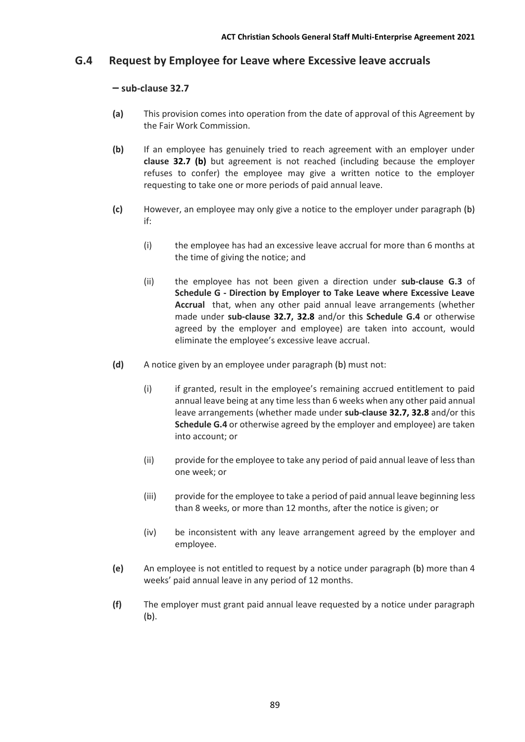## G.4 Request by Employee for Leave where Excessive leave accruals

**– sub-clause 32.7**

**(a)** This provision comes into operation from the date of approval of this Agreement by the Fair Work Commission.

**(b)** If an employee has genuinely tried to reach agreement with an employer under **clause 32.7 (b)** but agreement is not reached (including because the employer refuses to confer) the employee may give a written notice to the employer requesting to take one or more periods of paid annual leave.

**(c)** However, an employee may only give a notice to the employer under paragraph (b) if:

(i) the employee has had an excessive leave accrual for more than 6 months at the time of giving the notice; and

(ii) the employee has not been given a direction under **sub-clause G.3** of **Schedule G - Direction by Employer to Take Leave where Excessive Leave Accrual** that, when any other paid annual leave arrangements (whether made under **sub-clause 32.7, 32.8** and/or this **Schedule G.4** or otherwise agreed by the employer and employee) are taken into account, would eliminate the employee's excessive leave accrual.

**(d)** A notice given by an employee under paragraph (b) must not:

(i) if granted, result in the employee's remaining accrued entitlement to paid annual leave being at any time less than 6 weeks when any other paid annual leave arrangements (whether made under **sub-clause 32.7, 32.8** and/or this **Schedule G.4** or otherwise agreed by the employer and employee) are taken into account; or

(ii) provide for the employee to take any period of paid annual leave of less than one week; or

(iii) provide for the employee to take a period of paid annual leave beginning less than 8 weeks, or more than 12 months, after the notice is given; or

(iv) be inconsistent with any leave arrangement agreed by the employer and employee.

**(e)** An employee is not entitled to request by a notice under paragraph (b) more than 4 weeks' paid annual leave in any period of 12 months.

**(f)** The employer must grant paid annual leave requested by a notice under paragraph (b).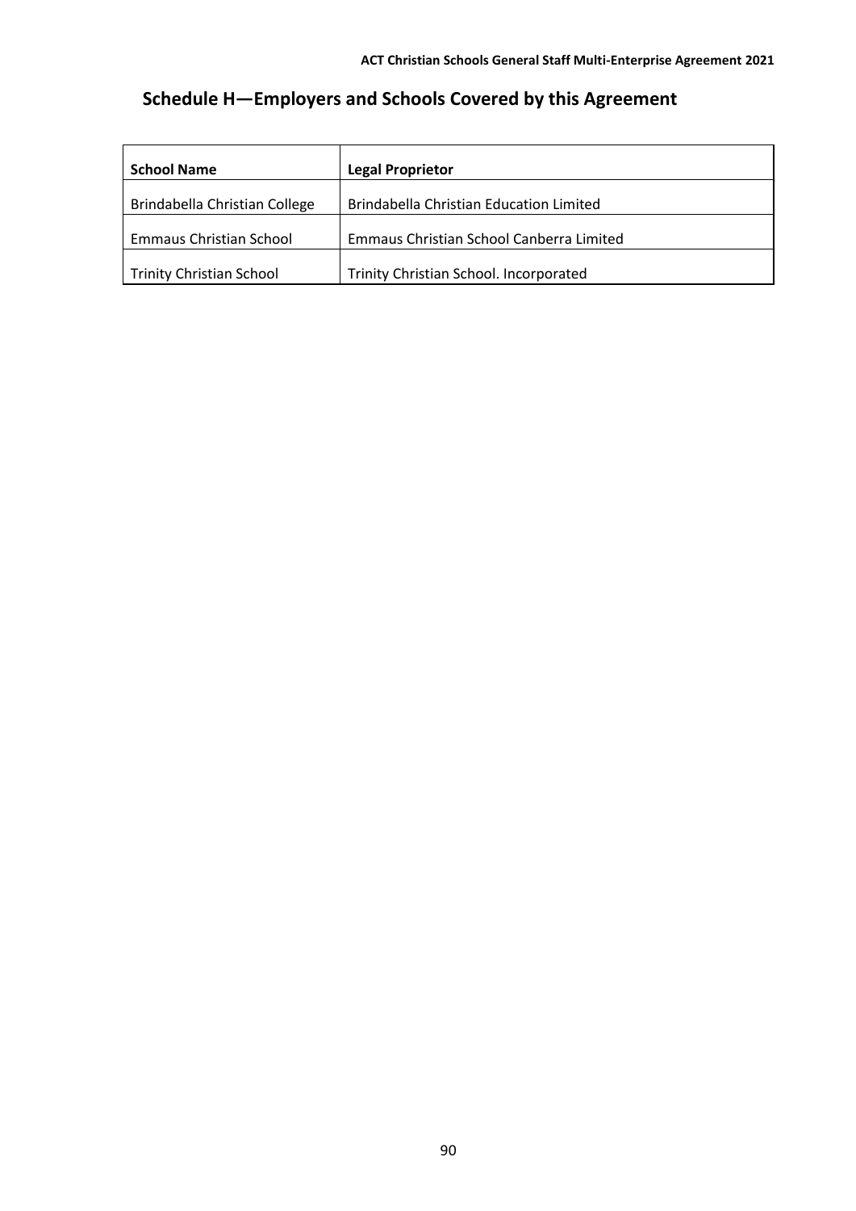## Schedule H—Employers and Schools Covered by this Agreement

| School Name | Legal Proprietor |
|---|---|
| Brindabella Christian College | Brindabella Christian Education Limited |
| Emmaus Christian School | Emmaus Christian School Canberra Limited |
| Trinity Christian School | Trinity Christian School. Incorporated |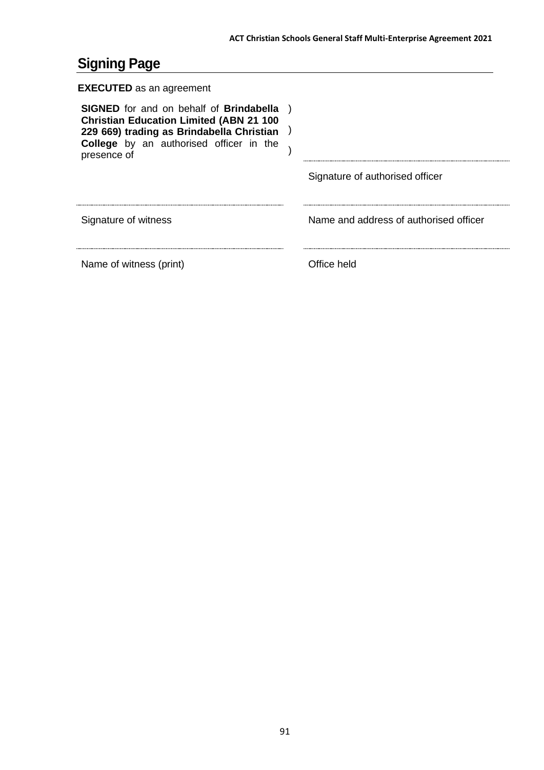## Signing Page

**EXECUTED** as an agreement

| | | |
|---|---|---|
| **SIGNED** for and on behalf of **Brindabella Christian Education Limited (ABN 21 100 229 669) trading as Brindabella Christian College** by an authorised officer in the presence of | ) ) ) | ............................................ Signature of authorised officer |
| ............................................ Signature of witness | | ............................................ Name and address of authorised officer |
| ............................................ Name of witness (print) | | ............................................ Office held |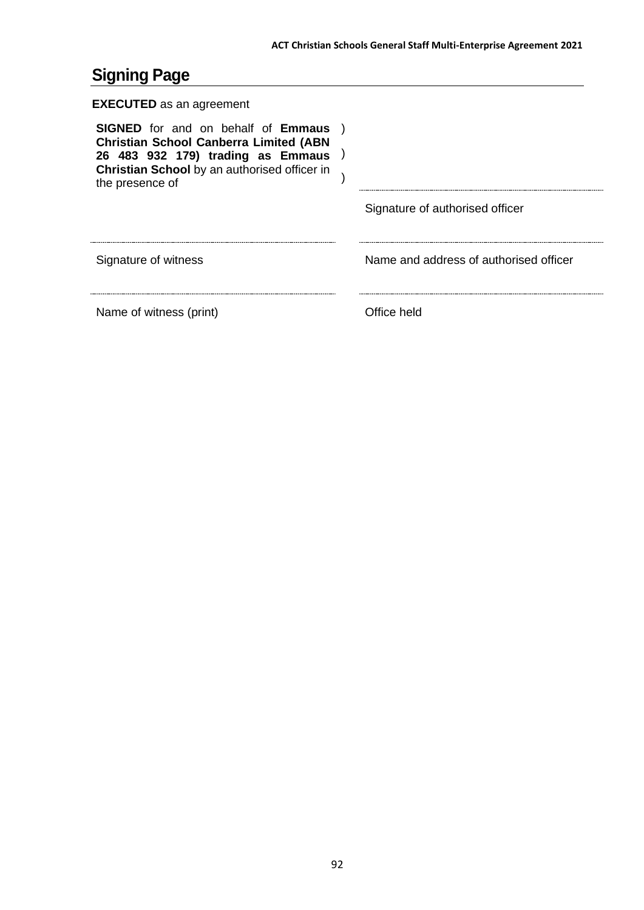## Signing Page

**EXECUTED** as an agreement

| | | |
|---|---|---|
| **SIGNED** for and on behalf of **Emmaus Christian School Canberra Limited (ABN 26 483 932 179) trading as Emmaus Christian School** by an authorised officer in the presence of | )<br>)<br>) | ........................................<br>Signature of authorised officer |
| ........................................<br>Signature of witness | | ........................................<br>Name and address of authorised officer |
| ........................................<br>Name of witness (print) | | ........................................<br>Office held |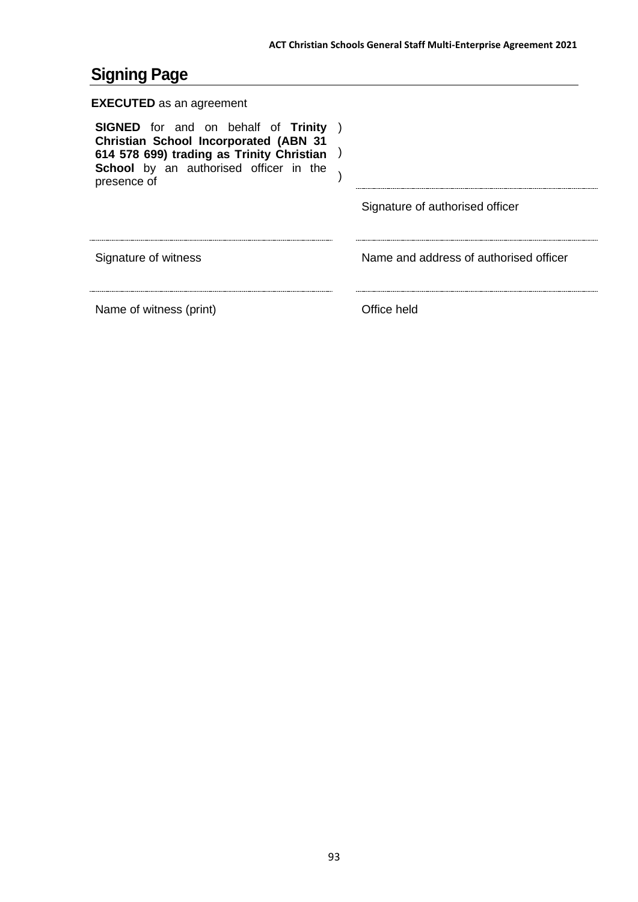## Signing Page

**EXECUTED** as an agreement

| | |
|---|---|
| **SIGNED** for and on behalf of **Trinity Christian School Incorporated (ABN 31 614 578 699) trading as Trinity Christian School** by an authorised officer in the presence of ) ) ) | ............................................................ |
| | Signature of authorised officer |
| ............................................................ | ............................................................ |
| Signature of witness | Name and address of authorised officer |
| ............................................................ | ............................................................ |
| Name of witness (print) | Office held |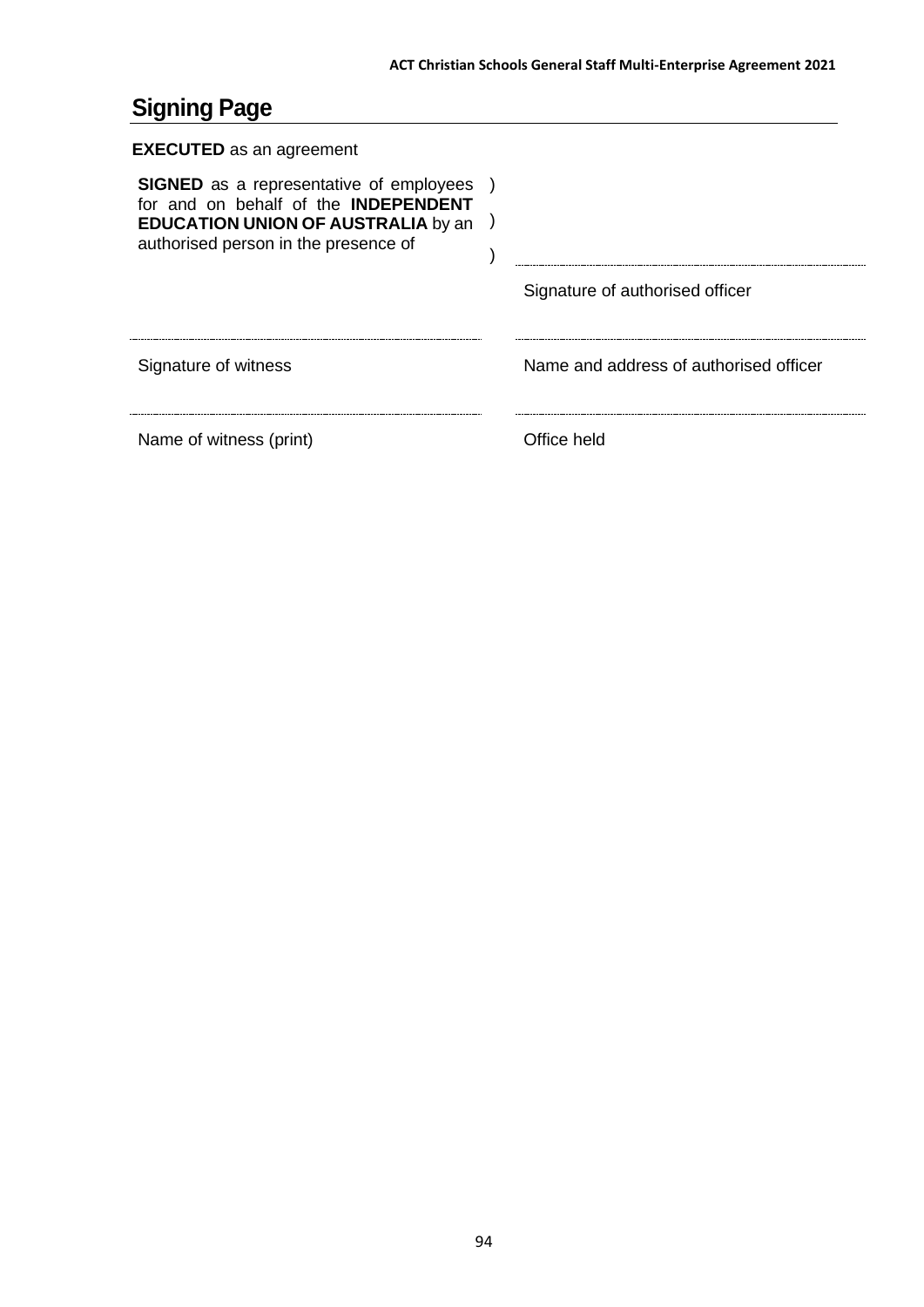## Signing Page

**EXECUTED** as an agreement

| | | |
|---|---|---|
| **SIGNED** as a representative of employees for and on behalf of the **INDEPENDENT EDUCATION UNION OF AUSTRALIA** by an authorised person in the presence of | ) ) ) | |
| | | Signature of authorised officer |
| Signature of witness | | Name and address of authorised officer |
| Name of witness (print) | | Office held |